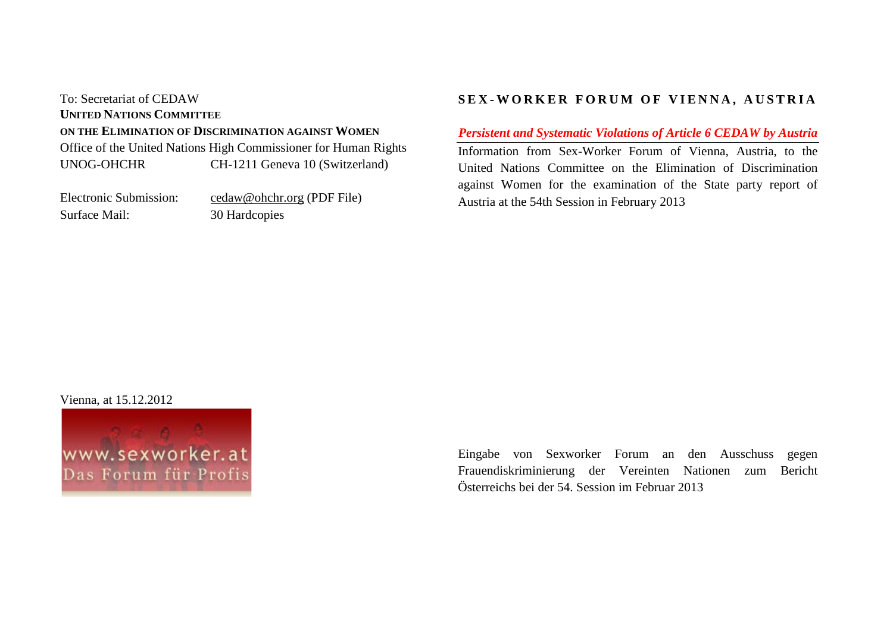To: Secretariat of CEDAW
**UNITED NATIONS COMMITTEE**
**ON THE ELIMINATION OF DISCRIMINATION AGAINST WOMEN**
Office of the United Nations High Commissioner for Human Rights
UNOG-OHCHR CH-1211 Geneva 10 (Switzerland)

Electronic Submission: cedaw@ohchr.org (PDF File)
Surface Mail: 30 Hardcopies

Vienna, at 15.12.2012

www.sexworker.at
Das Forum für Profis

# SEX-WORKER FORUM OF VIENNA, AUSTRIA

## *Persistent and Systematic Violations of Article 6 CEDAW by Austria*

Information from Sex-Worker Forum of Vienna, Austria, to the United Nations Committee on the Elimination of Discrimination against Women for the examination of the State party report of Austria at the 54th Session in February 2013

Eingabe von Sexworker Forum an den Ausschuss gegen Frauendiskriminierung der Vereinten Nationen zum Bericht Österreichs bei der 54. Session im Februar 2013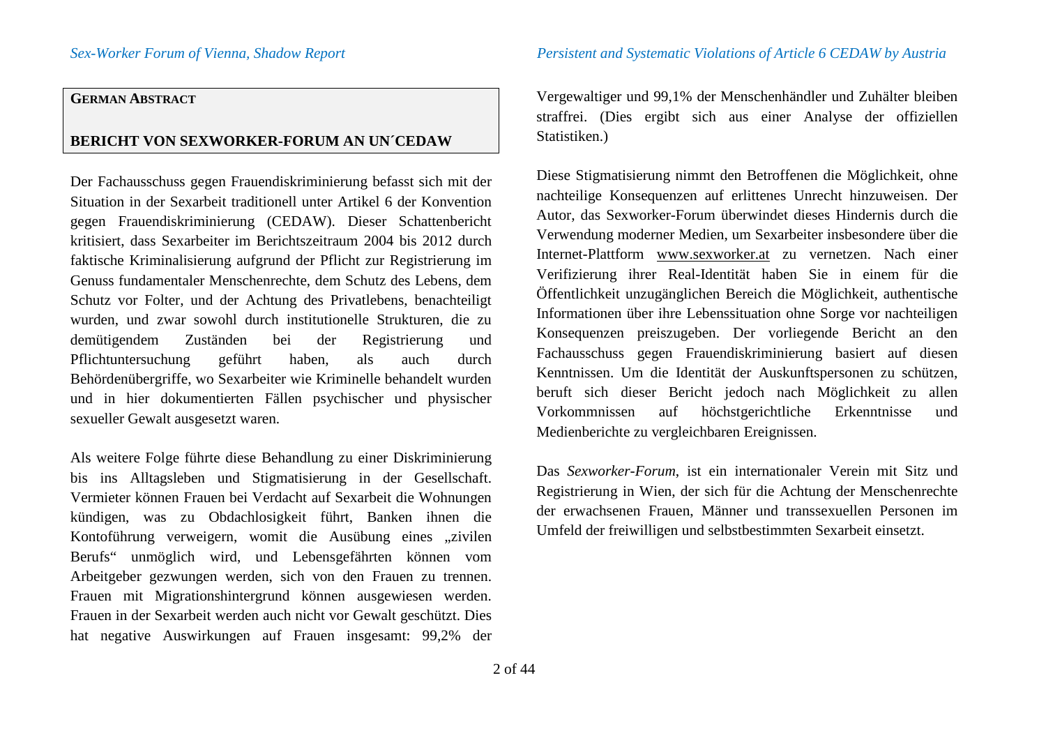## German Abstract

**BERICHT VON SEXWORKER-FORUM AN UN´CEDAW**

Der Fachausschuss gegen Frauendiskriminierung befasst sich mit der Situation in der Sexarbeit traditionell unter Artikel 6 der Konvention gegen Frauendiskriminierung (CEDAW). Dieser Schattenbericht kritisiert, dass Sexarbeiter im Berichtszeitraum 2004 bis 2012 durch faktische Kriminalisierung aufgrund der Pflicht zur Registrierung im Genuss fundamentaler Menschenrechte, dem Schutz des Lebens, dem Schutz vor Folter, und der Achtung des Privatlebens, benachteiligt wurden, und zwar sowohl durch institutionelle Strukturen, die zu demütigendem Zuständen bei der Registrierung und Pflichtuntersuchung geführt haben, als auch durch Behördenübergriffe, wo Sexarbeiter wie Kriminelle behandelt wurden und in hier dokumentierten Fällen psychischer und physischer sexueller Gewalt ausgesetzt waren.

Als weitere Folge führte diese Behandlung zu einer Diskriminierung bis ins Alltagsleben und Stigmatisierung in der Gesellschaft. Vermieter können Frauen bei Verdacht auf Sexarbeit die Wohnungen kündigen, was zu Obdachlosigkeit führt, Banken ihnen die Kontoführung verweigern, womit die Ausübung eines „zivilen Berufs" unmöglich wird, und Lebensgefährten können vom Arbeitgeber gezwungen werden, sich von den Frauen zu trennen. Frauen mit Migrationshintergrund können ausgewiesen werden. Frauen in der Sexarbeit werden auch nicht vor Gewalt geschützt. Dies hat negative Auswirkungen auf Frauen insgesamt: 99,2% der Vergewaltiger und 99,1% der Menschenhändler und Zuhälter bleiben straffrei. (Dies ergibt sich aus einer Analyse der offiziellen Statistiken.)

Diese Stigmatisierung nimmt den Betroffenen die Möglichkeit, ohne nachteilige Konsequenzen auf erlittenes Unrecht hinzuweisen. Der Autor, das Sexworker-Forum überwindet dieses Hindernis durch die Verwendung moderner Medien, um Sexarbeiter insbesondere über die Internet-Plattform www.sexworker.at zu vernetzen. Nach einer Verifizierung ihrer Real-Identität haben Sie in einem für die Öffentlichkeit unzugänglichen Bereich die Möglichkeit, authentische Informationen über ihre Lebenssituation ohne Sorge vor nachteiligen Konsequenzen preiszugeben. Der vorliegende Bericht an den Fachausschuss gegen Frauendiskriminierung basiert auf diesen Kenntnissen. Um die Identität der Auskunftspersonen zu schützen, beruft sich dieser Bericht jedoch nach Möglichkeit zu allen Vorkommnissen auf höchstgerichtliche Erkenntnisse und Medienberichte zu vergleichbaren Ereignissen.

Das *Sexworker-Forum*, ist ein internationaler Verein mit Sitz und Registrierung in Wien, der sich für die Achtung der Menschenrechte der erwachsenen Frauen, Männer und transsexuellen Personen im Umfeld der freiwilligen und selbstbestimmten Sexarbeit einsetzt.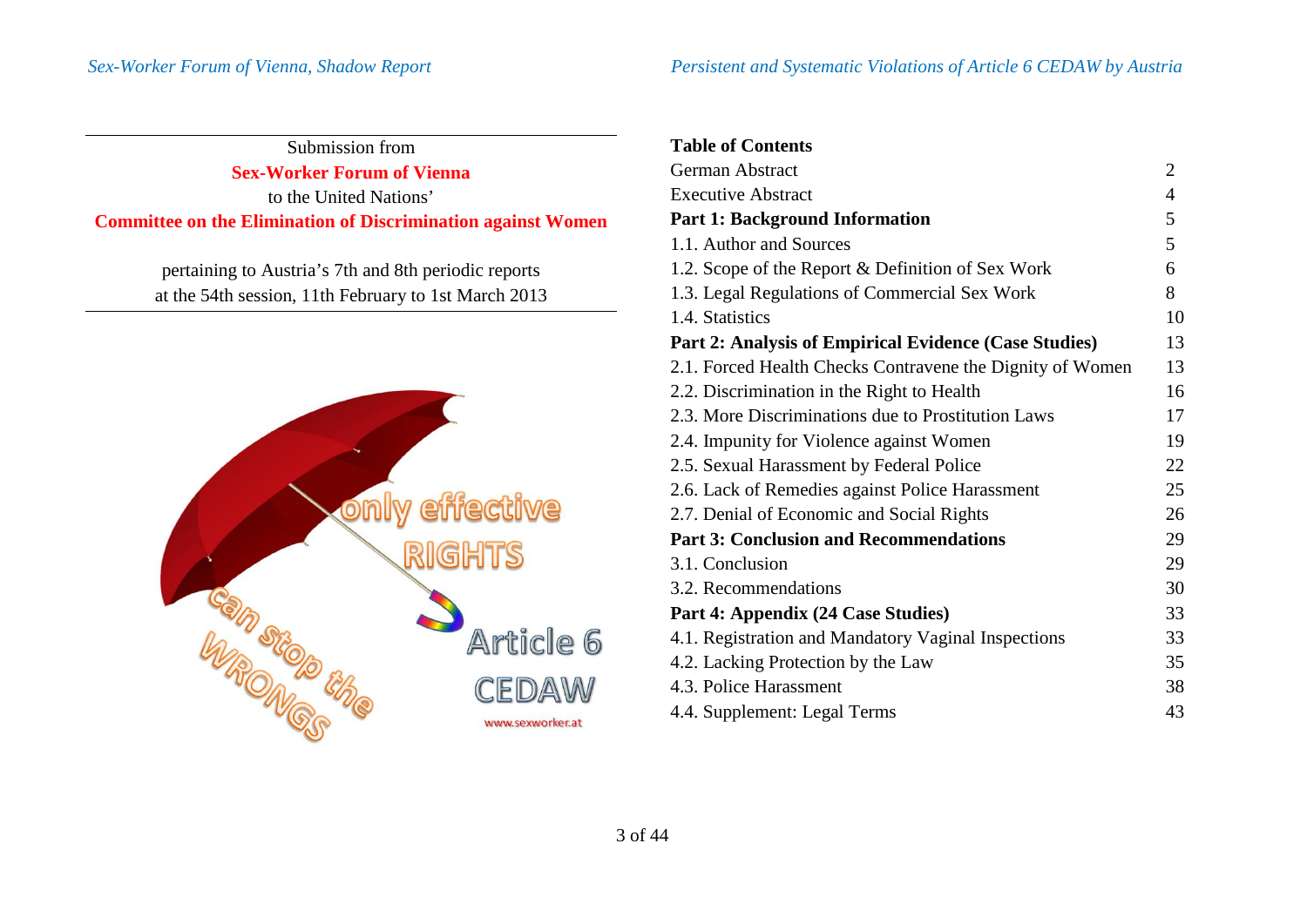Submission from

**Sex-Worker Forum of Vienna**

to the United Nations'

**Committee on the Elimination of Discrimination against Women**

pertaining to Austria's 7th and 8th periodic reports
at the 54th session, 11th February to 1st March 2013

**Table of Contents**

| | |
|---|---|
| German Abstract | 2 |
| Executive Abstract | 4 |
| **Part 1: Background Information** | 5 |
| 1.1. Author and Sources | 5 |
| 1.2. Scope of the Report & Definition of Sex Work | 6 |
| 1.3. Legal Regulations of Commercial Sex Work | 8 |
| 1.4. Statistics | 10 |
| **Part 2: Analysis of Empirical Evidence (Case Studies)** | 13 |
| 2.1. Forced Health Checks Contravene the Dignity of Women | 13 |
| 2.2. Discrimination in the Right to Health | 16 |
| 2.3. More Discriminations due to Prostitution Laws | 17 |
| 2.4. Impunity for Violence against Women | 19 |
| 2.5. Sexual Harassment by Federal Police | 22 |
| 2.6. Lack of Remedies against Police Harassment | 25 |
| 2.7. Denial of Economic and Social Rights | 26 |
| **Part 3: Conclusion and Recommendations** | 29 |
| 3.1. Conclusion | 29 |
| 3.2. Recommendations | 30 |
| **Part 4: Appendix (24 Case Studies)** | 33 |
| 4.1. Registration and Mandatory Vaginal Inspections | 33 |
| 4.2. Lacking Protection by the Law | 35 |
| 4.3. Police Harassment | 38 |
| 4.4. Supplement: Legal Terms | 43 |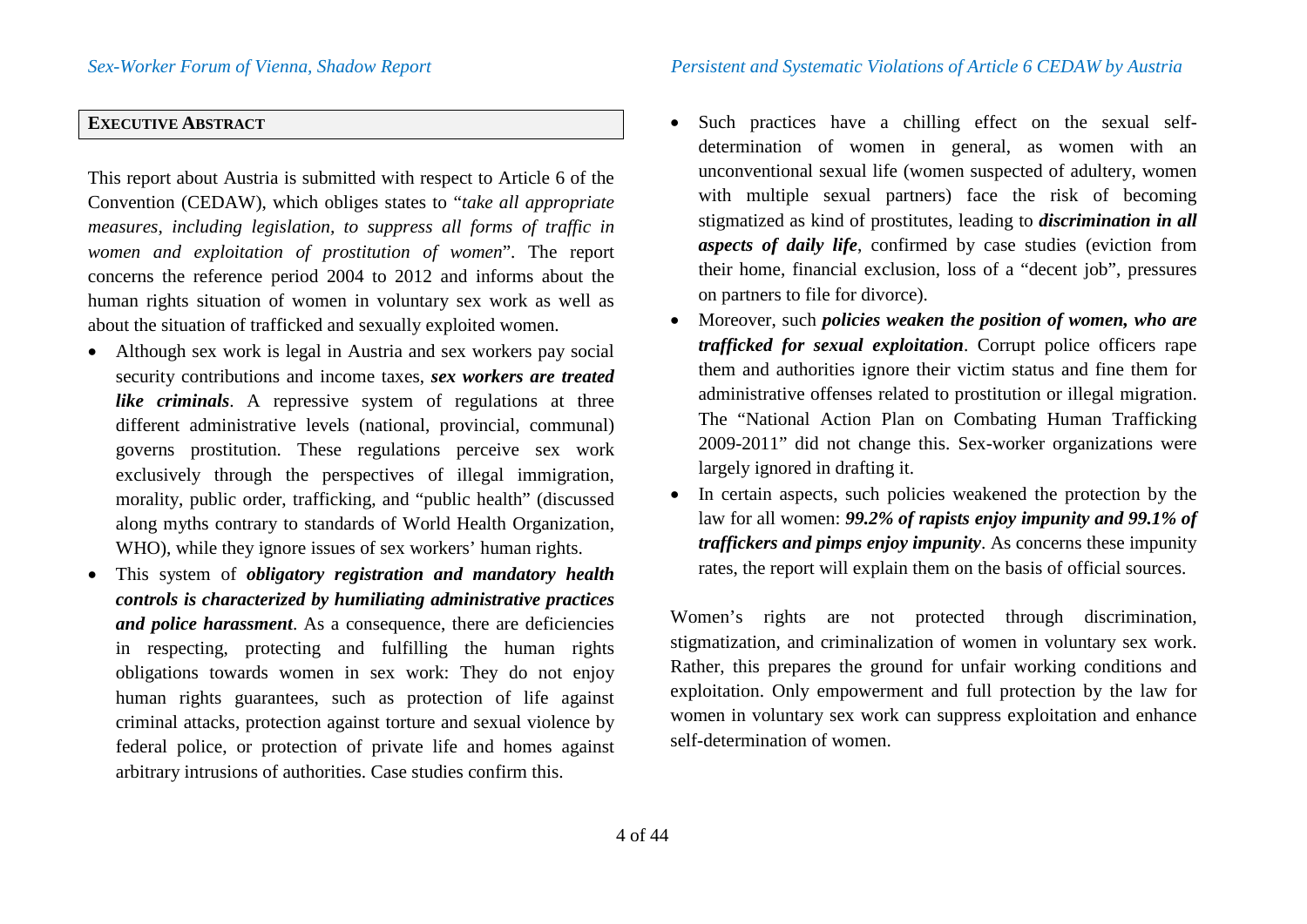## EXECUTIVE ABSTRACT

This report about Austria is submitted with respect to Article 6 of the Convention (CEDAW), which obliges states to "*take all appropriate measures, including legislation, to suppress all forms of traffic in women and exploitation of prostitution of women*". The report concerns the reference period 2004 to 2012 and informs about the human rights situation of women in voluntary sex work as well as about the situation of trafficked and sexually exploited women.

- Although sex work is legal in Austria and sex workers pay social security contributions and income taxes, ***sex workers are treated like criminals***. A repressive system of regulations at three different administrative levels (national, provincial, communal) governs prostitution. These regulations perceive sex work exclusively through the perspectives of illegal immigration, morality, public order, trafficking, and "public health" (discussed along myths contrary to standards of World Health Organization, WHO), while they ignore issues of sex workers' human rights.
- This system of ***obligatory registration and mandatory health controls is characterized by humiliating administrative practices and police harassment***. As a consequence, there are deficiencies in respecting, protecting and fulfilling the human rights obligations towards women in sex work: They do not enjoy human rights guarantees, such as protection of life against criminal attacks, protection against torture and sexual violence by federal police, or protection of private life and homes against arbitrary intrusions of authorities. Case studies confirm this.
- Such practices have a chilling effect on the sexual self-determination of women in general, as women with an unconventional sexual life (women suspected of adultery, women with multiple sexual partners) face the risk of becoming stigmatized as kind of prostitutes, leading to ***discrimination in all aspects of daily life***, confirmed by case studies (eviction from their home, financial exclusion, loss of a "decent job", pressures on partners to file for divorce).
- Moreover, such ***policies weaken the position of women, who are trafficked for sexual exploitation***. Corrupt police officers rape them and authorities ignore their victim status and fine them for administrative offenses related to prostitution or illegal migration. The "National Action Plan on Combating Human Trafficking 2009-2011" did not change this. Sex-worker organizations were largely ignored in drafting it.
- In certain aspects, such policies weakened the protection by the law for all women: ***99.2% of rapists enjoy impunity and 99.1% of traffickers and pimps enjoy impunity***. As concerns these impunity rates, the report will explain them on the basis of official sources.

Women's rights are not protected through discrimination, stigmatization, and criminalization of women in voluntary sex work. Rather, this prepares the ground for unfair working conditions and exploitation. Only empowerment and full protection by the law for women in voluntary sex work can suppress exploitation and enhance self-determination of women.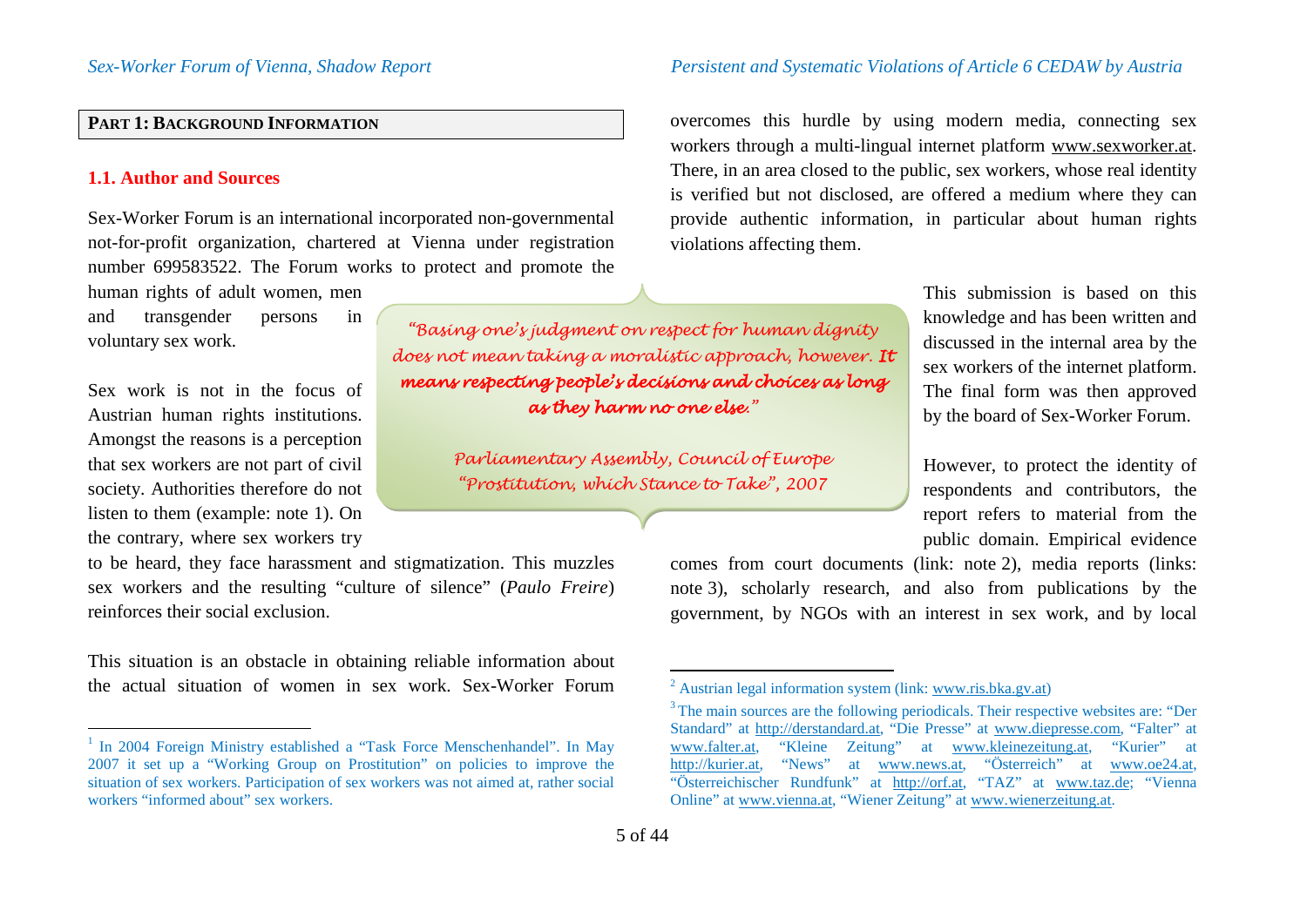## PART 1: BACKGROUND INFORMATION

### 1.1. Author and Sources

Sex-Worker Forum is an international incorporated non-governmental not-for-profit organization, chartered at Vienna under registration number 699583522. The Forum works to protect and promote the human rights of adult women, men and transgender persons in voluntary sex work.

Sex work is not in the focus of Austrian human rights institutions. Amongst the reasons is a perception that sex workers are not part of civil society. Authorities therefore do not listen to them (example: note 1). On the contrary, where sex workers try to be heard, they face harassment and stigmatization. This muzzles sex workers and the resulting "culture of silence" (*Paulo Freire*) reinforces their social exclusion.

> *"Basing one's judgment on respect for human dignity does not mean taking a moralistic approach, however.* ***It means respecting people's decisions and choices as long as they harm no one else."***
>
> *Parliamentary Assembly, Council of Europe "Prostitution, which Stance to Take", 2007*

This situation is an obstacle in obtaining reliable information about the actual situation of women in sex work. Sex-Worker Forum overcomes this hurdle by using modern media, connecting sex workers through a multi-lingual internet platform www.sexworker.at. There, in an area closed to the public, sex workers, whose real identity is verified but not disclosed, are offered a medium where they can provide authentic information, in particular about human rights violations affecting them.

This submission is based on this knowledge and has been written and discussed in the internal area by the sex workers of the internet platform. The final form was then approved by the board of Sex-Worker Forum.

However, to protect the identity of respondents and contributors, the report refers to material from the public domain. Empirical evidence comes from court documents (link: note 2), media reports (links: note 3), scholarly research, and also from publications by the government, by NGOs with an interest in sex work, and by local

---

[1] In 2004 Foreign Ministry established a "Task Force Menschenhandel". In May 2007 it set up a "Working Group on Prostitution" on policies to improve the situation of sex workers. Participation of sex workers was not aimed at, rather social workers "informed about" sex workers.

[2] Austrian legal information system (link: www.ris.bka.gv.at)

[3] The main sources are the following periodicals. Their respective websites are: "Der Standard" at http://derstandard.at, "Die Presse" at www.diepresse.com, "Falter" at www.falter.at, "Kleine Zeitung" at www.kleinezeitung.at, "Kurier" at http://kurier.at, "News" at www.news.at, "Österreich" at www.oe24.at, "Österreichischer Rundfunk" at http://orf.at, "TAZ" at www.taz.de; "Vienna Online" at www.vienna.at, "Wiener Zeitung" at www.wienerzeitung.at.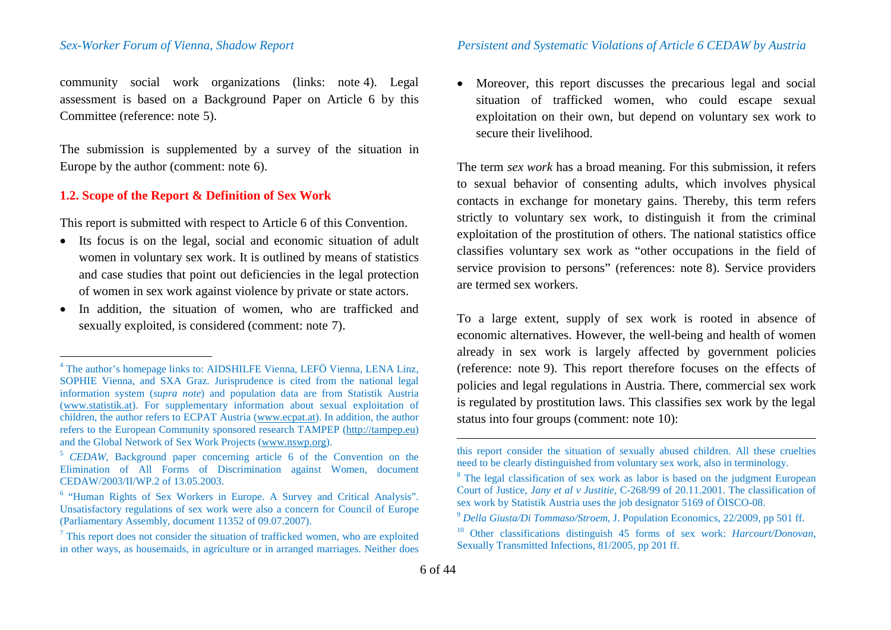community social work organizations (links: note 4). Legal assessment is based on a Background Paper on Article 6 by this Committee (reference: note 5).

The submission is supplemented by a survey of the situation in Europe by the author (comment: note 6).

### 1.2. Scope of the Report & Definition of Sex Work

This report is submitted with respect to Article 6 of this Convention.

- Its focus is on the legal, social and economic situation of adult women in voluntary sex work. It is outlined by means of statistics and case studies that point out deficiencies in the legal protection of women in sex work against violence by private or state actors.
- In addition, the situation of women, who are trafficked and sexually exploited, is considered (comment: note 7).
- Moreover, this report discusses the precarious legal and social situation of trafficked women, who could escape sexual exploitation on their own, but depend on voluntary sex work to secure their livelihood.

The term *sex work* has a broad meaning. For this submission, it refers to sexual behavior of consenting adults, which involves physical contacts in exchange for monetary gains. Thereby, this term refers strictly to voluntary sex work, to distinguish it from the criminal exploitation of the prostitution of others. The national statistics office classifies voluntary sex work as "other occupations in the field of service provision to persons" (references: note 8). Service providers are termed sex workers.

To a large extent, supply of sex work is rooted in absence of economic alternatives. However, the well-being and health of women already in sex work is largely affected by government policies (reference: note 9). This report therefore focuses on the effects of policies and legal regulations in Austria. There, commercial sex work is regulated by prostitution laws. This classifies sex work by the legal status into four groups (comment: note 10):

---

[4] The author's homepage links to: AIDSHILFE Vienna, LEFÖ Vienna, LENA Linz, SOPHIE Vienna, and SXA Graz. Jurisprudence is cited from the national legal information system (*supra note*) and population data are from Statistik Austria (www.statistik.at). For supplementary information about sexual exploitation of children, the author refers to ECPAT Austria (www.ecpat.at). In addition, the author refers to the European Community sponsored research TAMPEP (http://tampep.eu) and the Global Network of Sex Work Projects (www.nswp.org).

[5] *CEDAW*, Background paper concerning article 6 of the Convention on the Elimination of All Forms of Discrimination against Women, document CEDAW/2003/II/WP.2 of 13.05.2003.

[6] "Human Rights of Sex Workers in Europe. A Survey and Critical Analysis". Unsatisfactory regulations of sex work were also a concern for Council of Europe (Parliamentary Assembly, document 11352 of 09.07.2007).

[7] This report does not consider the situation of trafficked women, who are exploited in other ways, as housemaids, in agriculture or in arranged marriages. Neither does this report consider the situation of sexually abused children. All these cruelties need to be clearly distinguished from voluntary sex work, also in terminology.

[8] The legal classification of sex work as labor is based on the judgment European Court of Justice, *Jany et al v Justitie*, C-268/99 of 20.11.2001. The classification of sex work by Statistik Austria uses the job designator 5169 of ÖISCO-08.

[9] *Della Giusta/Di Tommaso/Stroem*, J. Population Economics, 22/2009, pp 501 ff.

[10] Other classifications distinguish 45 forms of sex work: *Harcourt/Donovan*, Sexually Transmitted Infections, 81/2005, pp 201 ff.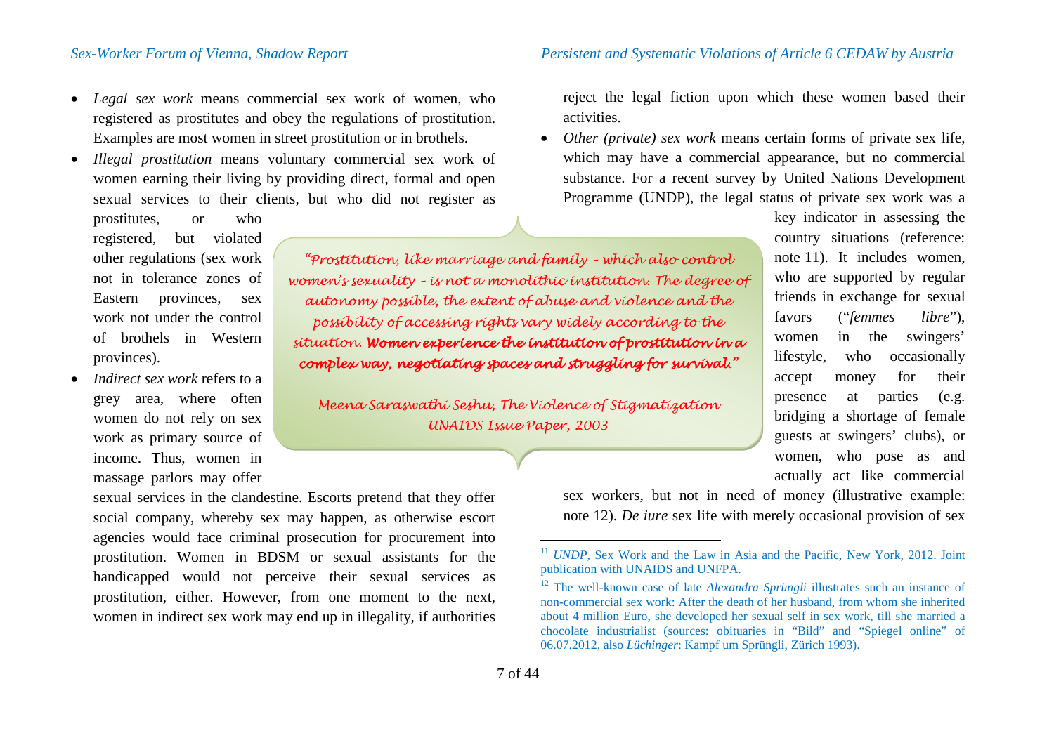- *Legal sex work* means commercial sex work of women, who registered as prostitutes and obey the regulations of prostitution. Examples are most women in street prostitution or in brothels.
- *Illegal prostitution* means voluntary commercial sex work of women earning their living by providing direct, formal and open sexual services to their clients, but who did not register as prostitutes, or who registered, but violated other regulations (sex work not in tolerance zones of Eastern provinces, sex work not under the control of brothels in Western provinces).
- *Indirect sex work* refers to a grey area, where often women do not rely on sex work as primary source of income. Thus, women in massage parlors may offer sexual services in the clandestine. Escorts pretend that they offer social company, whereby sex may happen, as otherwise escort agencies would face criminal prosecution for procurement into prostitution. Women in BDSM or sexual assistants for the handicapped would not perceive their sexual services as prostitution, either. However, from one moment to the next, women in indirect sex work may end up in illegality, if authorities reject the legal fiction upon which these women based their activities.
- *Other (private) sex work* means certain forms of private sex life, which may have a commercial appearance, but no commercial substance. For a recent survey by United Nations Development Programme (UNDP), the legal status of private sex work was a key indicator in assessing the country situations (reference: note 11). It includes women, who are supported by regular friends in exchange for sexual favors ("*femmes libre*"), women in the swingers' lifestyle, who occasionally accept money for their presence at parties (e.g. bridging a shortage of female guests at swingers' clubs), or women, who pose as and actually act like commercial sex workers, but not in need of money (illustrative example: note 12). *De iure* sex life with merely occasional provision of sex

> "Prostitution, like marriage and family – which also control women's sexuality – is not a monolithic institution. The degree of autonomy possible, the extent of abuse and violence and the possibility of accessing rights vary widely according to the situation. **Women experience the institution of prostitution in a complex way, negotiating spaces and struggling for survival.**"
>
> Meena Saraswathi Seshu, The Violence of Stigmatization
> UNAIDS Issue Paper, 2003

---

[11] *UNDP*, Sex Work and the Law in Asia and the Pacific, New York, 2012. Joint publication with UNAIDS and UNFPA.

[12] The well-known case of late *Alexandra Sprüngli* illustrates such an instance of non-commercial sex work: After the death of her husband, from whom she inherited about 4 million Euro, she developed her sexual self in sex work, till she married a chocolate industrialist (sources: obituaries in "Bild" and "Spiegel online" of 06.07.2012, also *Lüchinger*: Kampf um Sprüngli, Zürich 1993).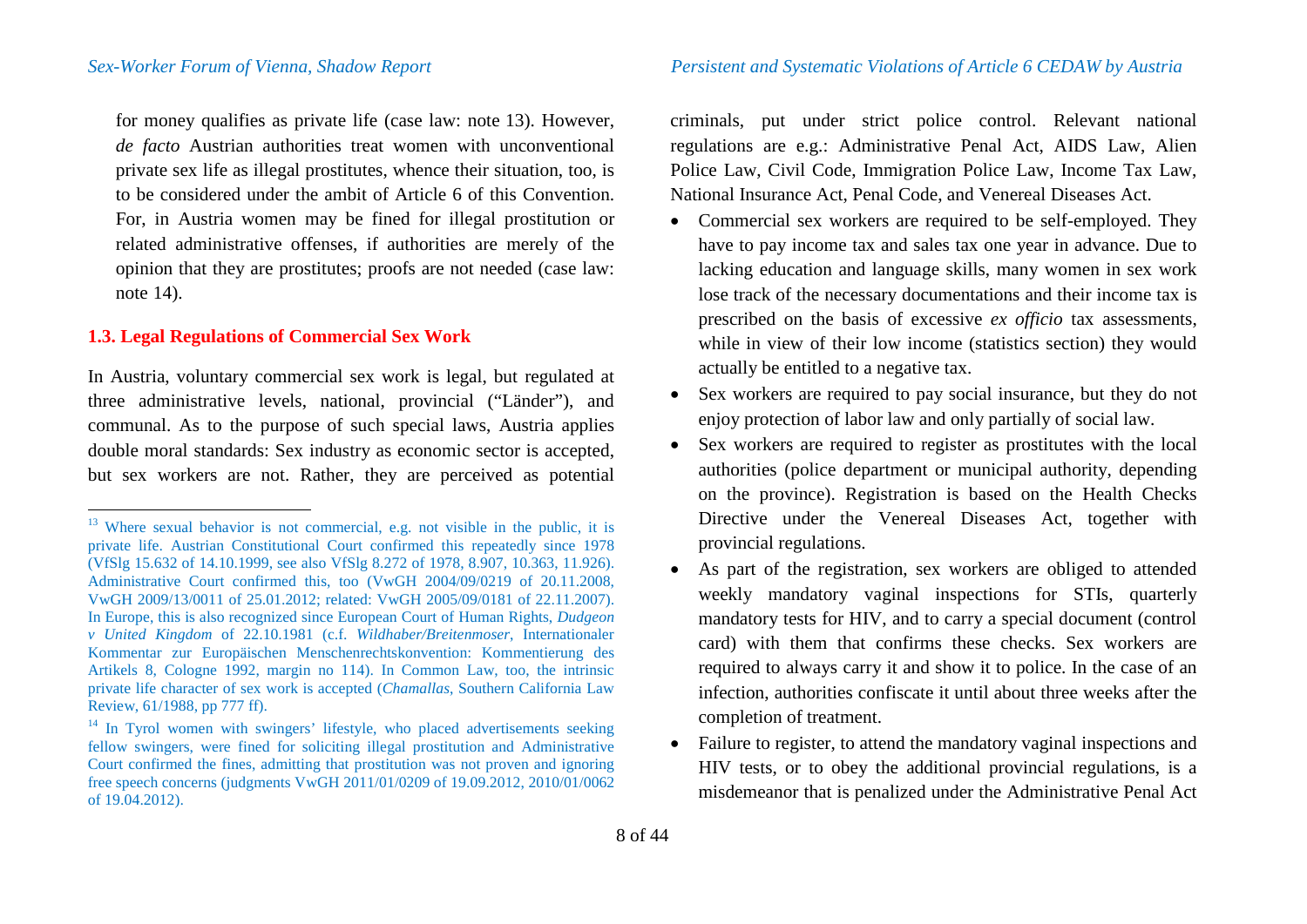for money qualifies as private life (case law: note 13). However, *de facto* Austrian authorities treat women with unconventional private sex life as illegal prostitutes, whence their situation, too, is to be considered under the ambit of Article 6 of this Convention. For, in Austria women may be fined for illegal prostitution or related administrative offenses, if authorities are merely of the opinion that they are prostitutes; proofs are not needed (case law: note 14).

### 1.3. Legal Regulations of Commercial Sex Work

In Austria, voluntary commercial sex work is legal, but regulated at three administrative levels, national, provincial ("Länder"), and communal. As to the purpose of such special laws, Austria applies double moral standards: Sex industry as economic sector is accepted, but sex workers are not. Rather, they are perceived as potential criminals, put under strict police control. Relevant national regulations are e.g.: Administrative Penal Act, AIDS Law, Alien Police Law, Civil Code, Immigration Police Law, Income Tax Law, National Insurance Act, Penal Code, and Venereal Diseases Act.

- Commercial sex workers are required to be self-employed. They have to pay income tax and sales tax one year in advance. Due to lacking education and language skills, many women in sex work lose track of the necessary documentations and their income tax is prescribed on the basis of excessive *ex officio* tax assessments, while in view of their low income (statistics section) they would actually be entitled to a negative tax.
- Sex workers are required to pay social insurance, but they do not enjoy protection of labor law and only partially of social law.
- Sex workers are required to register as prostitutes with the local authorities (police department or municipal authority, depending on the province). Registration is based on the Health Checks Directive under the Venereal Diseases Act, together with provincial regulations.
- As part of the registration, sex workers are obliged to attended weekly mandatory vaginal inspections for STIs, quarterly mandatory tests for HIV, and to carry a special document (control card) with them that confirms these checks. Sex workers are required to always carry it and show it to police. In the case of an infection, authorities confiscate it until about three weeks after the completion of treatment.
- Failure to register, to attend the mandatory vaginal inspections and HIV tests, or to obey the additional provincial regulations, is a misdemeanor that is penalized under the Administrative Penal Act

---

[13] Where sexual behavior is not commercial, e.g. not visible in the public, it is private life. Austrian Constitutional Court confirmed this repeatedly since 1978 (VfSlg 15.632 of 14.10.1999, see also VfSlg 8.272 of 1978, 8.907, 10.363, 11.926). Administrative Court confirmed this, too (VwGH 2004/09/0219 of 20.11.2008, VwGH 2009/13/0011 of 25.01.2012; related: VwGH 2005/09/0181 of 22.11.2007). In Europe, this is also recognized since European Court of Human Rights, *Dudgeon v United Kingdom* of 22.10.1981 (c.f. *Wildhaber/Breitenmoser*, Internationaler Kommentar zur Europäischen Menschenrechtskonvention: Kommentierung des Artikels 8, Cologne 1992, margin no 114). In Common Law, too, the intrinsic private life character of sex work is accepted (*Chamallas*, Southern California Law Review, 61/1988, pp 777 ff).

[14] In Tyrol women with swingers' lifestyle, who placed advertisements seeking fellow swingers, were fined for soliciting illegal prostitution and Administrative Court confirmed the fines, admitting that prostitution was not proven and ignoring free speech concerns (judgments VwGH 2011/01/0209 of 19.09.2012, 2010/01/0062 of 19.04.2012).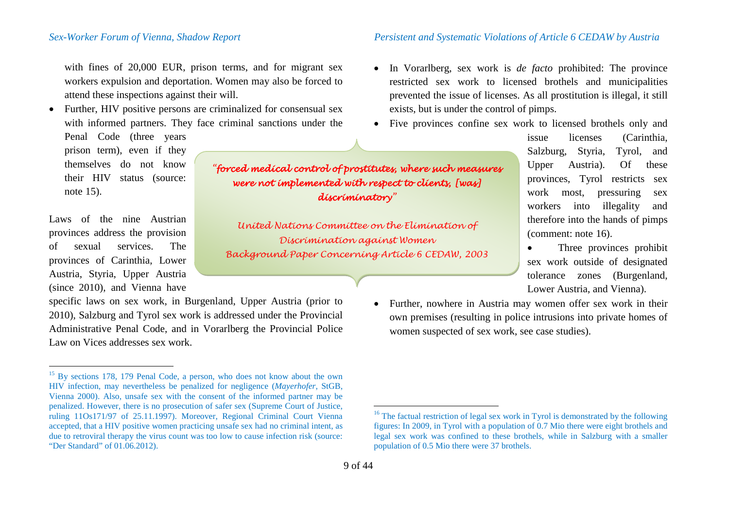with fines of 20,000 EUR, prison terms, and for migrant sex workers expulsion and deportation. Women may also be forced to attend these inspections against their will.

- Further, HIV positive persons are criminalized for consensual sex with informed partners. They face criminal sanctions under the Penal Code (three years prison term), even if they themselves do not know their HIV status (source: note 15).

> *"forced medical control of prostitutes, where such measures were not implemented with respect to clients, [was] discriminatory"*
>
> *United Nations Committee on the Elimination of Discrimination against Women Background Paper Concerning Article 6 CEDAW, 2003*

Laws of the nine Austrian provinces address the provision of sexual services. The provinces of Carinthia, Lower Austria, Styria, Upper Austria (since 2010), and Vienna have specific laws on sex work, in Burgenland, Upper Austria (prior to 2010), Salzburg and Tyrol sex work is addressed under the Provincial Administrative Penal Code, and in Vorarlberg the Provincial Police Law on Vices addresses sex work.

- In Vorarlberg, sex work is *de facto* prohibited: The province restricted sex work to licensed brothels and municipalities prevented the issue of licenses. As all prostitution is illegal, it still exists, but is under the control of pimps.
- Five provinces confine sex work to licensed brothels only and issue licenses (Carinthia, Salzburg, Styria, Tyrol, and Upper Austria). Of these provinces, Tyrol restricts sex work most, pressuring sex workers into illegality and therefore into the hands of pimps (comment: note 16).
- Three provinces prohibit sex work outside of designated tolerance zones (Burgenland, Lower Austria, and Vienna).
- Further, nowhere in Austria may women offer sex work in their own premises (resulting in police intrusions into private homes of women suspected of sex work, see case studies).

---

[15] By sections 178, 179 Penal Code, a person, who does not know about the own HIV infection, may nevertheless be penalized for negligence (*Mayerhofer*, StGB, Vienna 2000). Also, unsafe sex with the consent of the informed partner may be penalized. However, there is no prosecution of safer sex (Supreme Court of Justice, ruling 11Os171/97 of 25.11.1997). Moreover, Regional Criminal Court Vienna accepted, that a HIV positive women practicing unsafe sex had no criminal intent, as due to retroviral therapy the virus count was too low to cause infection risk (source: "Der Standard" of 01.06.2012).

[16] The factual restriction of legal sex work in Tyrol is demonstrated by the following figures: In 2009, in Tyrol with a population of 0.7 Mio there were eight brothels and legal sex work was confined to these brothels, while in Salzburg with a smaller population of 0.5 Mio there were 37 brothels.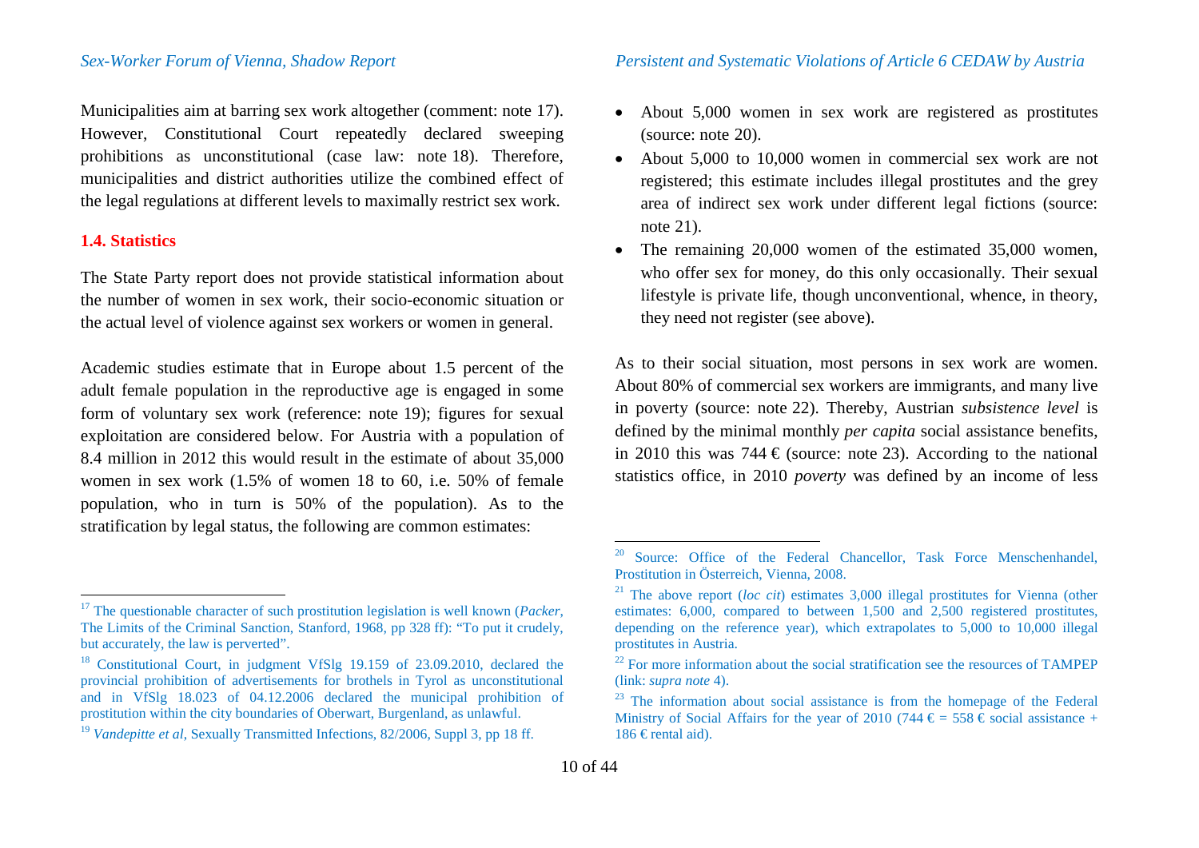Municipalities aim at barring sex work altogether (comment: note 17). However, Constitutional Court repeatedly declared sweeping prohibitions as unconstitutional (case law: note 18). Therefore, municipalities and district authorities utilize the combined effect of the legal regulations at different levels to maximally restrict sex work.

### 1.4. Statistics

The State Party report does not provide statistical information about the number of women in sex work, their socio-economic situation or the actual level of violence against sex workers or women in general.

Academic studies estimate that in Europe about 1.5 percent of the adult female population in the reproductive age is engaged in some form of voluntary sex work (reference: note 19); figures for sexual exploitation are considered below. For Austria with a population of 8.4 million in 2012 this would result in the estimate of about 35,000 women in sex work (1.5% of women 18 to 60, i.e. 50% of female population, who in turn is 50% of the population). As to the stratification by legal status, the following are common estimates:

- About 5,000 women in sex work are registered as prostitutes (source: note 20).
- About 5,000 to 10,000 women in commercial sex work are not registered; this estimate includes illegal prostitutes and the grey area of indirect sex work under different legal fictions (source: note 21).
- The remaining 20,000 women of the estimated 35,000 women, who offer sex for money, do this only occasionally. Their sexual lifestyle is private life, though unconventional, whence, in theory, they need not register (see above).

As to their social situation, most persons in sex work are women. About 80% of commercial sex workers are immigrants, and many live in poverty (source: note 22). Thereby, Austrian *subsistence level* is defined by the minimal monthly *per capita* social assistance benefits, in 2010 this was 744 € (source: note 23). According to the national statistics office, in 2010 *poverty* was defined by an income of less

---

[17] The questionable character of such prostitution legislation is well known (*Packer*, The Limits of the Criminal Sanction, Stanford, 1968, pp 328 ff): "To put it crudely, but accurately, the law is perverted".

[18] Constitutional Court, in judgment VfSlg 19.159 of 23.09.2010, declared the provincial prohibition of advertisements for brothels in Tyrol as unconstitutional and in VfSlg 18.023 of 04.12.2006 declared the municipal prohibition of prostitution within the city boundaries of Oberwart, Burgenland, as unlawful.

[19] *Vandepitte et al*, Sexually Transmitted Infections, 82/2006, Suppl 3, pp 18 ff.

[20] Source: Office of the Federal Chancellor, Task Force Menschenhandel, Prostitution in Österreich, Vienna, 2008.

[21] The above report (*loc cit*) estimates 3,000 illegal prostitutes for Vienna (other estimates: 6,000, compared to between 1,500 and 2,500 registered prostitutes, depending on the reference year), which extrapolates to 5,000 to 10,000 illegal prostitutes in Austria.

[22] For more information about the social stratification see the resources of TAMPEP (link: *supra note* 4).

[23] The information about social assistance is from the homepage of the Federal Ministry of Social Affairs for the year of 2010 (744 € = 558 € social assistance + 186 € rental aid).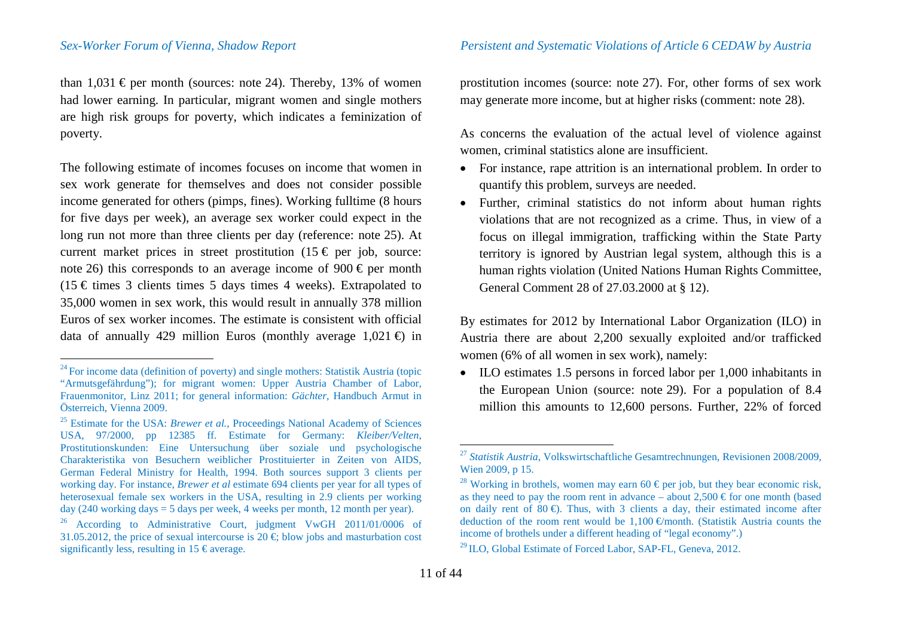than 1,031 € per month (sources: note 24). Thereby, 13% of women had lower earning. In particular, migrant women and single mothers are high risk groups for poverty, which indicates a feminization of poverty.

The following estimate of incomes focuses on income that women in sex work generate for themselves and does not consider possible income generated for others (pimps, fines). Working fulltime (8 hours for five days per week), an average sex worker could expect in the long run not more than three clients per day (reference: note 25). At current market prices in street prostitution (15 € per job, source: note 26) this corresponds to an average income of 900 € per month (15 € times 3 clients times 5 days times 4 weeks). Extrapolated to 35,000 women in sex work, this would result in annually 378 million Euros of sex worker incomes. The estimate is consistent with official data of annually 429 million Euros (monthly average 1,021 €) in prostitution incomes (source: note 27). For, other forms of sex work may generate more income, but at higher risks (comment: note 28).

As concerns the evaluation of the actual level of violence against women, criminal statistics alone are insufficient.

- For instance, rape attrition is an international problem. In order to quantify this problem, surveys are needed.
- Further, criminal statistics do not inform about human rights violations that are not recognized as a crime. Thus, in view of a focus on illegal immigration, trafficking within the State Party territory is ignored by Austrian legal system, although this is a human rights violation (United Nations Human Rights Committee, General Comment 28 of 27.03.2000 at § 12).

By estimates for 2012 by International Labor Organization (ILO) in Austria there are about 2,200 sexually exploited and/or trafficked women (6% of all women in sex work), namely:

- ILO estimates 1.5 persons in forced labor per 1,000 inhabitants in the European Union (source: note 29). For a population of 8.4 million this amounts to 12,600 persons. Further, 22% of forced

---

[24] For income data (definition of poverty) and single mothers: Statistik Austria (topic "Armutsgefährdung"); for migrant women: Upper Austria Chamber of Labor, Frauenmonitor, Linz 2011; for general information: *Gächter*, Handbuch Armut in Österreich, Vienna 2009.

[25] Estimate for the USA: *Brewer et al.*, Proceedings National Academy of Sciences USA, 97/2000, pp 12385 ff. Estimate for Germany: *Kleiber/Velten*, Prostitutionskunden: Eine Untersuchung über soziale und psychologische Charakteristika von Besuchern weiblicher Prostituierter in Zeiten von AIDS, German Federal Ministry for Health, 1994. Both sources support 3 clients per working day. For instance, *Brewer et al* estimate 694 clients per year for all types of heterosexual female sex workers in the USA, resulting in 2.9 clients per working day (240 working days = 5 days per week, 4 weeks per month, 12 month per year).

[26] According to Administrative Court, judgment VwGH 2011/01/0006 of 31.05.2012, the price of sexual intercourse is 20 €; blow jobs and masturbation cost significantly less, resulting in 15 € average.

[27] *Statistik Austria*, Volkswirtschaftliche Gesamtrechnungen, Revisionen 2008/2009, Wien 2009, p 15.

[28] Working in brothels, women may earn 60 € per job, but they bear economic risk, as they need to pay the room rent in advance – about 2,500 € for one month (based on daily rent of 80 €). Thus, with 3 clients a day, their estimated income after deduction of the room rent would be 1,100 €/month. (Statistik Austria counts the income of brothels under a different heading of "legal economy".)

[29] ILO, Global Estimate of Forced Labor, SAP-FL, Geneva, 2012.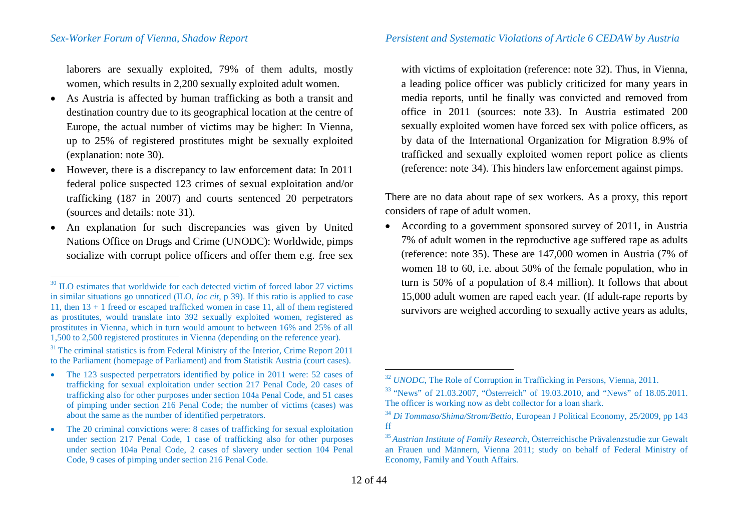laborers are sexually exploited, 79% of them adults, mostly women, which results in 2,200 sexually exploited adult women.

- As Austria is affected by human trafficking as both a transit and destination country due to its geographical location at the centre of Europe, the actual number of victims may be higher: In Vienna, up to 25% of registered prostitutes might be sexually exploited (explanation: note 30).
- However, there is a discrepancy to law enforcement data: In 2011 federal police suspected 123 crimes of sexual exploitation and/or trafficking (187 in 2007) and courts sentenced 20 perpetrators (sources and details: note 31).
- An explanation for such discrepancies was given by United Nations Office on Drugs and Crime (UNODC): Worldwide, pimps socialize with corrupt police officers and offer them e.g. free sex with victims of exploitation (reference: note 32). Thus, in Vienna, a leading police officer was publicly criticized for many years in media reports, until he finally was convicted and removed from office in 2011 (sources: note 33). In Austria estimated 200 sexually exploited women have forced sex with police officers, as by data of the International Organization for Migration 8.9% of trafficked and sexually exploited women report police as clients (reference: note 34). This hinders law enforcement against pimps.

There are no data about rape of sex workers. As a proxy, this report considers of rape of adult women.

- According to a government sponsored survey of 2011, in Austria 7% of adult women in the reproductive age suffered rape as adults (reference: note 35). These are 147,000 women in Austria (7% of women 18 to 60, i.e. about 50% of the female population, who in turn is 50% of a population of 8.4 million). It follows that about 15,000 adult women are raped each year. (If adult-rape reports by survivors are weighed according to sexually active years as adults,

---

[30] ILO estimates that worldwide for each detected victim of forced labor 27 victims in similar situations go unnoticed (ILO, *loc cit*, p 39). If this ratio is applied to case 11, then 13 + 1 freed or escaped trafficked women in case 11, all of them registered as prostitutes, would translate into 392 sexually exploited women, registered as prostitutes in Vienna, which in turn would amount to between 16% and 25% of all 1,500 to 2,500 registered prostitutes in Vienna (depending on the reference year).

[31] The criminal statistics is from Federal Ministry of the Interior, Crime Report 2011 to the Parliament (homepage of Parliament) and from Statistik Austria (court cases).

- The 123 suspected perpetrators identified by police in 2011 were: 52 cases of trafficking for sexual exploitation under section 217 Penal Code, 20 cases of trafficking also for other purposes under section 104a Penal Code, and 51 cases of pimping under section 216 Penal Code; the number of victims (cases) was about the same as the number of identified perpetrators.
- The 20 criminal convictions were: 8 cases of trafficking for sexual exploitation under section 217 Penal Code, 1 case of trafficking also for other purposes under section 104a Penal Code, 2 cases of slavery under section 104 Penal Code, 9 cases of pimping under section 216 Penal Code.

[32] *UNODC*, The Role of Corruption in Trafficking in Persons, Vienna, 2011.

[33] "News" of 21.03.2007, "Österreich" of 19.03.2010, and "News" of 18.05.2011. The officer is working now as debt collector for a loan shark.

[34] *Di Tommaso/Shima/Strom/Bettio*, European J Political Economy, 25/2009, pp 143 ff

[35] *Austrian Institute of Family Research*, Österreichische Prävalenzstudie zur Gewalt an Frauen und Männern, Vienna 2011; study on behalf of Federal Ministry of Economy, Family and Youth Affairs.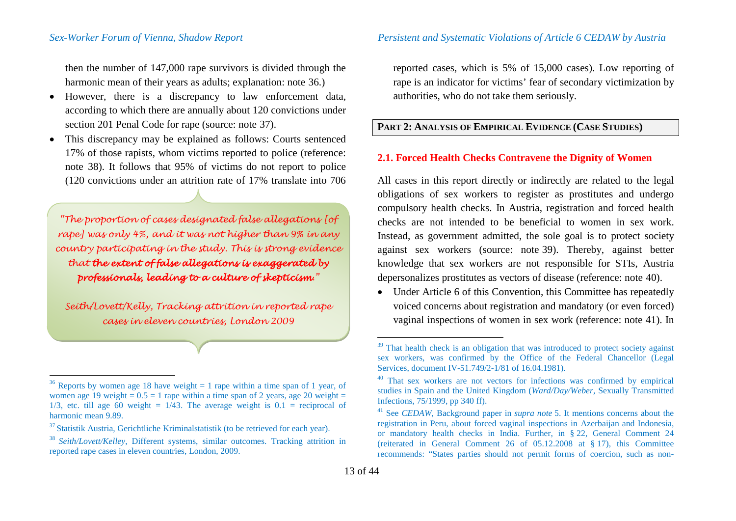then the number of 147,000 rape survivors is divided through the harmonic mean of their years as adults; explanation: note 36.)

- However, there is a discrepancy to law enforcement data, according to which there are annually about 120 convictions under section 201 Penal Code for rape (source: note 37).
- This discrepancy may be explained as follows: Courts sentenced 17% of those rapists, whom victims reported to police (reference: note 38). It follows that 95% of victims do not report to police (120 convictions under an attrition rate of 17% translate into 706 reported cases, which is 5% of 15,000 cases). Low reporting of rape is an indicator for victims' fear of secondary victimization by authorities, who do not take them seriously.

> *"The proportion of cases designated false allegations [of rape] was only 4%, and it was not higher than 9% in any country participating in the study. This is strong evidence that **the extent of false allegations is exaggerated by professionals, leading to a culture of skepticism.**"*
>
> *Seith/Lovett/Kelly, Tracking attrition in reported rape cases in eleven countries, London 2009*

**PART 2: ANALYSIS OF EMPIRICAL EVIDENCE (CASE STUDIES)**

### 2.1. Forced Health Checks Contravene the Dignity of Women

All cases in this report directly or indirectly are related to the legal obligations of sex workers to register as prostitutes and undergo compulsory health checks. In Austria, registration and forced health checks are not intended to be beneficial to women in sex work. Instead, as government admitted, the sole goal is to protect society against sex workers (source: note 39). Thereby, against better knowledge that sex workers are not responsible for STIs, Austria depersonalizes prostitutes as vectors of disease (reference: note 40).

- Under Article 6 of this Convention, this Committee has repeatedly voiced concerns about registration and mandatory (or even forced) vaginal inspections of women in sex work (reference: note 41). In

---

[36] Reports by women age 18 have weight = 1 rape within a time span of 1 year, of women age 19 weight = 0.5 = 1 rape within a time span of 2 years, age 20 weight = 1/3, etc. till age 60 weight = 1/43. The average weight is 0.1 = reciprocal of harmonic mean 9.89.

[37] Statistik Austria, Gerichtliche Kriminalstatistik (to be retrieved for each year).

[38] *Seith/Lovett/Kelley*, Different systems, similar outcomes. Tracking attrition in reported rape cases in eleven countries, London, 2009.

[39] That health check is an obligation that was introduced to protect society against sex workers, was confirmed by the Office of the Federal Chancellor (Legal Services, document IV-51.749/2-1/81 of 16.04.1981).

[40] That sex workers are not vectors for infections was confirmed by empirical studies in Spain and the United Kingdom (*Ward/Day/Weber*, Sexually Transmitted Infections, 75/1999, pp 340 ff).

[41] See *CEDAW*, Background paper in *supra note* 5. It mentions concerns about the registration in Peru, about forced vaginal inspections in Azerbaijan and Indonesia, or mandatory health checks in India. Further, in § 22, General Comment 24 (reiterated in General Comment 26 of 05.12.2008 at § 17), this Committee recommends: "States parties should not permit forms of coercion, such as non-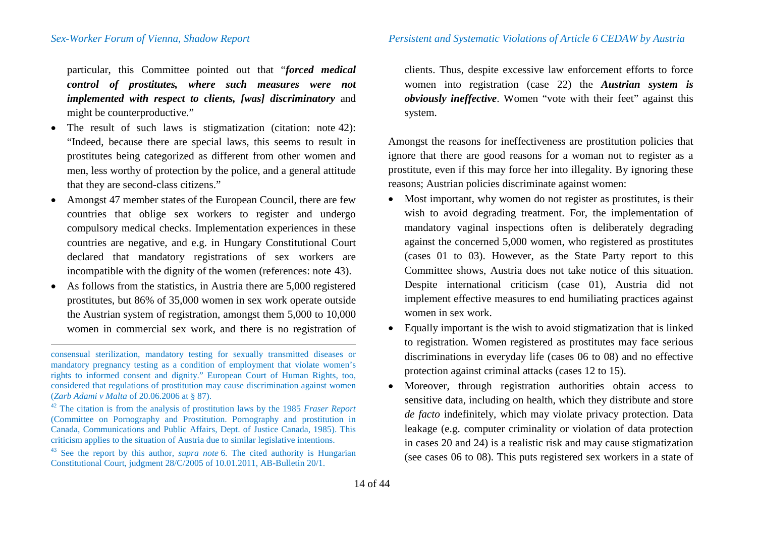particular, this Committee pointed out that "***forced medical control of prostitutes, where such measures were not implemented with respect to clients, [was] discriminatory*** and might be counterproductive."

- The result of such laws is stigmatization (citation: note 42): "Indeed, because there are special laws, this seems to result in prostitutes being categorized as different from other women and men, less worthy of protection by the police, and a general attitude that they are second-class citizens."
- Amongst 47 member states of the European Council, there are few countries that oblige sex workers to register and undergo compulsory medical checks. Implementation experiences in these countries are negative, and e.g. in Hungary Constitutional Court declared that mandatory registrations of sex workers are incompatible with the dignity of the women (references: note 43).
- As follows from the statistics, in Austria there are 5,000 registered prostitutes, but 86% of 35,000 women in sex work operate outside the Austrian system of registration, amongst them 5,000 to 10,000 women in commercial sex work, and there is no registration of clients. Thus, despite excessive law enforcement efforts to force women into registration (case 22) the ***Austrian system is obviously ineffective***. Women "vote with their feet" against this system.

Amongst the reasons for ineffectiveness are prostitution policies that ignore that there are good reasons for a woman not to register as a prostitute, even if this may force her into illegality. By ignoring these reasons; Austrian policies discriminate against women:

- Most important, why women do not register as prostitutes, is their wish to avoid degrading treatment. For, the implementation of mandatory vaginal inspections often is deliberately degrading against the concerned 5,000 women, who registered as prostitutes (cases 01 to 03). However, as the State Party report to this Committee shows, Austria does not take notice of this situation. Despite international criticism (case 01), Austria did not implement effective measures to end humiliating practices against women in sex work.
- Equally important is the wish to avoid stigmatization that is linked to registration. Women registered as prostitutes may face serious discriminations in everyday life (cases 06 to 08) and no effective protection against criminal attacks (cases 12 to 15).
- Moreover, through registration authorities obtain access to sensitive data, including on health, which they distribute and store *de facto* indefinitely, which may violate privacy protection. Data leakage (e.g. computer criminality or violation of data protection in cases 20 and 24) is a realistic risk and may cause stigmatization (see cases 06 to 08). This puts registered sex workers in a state of

---

consensual sterilization, mandatory testing for sexually transmitted diseases or mandatory pregnancy testing as a condition of employment that violate women's rights to informed consent and dignity." European Court of Human Rights, too, considered that regulations of prostitution may cause discrimination against women (*Zarb Adami v Malta* of 20.06.2006 at § 87).

[42] The citation is from the analysis of prostitution laws by the 1985 *Fraser Report* (Committee on Pornography and Prostitution. Pornography and prostitution in Canada, Communications and Public Affairs, Dept. of Justice Canada, 1985). This criticism applies to the situation of Austria due to similar legislative intentions.

[43] See the report by this author, *supra note* 6. The cited authority is Hungarian Constitutional Court, judgment 28/C/2005 of 10.01.2011, AB-Bulletin 20/1.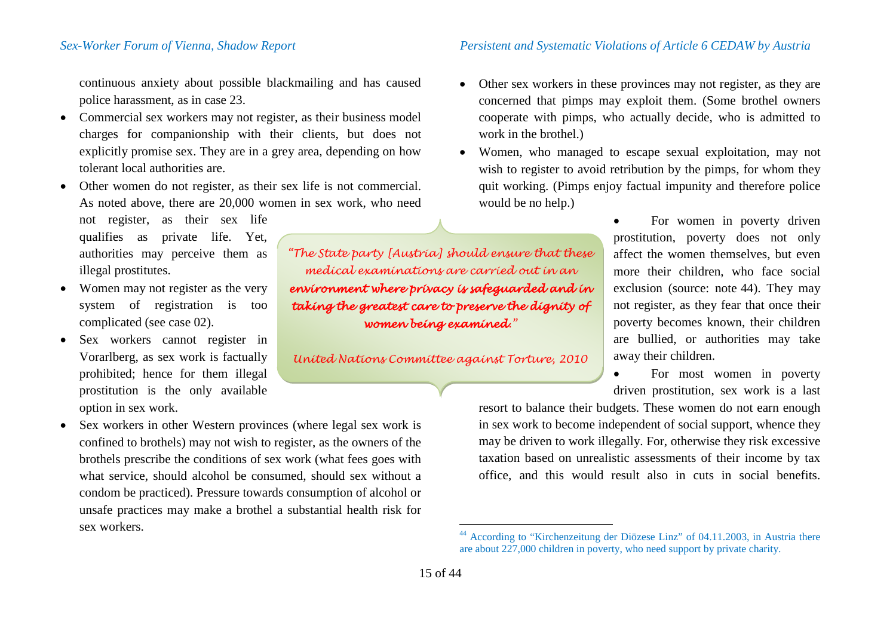continuous anxiety about possible blackmailing and has caused police harassment, as in case 23.

- Commercial sex workers may not register, as their business model charges for companionship with their clients, but does not explicitly promise sex. They are in a grey area, depending on how tolerant local authorities are.
- Other women do not register, as their sex life is not commercial. As noted above, there are 20,000 women in sex work, who need not register, as their sex life qualifies as private life. Yet, authorities may perceive them as illegal prostitutes.
- Women may not register as the very system of registration is too complicated (see case 02).
- Sex workers cannot register in Vorarlberg, as sex work is factually prohibited; hence for them illegal prostitution is the only available option in sex work.
- Sex workers in other Western provinces (where legal sex work is confined to brothels) may not wish to register, as the owners of the brothels prescribe the conditions of sex work (what fees goes with what service, should alcohol be consumed, should sex without a condom be practiced). Pressure towards consumption of alcohol or unsafe practices may make a brothel a substantial health risk for sex workers.

> *"The State party [Austria] should ensure that these medical examinations are carried out in an* ***environment where privacy is safeguarded and in taking the greatest care to preserve the dignity of women being examined.****"*
>
> *United Nations Committee against Torture, 2010*

- Other sex workers in these provinces may not register, as they are concerned that pimps may exploit them. (Some brothel owners cooperate with pimps, who actually decide, who is admitted to work in the brothel.)
- Women, who managed to escape sexual exploitation, may not wish to register to avoid retribution by the pimps, for whom they quit working. (Pimps enjoy factual impunity and therefore police would be no help.)
- For women in poverty driven prostitution, poverty does not only affect the women themselves, but even more their children, who face social exclusion (source: note 44). They may not register, as they fear that once their poverty becomes known, their children are bullied, or authorities may take away their children.
- For most women in poverty driven prostitution, sex work is a last resort to balance their budgets. These women do not earn enough in sex work to become independent of social support, whence they may be driven to work illegally. For, otherwise they risk excessive taxation based on unrealistic assessments of their income by tax office, and this would result also in cuts in social benefits.

---

[44] According to "Kirchenzeitung der Diözese Linz" of 04.11.2003, in Austria there are about 227,000 children in poverty, who need support by private charity.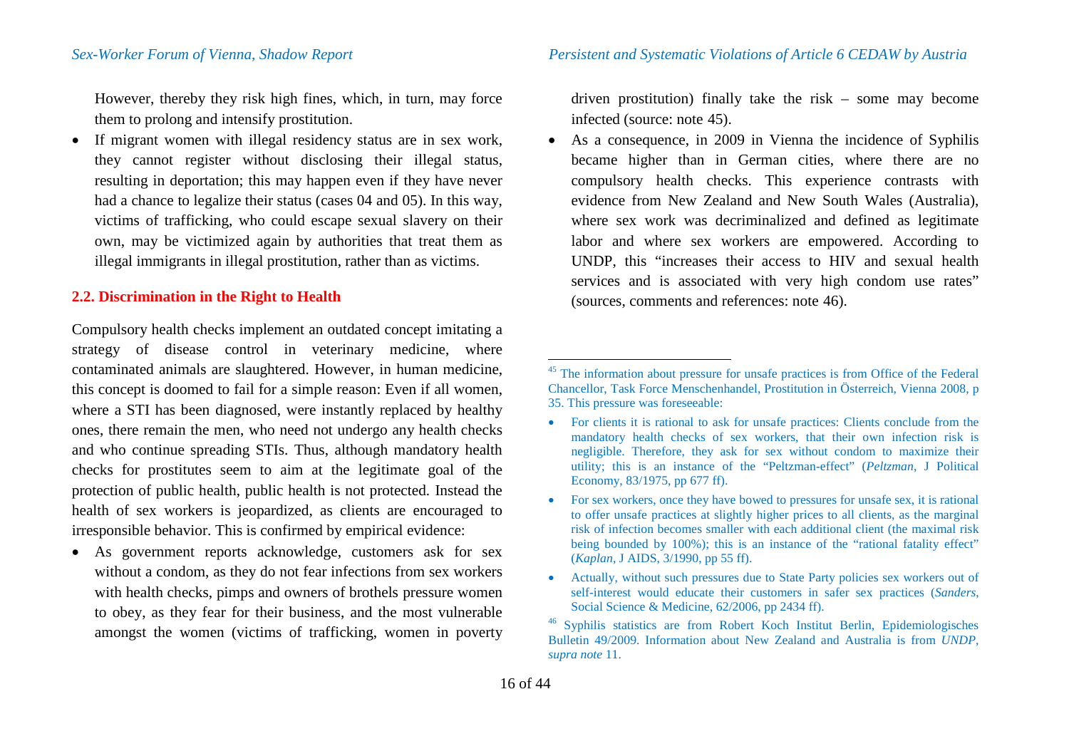However, thereby they risk high fines, which, in turn, may force them to prolong and intensify prostitution.

- If migrant women with illegal residency status are in sex work, they cannot register without disclosing their illegal status, resulting in deportation; this may happen even if they have never had a chance to legalize their status (cases 04 and 05). In this way, victims of trafficking, who could escape sexual slavery on their own, may be victimized again by authorities that treat them as illegal immigrants in illegal prostitution, rather than as victims.

### 2.2. Discrimination in the Right to Health

Compulsory health checks implement an outdated concept imitating a strategy of disease control in veterinary medicine, where contaminated animals are slaughtered. However, in human medicine, this concept is doomed to fail for a simple reason: Even if all women, where a STI has been diagnosed, were instantly replaced by healthy ones, there remain the men, who need not undergo any health checks and who continue spreading STIs. Thus, although mandatory health checks for prostitutes seem to aim at the legitimate goal of the protection of public health, public health is not protected. Instead the health of sex workers is jeopardized, as clients are encouraged to irresponsible behavior. This is confirmed by empirical evidence:

- As government reports acknowledge, customers ask for sex without a condom, as they do not fear infections from sex workers with health checks, pimps and owners of brothels pressure women to obey, as they fear for their business, and the most vulnerable amongst the women (victims of trafficking, women in poverty driven prostitution) finally take the risk – some may become infected (source: note 45).
- As a consequence, in 2009 in Vienna the incidence of Syphilis became higher than in German cities, where there are no compulsory health checks. This experience contrasts with evidence from New Zealand and New South Wales (Australia), where sex work was decriminalized and defined as legitimate labor and where sex workers are empowered. According to UNDP, this "increases their access to HIV and sexual health services and is associated with very high condom use rates" (sources, comments and references: note 46).

---

[45] The information about pressure for unsafe practices is from Office of the Federal Chancellor, Task Force Menschenhandel, Prostitution in Österreich, Vienna 2008, p 35. This pressure was foreseeable:

- For clients it is rational to ask for unsafe practices: Clients conclude from the mandatory health checks of sex workers, that their own infection risk is negligible. Therefore, they ask for sex without condom to maximize their utility; this is an instance of the "Peltzman-effect" (*Peltzman*, J Political Economy, 83/1975, pp 677 ff).
- For sex workers, once they have bowed to pressures for unsafe sex, it is rational to offer unsafe practices at slightly higher prices to all clients, as the marginal risk of infection becomes smaller with each additional client (the maximal risk being bounded by 100%); this is an instance of the "rational fatality effect" (*Kaplan*, J AIDS, 3/1990, pp 55 ff).
- Actually, without such pressures due to State Party policies sex workers out of self-interest would educate their customers in safer sex practices (*Sanders*, Social Science & Medicine, 62/2006, pp 2434 ff).

[46] Syphilis statistics are from Robert Koch Institut Berlin, Epidemiologisches Bulletin 49/2009. Information about New Zealand and Australia is from *UNDP, supra note* 11.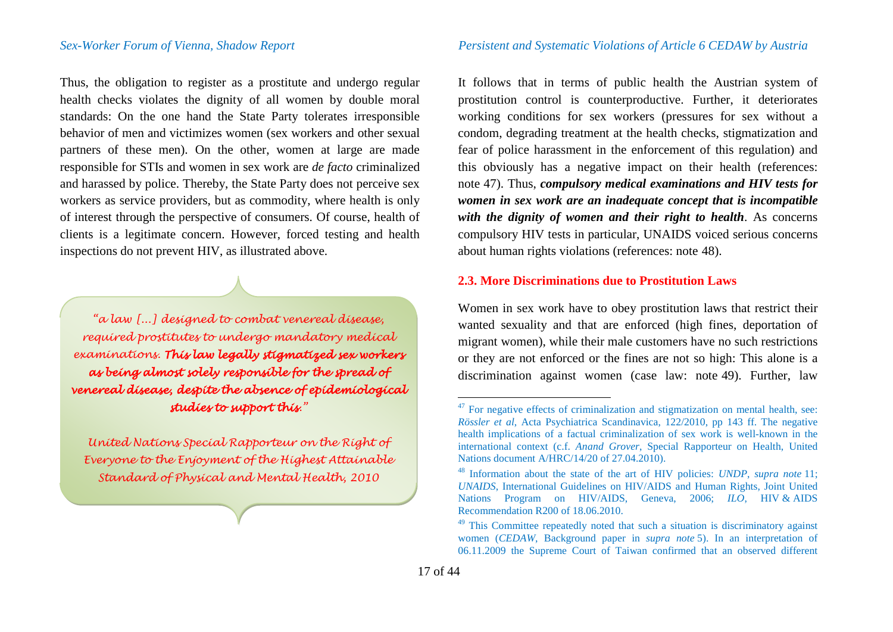Thus, the obligation to register as a prostitute and undergo regular health checks violates the dignity of all women by double moral standards: On the one hand the State Party tolerates irresponsible behavior of men and victimizes women (sex workers and other sexual partners of these men). On the other, women at large are made responsible for STIs and women in sex work are *de facto* criminalized and harassed by police. Thereby, the State Party does not perceive sex workers as service providers, but as commodity, where health is only of interest through the perspective of consumers. Of course, health of clients is a legitimate concern. However, forced testing and health inspections do not prevent HIV, as illustrated above.

> *"a law […] designed to combat venereal disease, required prostitutes to undergo mandatory medical examinations. **This law legally stigmatized sex workers as being almost solely responsible for the spread of venereal disease, despite the absence of epidemiological studies to support this**."*
>
> *United Nations Special Rapporteur on the Right of Everyone to the Enjoyment of the Highest Attainable Standard of Physical and Mental Health, 2010*

It follows that in terms of public health the Austrian system of prostitution control is counterproductive. Further, it deteriorates working conditions for sex workers (pressures for sex without a condom, degrading treatment at the health checks, stigmatization and fear of police harassment in the enforcement of this regulation) and this obviously has a negative impact on their health (references: note 47). Thus, ***compulsory medical examinations and HIV tests for women in sex work are an inadequate concept that is incompatible with the dignity of women and their right to health***. As concerns compulsory HIV tests in particular, UNAIDS voiced serious concerns about human rights violations (references: note 48).

### 2.3. More Discriminations due to Prostitution Laws

Women in sex work have to obey prostitution laws that restrict their wanted sexuality and that are enforced (high fines, deportation of migrant women), while their male customers have no such restrictions or they are not enforced or the fines are not so high: This alone is a discrimination against women (case law: note 49). Further, law

---

[47] For negative effects of criminalization and stigmatization on mental health, see: *Rössler et al*, Acta Psychiatrica Scandinavica, 122/2010, pp 143 ff. The negative health implications of a factual criminalization of sex work is well-known in the international context (c.f. *Anand Grover*, Special Rapporteur on Health, United Nations document A/HRC/14/20 of 27.04.2010).

[48] Information about the state of the art of HIV policies: *UNDP*, *supra note* 11; *UNAIDS*, International Guidelines on HIV/AIDS and Human Rights, Joint United Nations Program on HIV/AIDS, Geneva, 2006; *ILO*, HIV & AIDS Recommendation R200 of 18.06.2010.

[49] This Committee repeatedly noted that such a situation is discriminatory against women (*CEDAW*, Background paper in *supra note* 5). In an interpretation of 06.11.2009 the Supreme Court of Taiwan confirmed that an observed different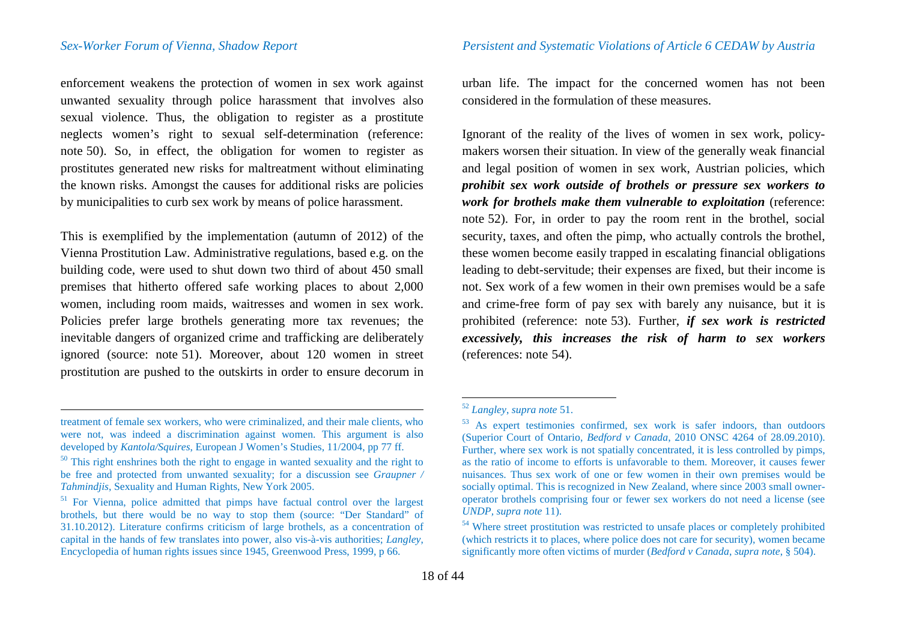enforcement weakens the protection of women in sex work against unwanted sexuality through police harassment that involves also sexual violence. Thus, the obligation to register as a prostitute neglects women's right to sexual self-determination (reference: note 50). So, in effect, the obligation for women to register as prostitutes generated new risks for maltreatment without eliminating the known risks. Amongst the causes for additional risks are policies by municipalities to curb sex work by means of police harassment.

This is exemplified by the implementation (autumn of 2012) of the Vienna Prostitution Law. Administrative regulations, based e.g. on the building code, were used to shut down two third of about 450 small premises that hitherto offered safe working places to about 2,000 women, including room maids, waitresses and women in sex work. Policies prefer large brothels generating more tax revenues; the inevitable dangers of organized crime and trafficking are deliberately ignored (source: note 51). Moreover, about 120 women in street prostitution are pushed to the outskirts in order to ensure decorum in urban life. The impact for the concerned women has not been considered in the formulation of these measures.

Ignorant of the reality of the lives of women in sex work, policy-makers worsen their situation. In view of the generally weak financial and legal position of women in sex work, Austrian policies, which ***prohibit sex work outside of brothels or pressure sex workers to work for brothels make them vulnerable to exploitation*** (reference: note 52). For, in order to pay the room rent in the brothel, social security, taxes, and often the pimp, who actually controls the brothel, these women become easily trapped in escalating financial obligations leading to debt-servitude; their expenses are fixed, but their income is not. Sex work of a few women in their own premises would be a safe and crime-free form of pay sex with barely any nuisance, but it is prohibited (reference: note 53). Further, ***if sex work is restricted excessively, this increases the risk of harm to sex workers*** (references: note 54).

---

treatment of female sex workers, who were criminalized, and their male clients, who were not, was indeed a discrimination against women. This argument is also developed by *Kantola/Squires*, European J Women's Studies, 11/2004, pp 77 ff.

[50] This right enshrines both the right to engage in wanted sexuality and the right to be free and protected from unwanted sexuality; for a discussion see *Graupner / Tahmindjis*, Sexuality and Human Rights, New York 2005.

[51] For Vienna, police admitted that pimps have factual control over the largest brothels, but there would be no way to stop them (source: "Der Standard" of 31.10.2012). Literature confirms criticism of large brothels, as a concentration of capital in the hands of few translates into power, also vis-à-vis authorities; *Langley*, Encyclopedia of human rights issues since 1945, Greenwood Press, 1999, p 66.

[52] *Langley*, *supra note* 51.

[53] As expert testimonies confirmed, sex work is safer indoors, than outdoors (Superior Court of Ontario, *Bedford v Canada*, 2010 ONSC 4264 of 28.09.2010). Further, where sex work is not spatially concentrated, it is less controlled by pimps, as the ratio of income to efforts is unfavorable to them. Moreover, it causes fewer nuisances. Thus sex work of one or few women in their own premises would be socially optimal. This is recognized in New Zealand, where since 2003 small owner-operator brothels comprising four or fewer sex workers do not need a license (see *UNDP*, *supra note* 11).

[54] Where street prostitution was restricted to unsafe places or completely prohibited (which restricts it to places, where police does not care for security), women became significantly more often victims of murder (*Bedford v Canada*, *supra note*, § 504).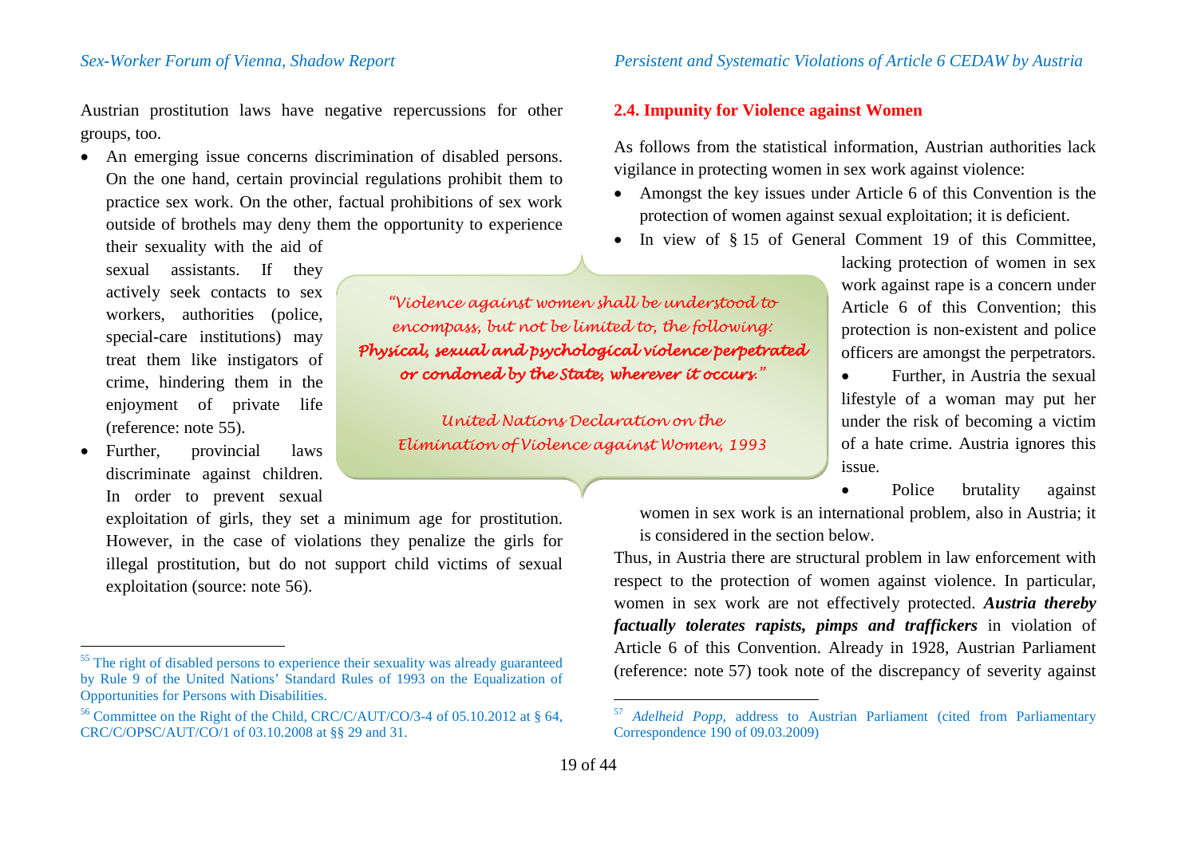Austrian prostitution laws have negative repercussions for other groups, too.

- An emerging issue concerns discrimination of disabled persons. On the one hand, certain provincial regulations prohibit them to practice sex work. On the other, factual prohibitions of sex work outside of brothels may deny them the opportunity to experience their sexuality with the aid of sexual assistants. If they actively seek contacts to sex workers, authorities (police, special-care institutions) may treat them like instigators of crime, hindering them in the enjoyment of private life (reference: note 55).
- Further, provincial laws discriminate against children. In order to prevent sexual exploitation of girls, they set a minimum age for prostitution. However, in the case of violations they penalize the girls for illegal prostitution, but do not support child victims of sexual exploitation (source: note 56).

> *"Violence against women shall be understood to encompass, but not be limited to, the following:* ***Physical, sexual and psychological violence perpetrated or condoned by the State, wherever it occurs.****"*
>
> *United Nations Declaration on the Elimination of Violence against Women, 1993*

## 2.4. Impunity for Violence against Women

As follows from the statistical information, Austrian authorities lack vigilance in protecting women in sex work against violence:

- Amongst the key issues under Article 6 of this Convention is the protection of women against sexual exploitation; it is deficient.
- In view of § 15 of General Comment 19 of this Committee, lacking protection of women in sex work against rape is a concern under Article 6 of this Convention; this protection is non-existent and police officers are amongst the perpetrators.
- Further, in Austria the sexual lifestyle of a woman may put her under the risk of becoming a victim of a hate crime. Austria ignores this issue.
- Police brutality against women in sex work is an international problem, also in Austria; it is considered in the section below.

Thus, in Austria there are structural problem in law enforcement with respect to the protection of women against violence. In particular, women in sex work are not effectively protected. ***Austria thereby factually tolerates rapists, pimps and traffickers*** in violation of Article 6 of this Convention. Already in 1928, Austrian Parliament (reference: note 57) took note of the discrepancy of severity against

---

[55] The right of disabled persons to experience their sexuality was already guaranteed by Rule 9 of the United Nations' Standard Rules of 1993 on the Equalization of Opportunities for Persons with Disabilities.

[56] Committee on the Right of the Child, CRC/C/AUT/CO/3-4 of 05.10.2012 at § 64, CRC/C/OPSC/AUT/CO/1 of 03.10.2008 at §§ 29 and 31.

[57] *Adelheid Popp*, address to Austrian Parliament (cited from Parliamentary Correspondence 190 of 09.03.2009)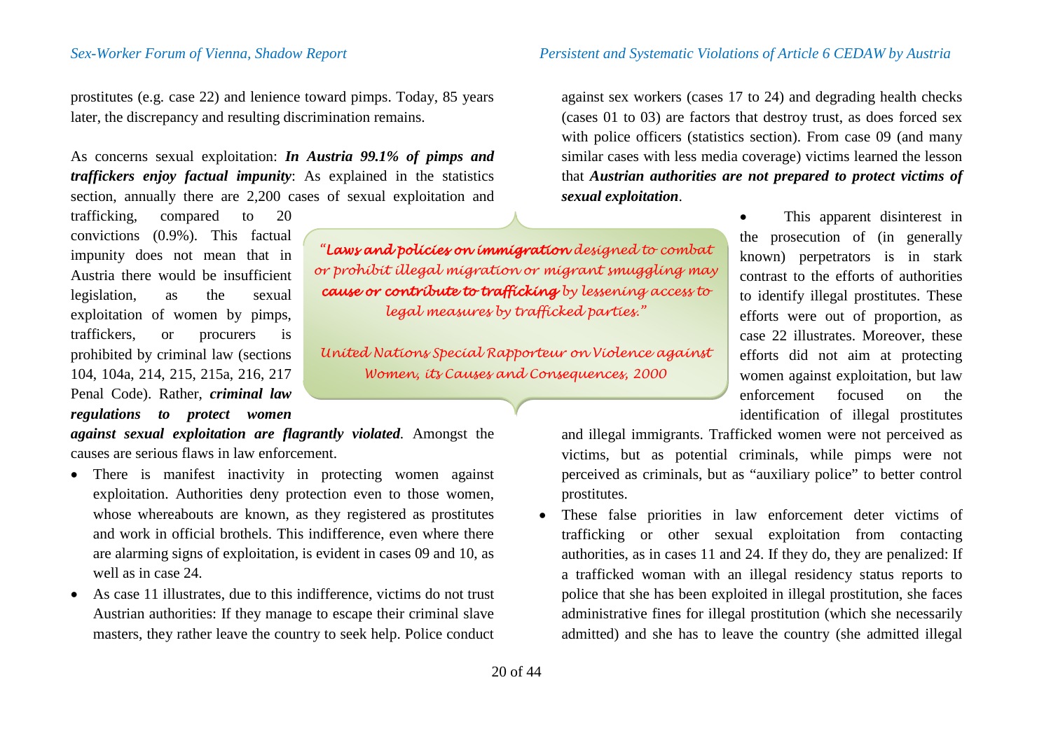prostitutes (e.g. case 22) and lenience toward pimps. Today, 85 years later, the discrepancy and resulting discrimination remains.

As concerns sexual exploitation: ***In Austria 99.1% of pimps and traffickers enjoy factual impunity***: As explained in the statistics section, annually there are 2,200 cases of sexual exploitation and trafficking, compared to 20 convictions (0.9%). This factual impunity does not mean that in Austria there would be insufficient legislation, as the sexual exploitation of women by pimps, traffickers, or procurers is prohibited by criminal law (sections 104, 104a, 214, 215, 215a, 216, 217 Penal Code). Rather, ***criminal law regulations to protect women against sexual exploitation are flagrantly violated***. Amongst the causes are serious flaws in law enforcement.

> *"**Laws and policies on immigration** designed to combat or prohibit illegal migration or migrant smuggling may **cause or contribute to trafficking** by lessening access to legal measures by trafficked parties."*
>
> *United Nations Special Rapporteur on Violence against Women, its Causes and Consequences, 2000*

- There is manifest inactivity in protecting women against exploitation. Authorities deny protection even to those women, whose whereabouts are known, as they registered as prostitutes and work in official brothels. This indifference, even where there are alarming signs of exploitation, is evident in cases 09 and 10, as well as in case 24.
- As case 11 illustrates, due to this indifference, victims do not trust Austrian authorities: If they manage to escape their criminal slave masters, they rather leave the country to seek help. Police conduct against sex workers (cases 17 to 24) and degrading health checks (cases 01 to 03) are factors that destroy trust, as does forced sex with police officers (statistics section). From case 09 (and many similar cases with less media coverage) victims learned the lesson that ***Austrian authorities are not prepared to protect victims of sexual exploitation***.
- This apparent disinterest in the prosecution of (in generally known) perpetrators is in stark contrast to the efforts of authorities to identify illegal prostitutes. These efforts were out of proportion, as case 22 illustrates. Moreover, these efforts did not aim at protecting women against exploitation, but law enforcement focused on the identification of illegal prostitutes and illegal immigrants. Trafficked women were not perceived as victims, but as potential criminals, while pimps were not perceived as criminals, but as "auxiliary police" to better control prostitutes.
- These false priorities in law enforcement deter victims of trafficking or other sexual exploitation from contacting authorities, as in cases 11 and 24. If they do, they are penalized: If a trafficked woman with an illegal residency status reports to police that she has been exploited in illegal prostitution, she faces administrative fines for illegal prostitution (which she necessarily admitted) and she has to leave the country (she admitted illegal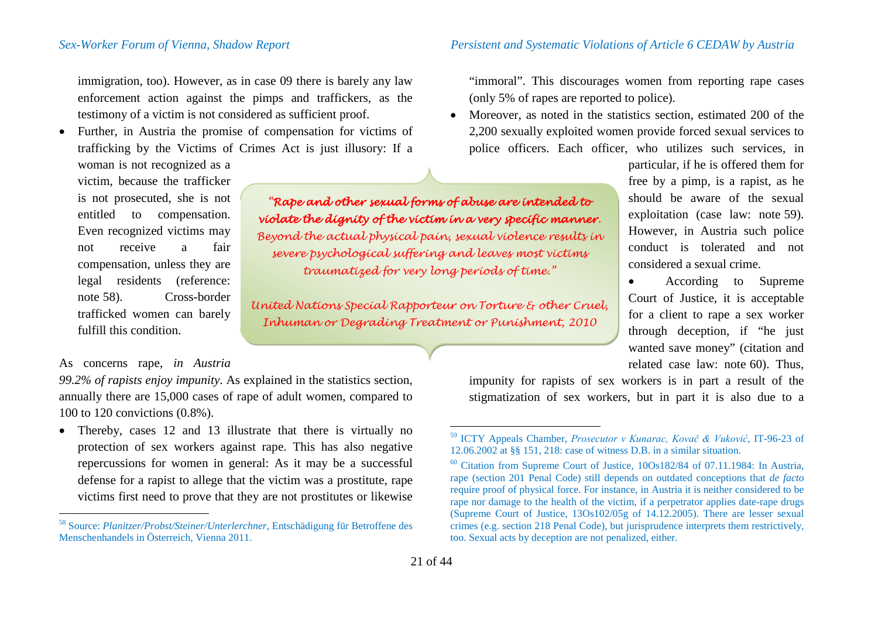immigration, too). However, as in case 09 there is barely any law enforcement action against the pimps and traffickers, as the testimony of a victim is not considered as sufficient proof.

- Further, in Austria the promise of compensation for victims of trafficking by the Victims of Crimes Act is just illusory: If a woman is not recognized as a victim, because the trafficker is not prosecuted, she is not entitled to compensation. Even recognized victims may not receive a fair compensation, unless they are legal residents (reference: note 58). Cross-border trafficked women can barely fulfill this condition.

> ***"Rape and other sexual forms of abuse are intended to violate the dignity of the victim in a very specific manner.*** *Beyond the actual physical pain, sexual violence results in severe psychological suffering and leaves most victims traumatized for very long periods of time."*
>
> *United Nations Special Rapporteur on Torture & other Cruel, Inhuman or Degrading Treatment or Punishment, 2010*

As concerns rape, *in Austria 99.2% of rapists enjoy impunity*. As explained in the statistics section, annually there are 15,000 cases of rape of adult women, compared to 100 to 120 convictions (0.8%).

- Thereby, cases 12 and 13 illustrate that there is virtually no protection of sex workers against rape. This has also negative repercussions for women in general: As it may be a successful defense for a rapist to allege that the victim was a prostitute, rape victims first need to prove that they are not prostitutes or likewise "immoral". This discourages women from reporting rape cases (only 5% of rapes are reported to police).
- Moreover, as noted in the statistics section, estimated 200 of the 2,200 sexually exploited women provide forced sexual services to police officers. Each officer, who utilizes such services, in particular, if he is offered them for free by a pimp, is a rapist, as he should be aware of the sexual exploitation (case law: note 59). However, in Austria such police conduct is tolerated and not considered a sexual crime.
- According to Supreme Court of Justice, it is acceptable for a client to rape a sex worker through deception, if "he just wanted save money" (citation and related case law: note 60). Thus, impunity for rapists of sex workers is in part a result of the stigmatization of sex workers, but in part it is also due to a

---

[58] Source: *Planitzer/Probst/Steiner/Unterlerchner*, Entschädigung für Betroffene des Menschenhandels in Österreich, Vienna 2011.

[59] ICTY Appeals Chamber, *Prosecutor v Kunarac, Kovač & Vuković*, IT-96-23 of 12.06.2002 at §§ 151, 218: case of witness D.B. in a similar situation.

[60] Citation from Supreme Court of Justice, 10Os182/84 of 07.11.1984: In Austria, rape (section 201 Penal Code) still depends on outdated conceptions that *de facto* require proof of physical force. For instance, in Austria it is neither considered to be rape nor damage to the health of the victim, if a perpetrator applies date-rape drugs (Supreme Court of Justice, 13Os102/05g of 14.12.2005). There are lesser sexual crimes (e.g. section 218 Penal Code), but jurisprudence interprets them restrictively, too. Sexual acts by deception are not penalized, either.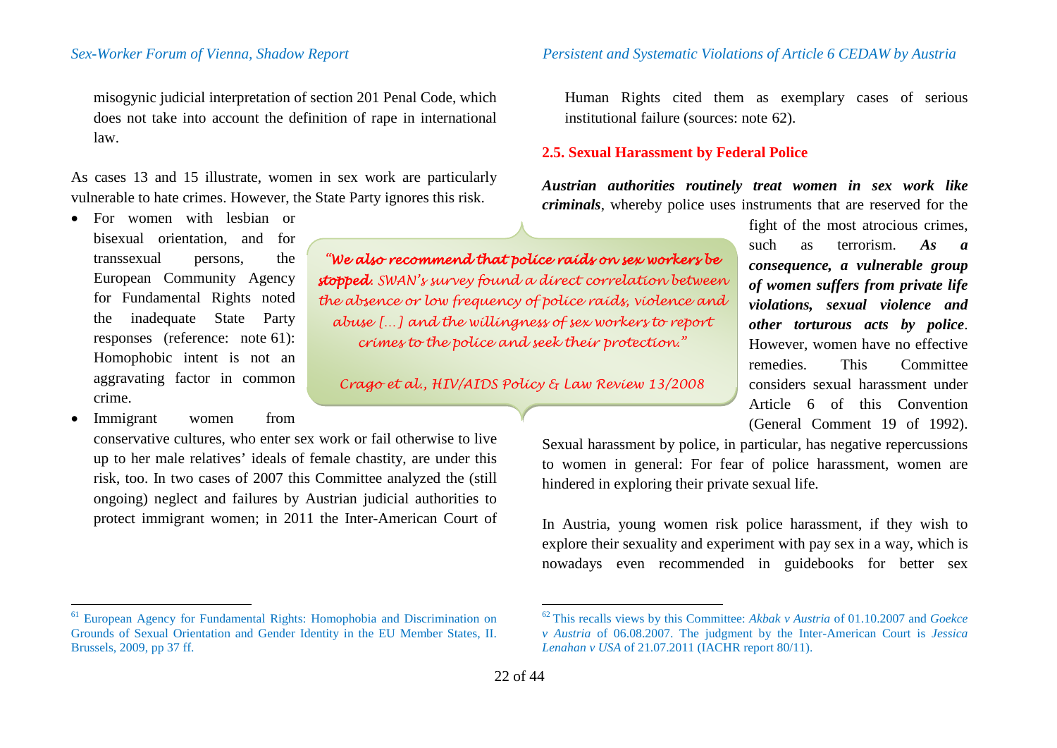misogynic judicial interpretation of section 201 Penal Code, which does not take into account the definition of rape in international law.

As cases 13 and 15 illustrate, women in sex work are particularly vulnerable to hate crimes. However, the State Party ignores this risk.

- For women with lesbian or bisexual orientation, and for transsexual persons, the European Community Agency for Fundamental Rights noted the inadequate State Party responses (reference: note 61): Homophobic intent is not an aggravating factor in common crime.
- Immigrant women from conservative cultures, who enter sex work or fail otherwise to live up to her male relatives' ideals of female chastity, are under this risk, too. In two cases of 2007 this Committee analyzed the (still ongoing) neglect and failures by Austrian judicial authorities to protect immigrant women; in 2011 the Inter-American Court of Human Rights cited them as exemplary cases of serious institutional failure (sources: note 62).

> *"**We also recommend that police raids on sex workers be stopped**. SWAN's survey found a direct correlation between the absence or low frequency of police raids, violence and abuse [...] and the willingness of sex workers to report crimes to the police and seek their protection."*
>
> *Crago et al., HIV/AIDS Policy & Law Review 13/2008*

### 2.5. Sexual Harassment by Federal Police

***Austrian authorities routinely treat women in sex work like criminals***, whereby police uses instruments that are reserved for the fight of the most atrocious crimes, such as terrorism. ***As a consequence, a vulnerable group of women suffers from private life violations, sexual violence and other torturous acts by police***. However, women have no effective remedies. This Committee considers sexual harassment under Article 6 of this Convention (General Comment 19 of 1992). Sexual harassment by police, in particular, has negative repercussions to women in general: For fear of police harassment, women are hindered in exploring their private sexual life.

In Austria, young women risk police harassment, if they wish to explore their sexuality and experiment with pay sex in a way, which is nowadays even recommended in guidebooks for better sex

---

[61] European Agency for Fundamental Rights: Homophobia and Discrimination on Grounds of Sexual Orientation and Gender Identity in the EU Member States, II. Brussels, 2009, pp 37 ff.

[62] This recalls views by this Committee: *Akbak v Austria* of 01.10.2007 and *Goekce v Austria* of 06.08.2007. The judgment by the Inter-American Court is *Jessica Lenahan v USA* of 21.07.2011 (IACHR report 80/11).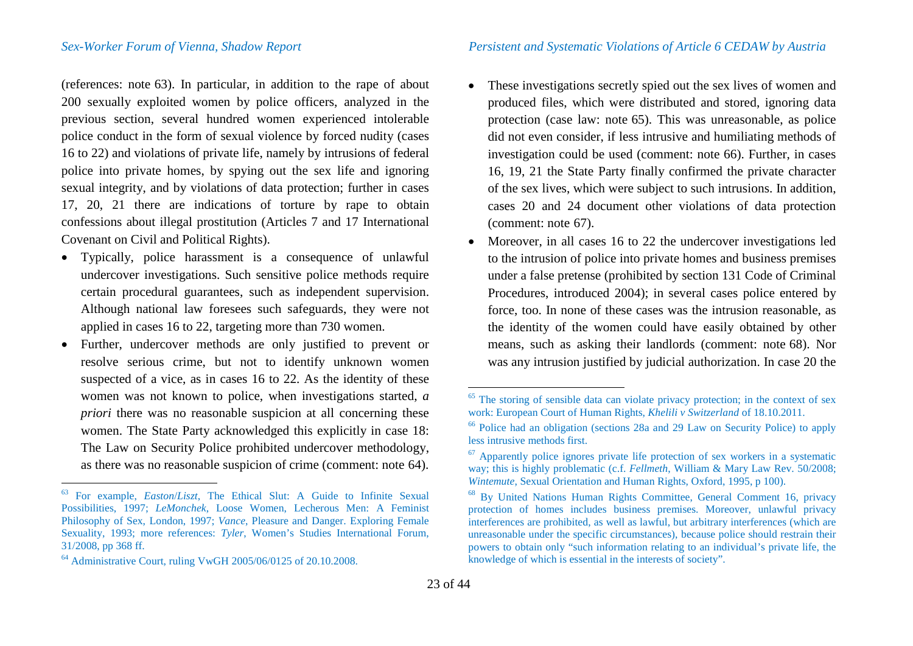(references: note 63). In particular, in addition to the rape of about 200 sexually exploited women by police officers, analyzed in the previous section, several hundred women experienced intolerable police conduct in the form of sexual violence by forced nudity (cases 16 to 22) and violations of private life, namely by intrusions of federal police into private homes, by spying out the sex life and ignoring sexual integrity, and by violations of data protection; further in cases 17, 20, 21 there are indications of torture by rape to obtain confessions about illegal prostitution (Articles 7 and 17 International Covenant on Civil and Political Rights).

- Typically, police harassment is a consequence of unlawful undercover investigations. Such sensitive police methods require certain procedural guarantees, such as independent supervision. Although national law foresees such safeguards, they were not applied in cases 16 to 22, targeting more than 730 women.
- Further, undercover methods are only justified to prevent or resolve serious crime, but not to identify unknown women suspected of a vice, as in cases 16 to 22. As the identity of these women was not known to police, when investigations started, *a priori* there was no reasonable suspicion at all concerning these women. The State Party acknowledged this explicitly in case 18: The Law on Security Police prohibited undercover methodology, as there was no reasonable suspicion of crime (comment: note 64).
- These investigations secretly spied out the sex lives of women and produced files, which were distributed and stored, ignoring data protection (case law: note 65). This was unreasonable, as police did not even consider, if less intrusive and humiliating methods of investigation could be used (comment: note 66). Further, in cases 16, 19, 21 the State Party finally confirmed the private character of the sex lives, which were subject to such intrusions. In addition, cases 20 and 24 document other violations of data protection (comment: note 67).
- Moreover, in all cases 16 to 22 the undercover investigations led to the intrusion of police into private homes and business premises under a false pretense (prohibited by section 131 Code of Criminal Procedures, introduced 2004); in several cases police entered by force, too. In none of these cases was the intrusion reasonable, as the identity of the women could have easily obtained by other means, such as asking their landlords (comment: note 68). Nor was any intrusion justified by judicial authorization. In case 20 the

---

[63] For example, *Easton*/*Liszt*, The Ethical Slut: A Guide to Infinite Sexual Possibilities, 1997; *LeMonchek*, Loose Women, Lecherous Men: A Feminist Philosophy of Sex, London, 1997; *Vance*, Pleasure and Danger. Exploring Female Sexuality, 1993; more references: *Tyler*, Women's Studies International Forum, 31/2008, pp 368 ff.

[64] Administrative Court, ruling VwGH 2005/06/0125 of 20.10.2008.

[65] The storing of sensible data can violate privacy protection; in the context of sex work: European Court of Human Rights, *Khelili v Switzerland* of 18.10.2011.

[66] Police had an obligation (sections 28a and 29 Law on Security Police) to apply less intrusive methods first.

[67] Apparently police ignores private life protection of sex workers in a systematic way; this is highly problematic (c.f. *Fellmeth*, William & Mary Law Rev. 50/2008; *Wintemute*, Sexual Orientation and Human Rights, Oxford, 1995, p 100).

[68] By United Nations Human Rights Committee, General Comment 16, privacy protection of homes includes business premises. Moreover, unlawful privacy interferences are prohibited, as well as lawful, but arbitrary interferences (which are unreasonable under the specific circumstances), because police should restrain their powers to obtain only "such information relating to an individual's private life, the knowledge of which is essential in the interests of society".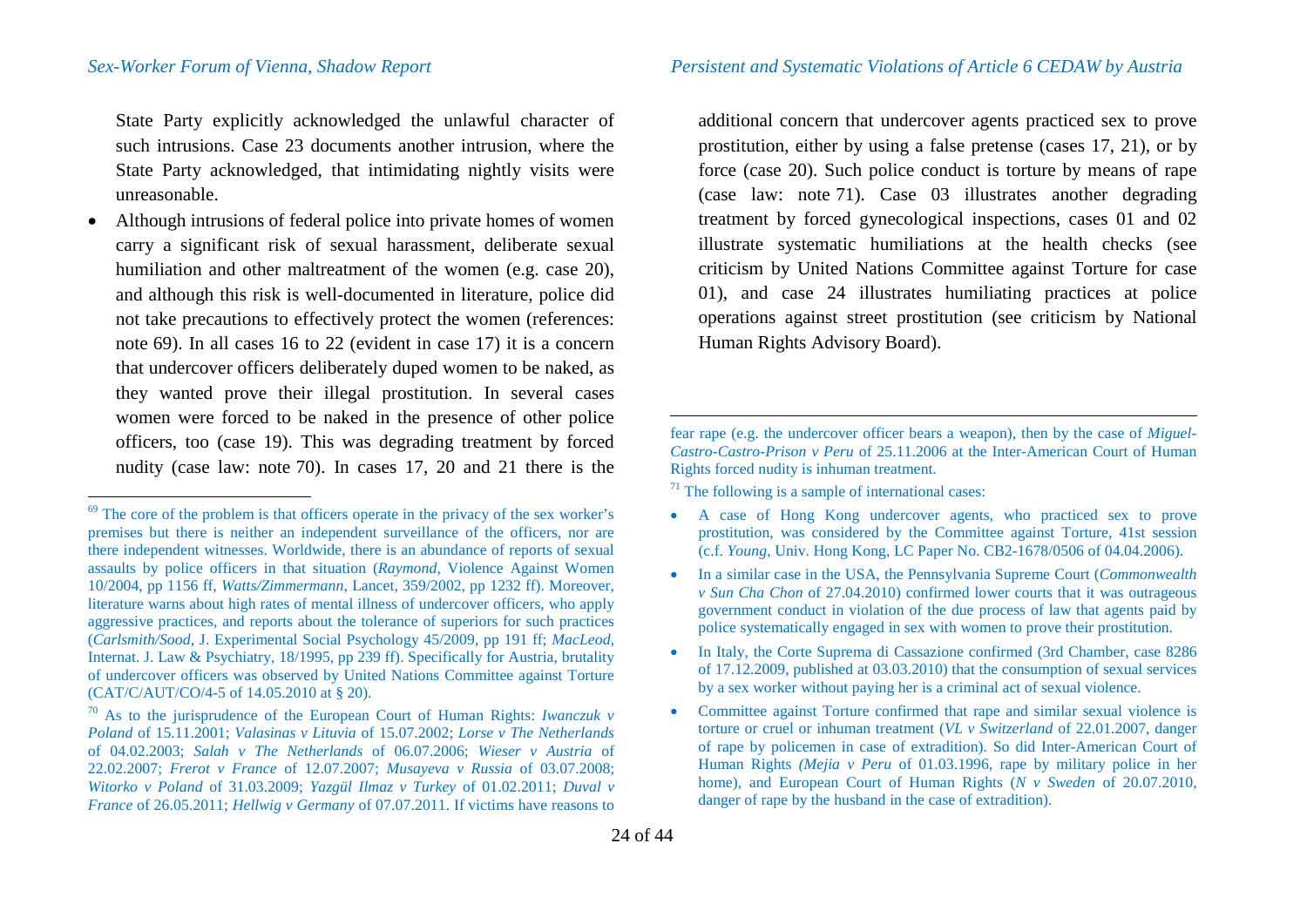State Party explicitly acknowledged the unlawful character of such intrusions. Case 23 documents another intrusion, where the State Party acknowledged, that intimidating nightly visits were unreasonable.

- Although intrusions of federal police into private homes of women carry a significant risk of sexual harassment, deliberate sexual humiliation and other maltreatment of the women (e.g. case 20), and although this risk is well-documented in literature, police did not take precautions to effectively protect the women (references: note 69). In all cases 16 to 22 (evident in case 17) it is a concern that undercover officers deliberately duped women to be naked, as they wanted prove their illegal prostitution. In several cases women were forced to be naked in the presence of other police officers, too (case 19). This was degrading treatment by forced nudity (case law: note 70). In cases 17, 20 and 21 there is the additional concern that undercover agents practiced sex to prove prostitution, either by using a false pretense (cases 17, 21), or by force (case 20). Such police conduct is torture by means of rape (case law: note 71). Case 03 illustrates another degrading treatment by forced gynecological inspections, cases 01 and 02 illustrate systematic humiliations at the health checks (see criticism by United Nations Committee against Torture for case 01), and case 24 illustrates humiliating practices at police operations against street prostitution (see criticism by National Human Rights Advisory Board).

---

[69] The core of the problem is that officers operate in the privacy of the sex worker's premises but there is neither an independent surveillance of the officers, nor are there independent witnesses. Worldwide, there is an abundance of reports of sexual assaults by police officers in that situation (*Raymond*, Violence Against Women 10/2004, pp 1156 ff, *Watts/Zimmermann*, Lancet, 359/2002, pp 1232 ff). Moreover, literature warns about high rates of mental illness of undercover officers, who apply aggressive practices, and reports about the tolerance of superiors for such practices (*Carlsmith/Sood*, J. Experimental Social Psychology 45/2009, pp 191 ff; *MacLeod*, Internat. J. Law & Psychiatry, 18/1995, pp 239 ff). Specifically for Austria, brutality of undercover officers was observed by United Nations Committee against Torture (CAT/C/AUT/CO/4-5 of 14.05.2010 at § 20).

[70] As to the jurisprudence of the European Court of Human Rights: *Iwanczuk v Poland* of 15.11.2001; *Valasinas v Lituvia* of 15.07.2002; *Lorse v The Netherlands* of 04.02.2003; *Salah v The Netherlands* of 06.07.2006; *Wieser v Austria* of 22.02.2007; *Frerot v France* of 12.07.2007; *Musayeva v Russia* of 03.07.2008; *Witorko v Poland* of 31.03.2009; *Yazgül Ilmaz v Turkey* of 01.02.2011; *Duval v France* of 26.05.2011; *Hellwig v Germany* of 07.07.2011. If victims have reasons to fear rape (e.g. the undercover officer bears a weapon), then by the case of *Miguel-Castro-Castro-Prison v Peru* of 25.11.2006 at the Inter-American Court of Human Rights forced nudity is inhuman treatment.

[71] The following is a sample of international cases:

- A case of Hong Kong undercover agents, who practiced sex to prove prostitution, was considered by the Committee against Torture, 41st session (c.f. *Young*, Univ. Hong Kong, LC Paper No. CB2-1678/0506 of 04.04.2006).
- In a similar case in the USA, the Pennsylvania Supreme Court (*Commonwealth v Sun Cha Chon* of 27.04.2010) confirmed lower courts that it was outrageous government conduct in violation of the due process of law that agents paid by police systematically engaged in sex with women to prove their prostitution.
- In Italy, the Corte Suprema di Cassazione confirmed (3rd Chamber, case 8286 of 17.12.2009, published at 03.03.2010) that the consumption of sexual services by a sex worker without paying her is a criminal act of sexual violence.
- Committee against Torture confirmed that rape and similar sexual violence is torture or cruel or inhuman treatment (*VL v Switzerland* of 22.01.2007, danger of rape by policemen in case of extradition). So did Inter-American Court of Human Rights *(Mejia v Peru* of 01.03.1996, rape by military police in her home), and European Court of Human Rights (*N v Sweden* of 20.07.2010, danger of rape by the husband in the case of extradition).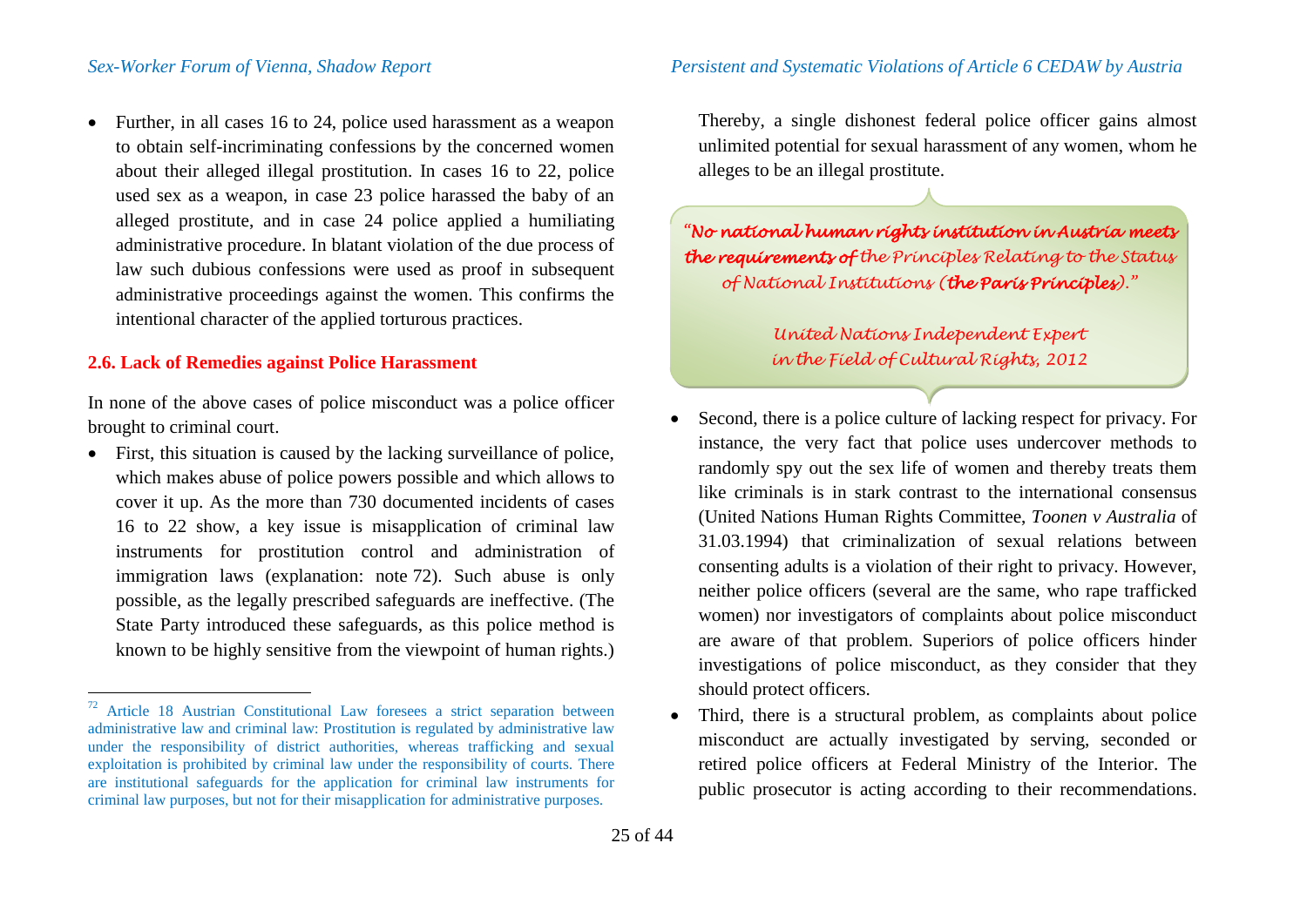- Further, in all cases 16 to 24, police used harassment as a weapon to obtain self-incriminating confessions by the concerned women about their alleged illegal prostitution. In cases 16 to 22, police used sex as a weapon, in case 23 police harassed the baby of an alleged prostitute, and in case 24 police applied a humiliating administrative procedure. In blatant violation of the due process of law such dubious confessions were used as proof in subsequent administrative proceedings against the women. This confirms the intentional character of the applied torturous practices.

### 2.6. Lack of Remedies against Police Harassment

In none of the above cases of police misconduct was a police officer brought to criminal court.

- First, this situation is caused by the lacking surveillance of police, which makes abuse of police powers possible and which allows to cover it up. As the more than 730 documented incidents of cases 16 to 22 show, a key issue is misapplication of criminal law instruments for prostitution control and administration of immigration laws (explanation: note 72). Such abuse is only possible, as the legally prescribed safeguards are ineffective. (The State Party introduced these safeguards, as this police method is known to be highly sensitive from the viewpoint of human rights.) Thereby, a single dishonest federal police officer gains almost unlimited potential for sexual harassment of any women, whom he alleges to be an illegal prostitute.

> *"**No national human rights institution in Austria meets the requirements of** the Principles Relating to the Status of National Institutions (**the Paris Principles**)."*
>
> *United Nations Independent Expert in the Field of Cultural Rights, 2012*

- Second, there is a police culture of lacking respect for privacy. For instance, the very fact that police uses undercover methods to randomly spy out the sex life of women and thereby treats them like criminals is in stark contrast to the international consensus (United Nations Human Rights Committee, *Toonen v Australia* of 31.03.1994) that criminalization of sexual relations between consenting adults is a violation of their right to privacy. However, neither police officers (several are the same, who rape trafficked women) nor investigators of complaints about police misconduct are aware of that problem. Superiors of police officers hinder investigations of police misconduct, as they consider that they should protect officers.
- Third, there is a structural problem, as complaints about police misconduct are actually investigated by serving, seconded or retired police officers at Federal Ministry of the Interior. The public prosecutor is acting according to their recommendations.

---

[72] Article 18 Austrian Constitutional Law foresees a strict separation between administrative law and criminal law: Prostitution is regulated by administrative law under the responsibility of district authorities, whereas trafficking and sexual exploitation is prohibited by criminal law under the responsibility of courts. There are institutional safeguards for the application for criminal law instruments for criminal law purposes, but not for their misapplication for administrative purposes.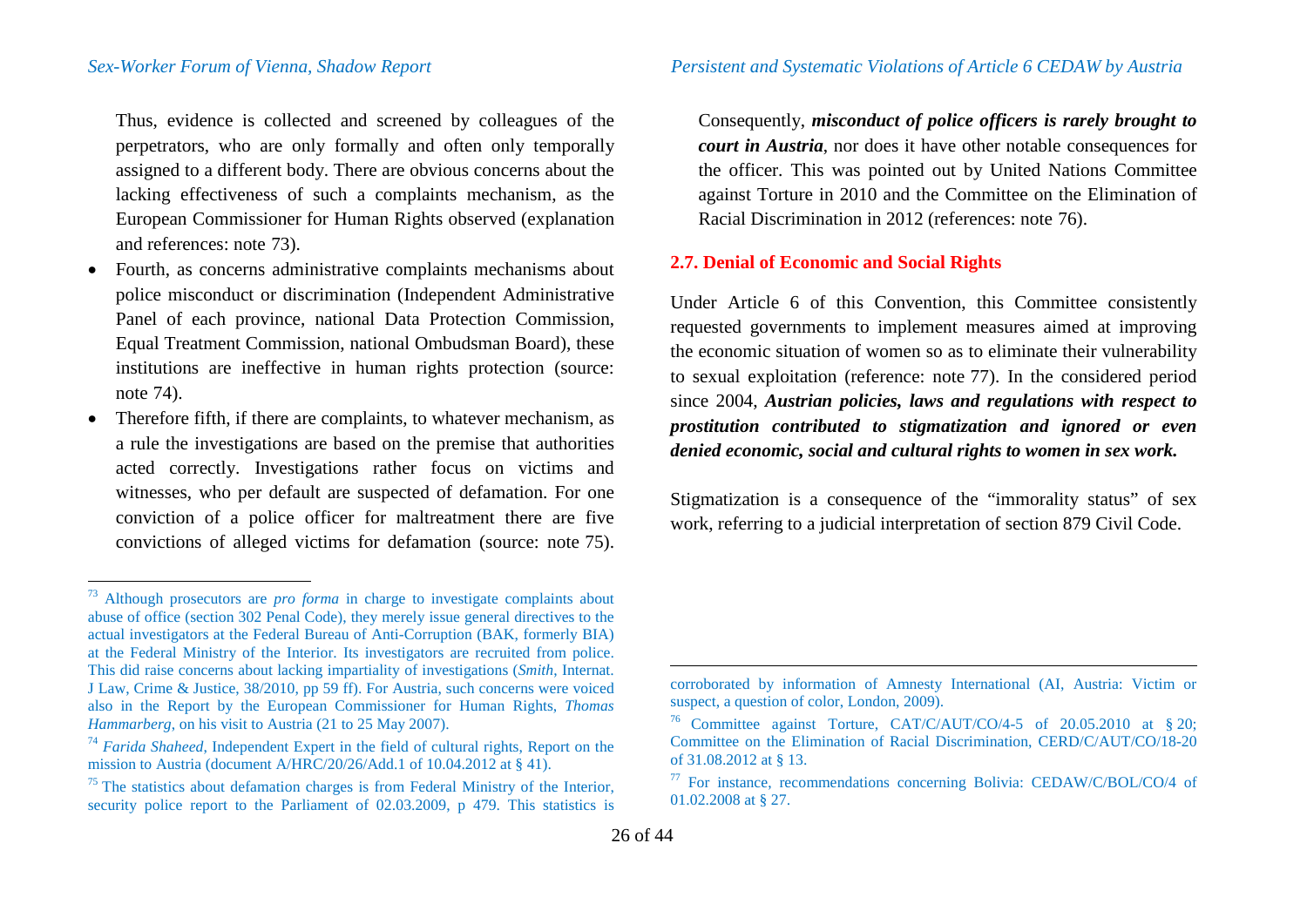Thus, evidence is collected and screened by colleagues of the perpetrators, who are only formally and often only temporally assigned to a different body. There are obvious concerns about the lacking effectiveness of such a complaints mechanism, as the European Commissioner for Human Rights observed (explanation and references: note 73).

- Fourth, as concerns administrative complaints mechanisms about police misconduct or discrimination (Independent Administrative Panel of each province, national Data Protection Commission, Equal Treatment Commission, national Ombudsman Board), these institutions are ineffective in human rights protection (source: note 74).
- Therefore fifth, if there are complaints, to whatever mechanism, as a rule the investigations are based on the premise that authorities acted correctly. Investigations rather focus on victims and witnesses, who per default are suspected of defamation. For one conviction of a police officer for maltreatment there are five convictions of alleged victims for defamation (source: note 75).

Consequently, ***misconduct of police officers is rarely brought to court in Austria***, nor does it have other notable consequences for the officer. This was pointed out by United Nations Committee against Torture in 2010 and the Committee on the Elimination of Racial Discrimination in 2012 (references: note 76).

## 2.7. Denial of Economic and Social Rights

Under Article 6 of this Convention, this Committee consistently requested governments to implement measures aimed at improving the economic situation of women so as to eliminate their vulnerability to sexual exploitation (reference: note 77). In the considered period since 2004, ***Austrian policies, laws and regulations with respect to prostitution contributed to stigmatization and ignored or even denied economic, social and cultural rights to women in sex work.***

Stigmatization is a consequence of the "immorality status" of sex work, referring to a judicial interpretation of section 879 Civil Code.

---

[73] Although prosecutors are *pro forma* in charge to investigate complaints about abuse of office (section 302 Penal Code), they merely issue general directives to the actual investigators at the Federal Bureau of Anti-Corruption (BAK, formerly BIA) at the Federal Ministry of the Interior. Its investigators are recruited from police. This did raise concerns about lacking impartiality of investigations (*Smith*, Internat. J Law, Crime & Justice, 38/2010, pp 59 ff). For Austria, such concerns were voiced also in the Report by the European Commissioner for Human Rights, *Thomas Hammarberg*, on his visit to Austria (21 to 25 May 2007).

[74] *Farida Shaheed*, Independent Expert in the field of cultural rights, Report on the mission to Austria (document A/HRC/20/26/Add.1 of 10.04.2012 at § 41).

[75] The statistics about defamation charges is from Federal Ministry of the Interior, security police report to the Parliament of 02.03.2009, p 479. This statistics is corroborated by information of Amnesty International (AI, Austria: Victim or suspect, a question of color, London, 2009).

[76] Committee against Torture, CAT/C/AUT/CO/4-5 of 20.05.2010 at § 20; Committee on the Elimination of Racial Discrimination, CERD/C/AUT/CO/18-20 of 31.08.2012 at § 13.

[77] For instance, recommendations concerning Bolivia: CEDAW/C/BOL/CO/4 of 01.02.2008 at § 27.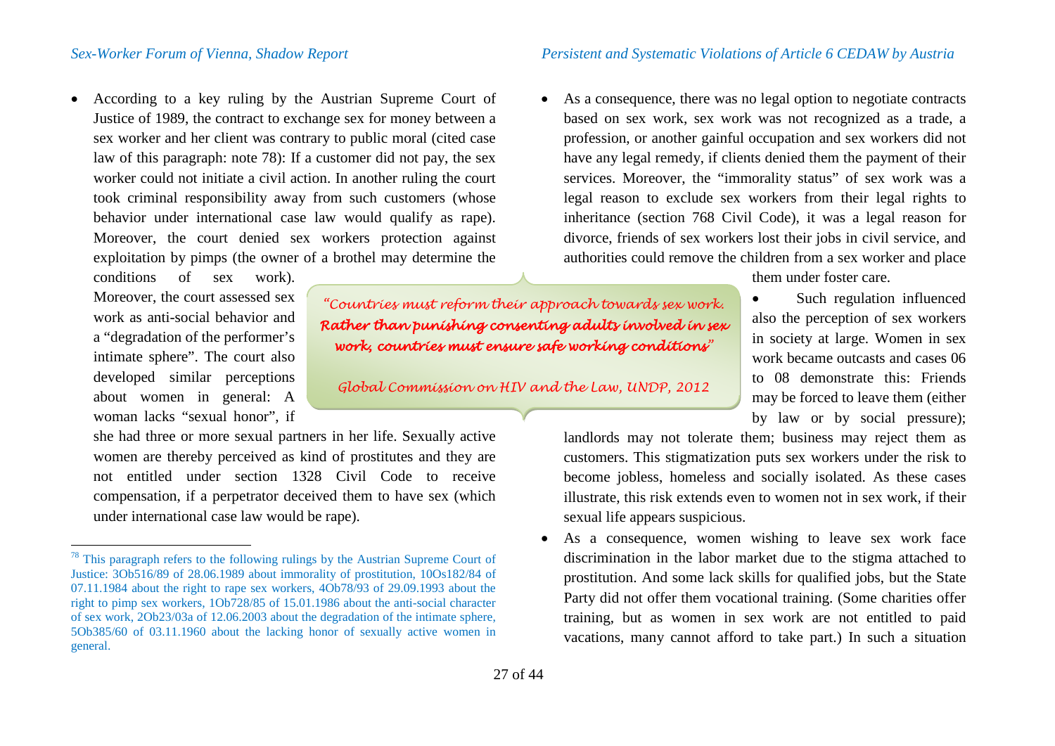- According to a key ruling by the Austrian Supreme Court of Justice of 1989, the contract to exchange sex for money between a sex worker and her client was contrary to public moral (cited case law of this paragraph: note 78): If a customer did not pay, the sex worker could not initiate a civil action. In another ruling the court took criminal responsibility away from such customers (whose behavior under international case law would qualify as rape). Moreover, the court denied sex workers protection against exploitation by pimps (the owner of a brothel may determine the conditions of sex work). Moreover, the court assessed sex work as anti-social behavior and a "degradation of the performer's intimate sphere". The court also developed similar perceptions about women in general: A woman lacks "sexual honor", if she had three or more sexual partners in her life. Sexually active women are thereby perceived as kind of prostitutes and they are not entitled under section 1328 Civil Code to receive compensation, if a perpetrator deceived them to have sex (which under international case law would be rape).

> *"Countries must reform their approach towards sex work. Rather than punishing consenting adults involved in sex work, countries must ensure safe working conditions"*
>
> *Global Commission on HIV and the Law, UNDP, 2012*

- As a consequence, there was no legal option to negotiate contracts based on sex work, sex work was not recognized as a trade, a profession, or another gainful occupation and sex workers did not have any legal remedy, if clients denied them the payment of their services. Moreover, the "immorality status" of sex work was a legal reason to exclude sex workers from their legal rights to inheritance (section 768 Civil Code), it was a legal reason for divorce, friends of sex workers lost their jobs in civil service, and authorities could remove the children from a sex worker and place them under foster care.
- Such regulation influenced also the perception of sex workers in society at large. Women in sex work became outcasts and cases 06 to 08 demonstrate this: Friends may be forced to leave them (either by law or by social pressure); landlords may not tolerate them; business may reject them as customers. This stigmatization puts sex workers under the risk to become jobless, homeless and socially isolated. As these cases illustrate, this risk extends even to women not in sex work, if their sexual life appears suspicious.
- As a consequence, women wishing to leave sex work face discrimination in the labor market due to the stigma attached to prostitution. And some lack skills for qualified jobs, but the State Party did not offer them vocational training. (Some charities offer training, but as women in sex work are not entitled to paid vacations, many cannot afford to take part.) In such a situation

---

[78] This paragraph refers to the following rulings by the Austrian Supreme Court of Justice: 3Ob516/89 of 28.06.1989 about immorality of prostitution, 10Os182/84 of 07.11.1984 about the right to rape sex workers, 4Ob78/93 of 29.09.1993 about the right to pimp sex workers, 1Ob728/85 of 15.01.1986 about the anti-social character of sex work, 2Ob23/03a of 12.06.2003 about the degradation of the intimate sphere, 5Ob385/60 of 03.11.1960 about the lacking honor of sexually active women in general.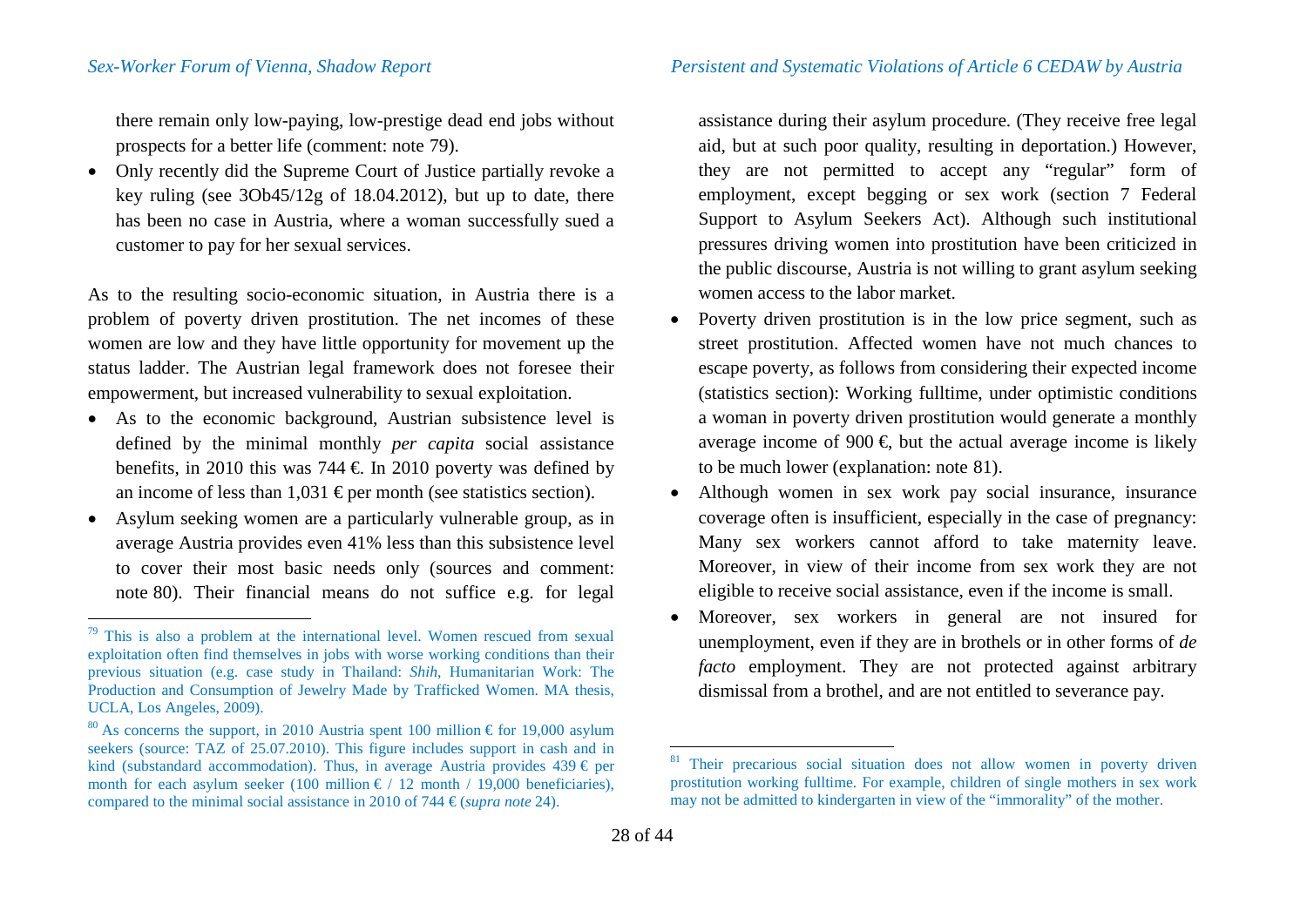there remain only low-paying, low-prestige dead end jobs without prospects for a better life (comment: note 79).

- Only recently did the Supreme Court of Justice partially revoke a key ruling (see 3Ob45/12g of 18.04.2012), but up to date, there has been no case in Austria, where a woman successfully sued a customer to pay for her sexual services.

As to the resulting socio-economic situation, in Austria there is a problem of poverty driven prostitution. The net incomes of these women are low and they have little opportunity for movement up the status ladder. The Austrian legal framework does not foresee their empowerment, but increased vulnerability to sexual exploitation.

- As to the economic background, Austrian subsistence level is defined by the minimal monthly *per capita* social assistance benefits, in 2010 this was 744 €. In 2010 poverty was defined by an income of less than 1,031 € per month (see statistics section).
- Asylum seeking women are a particularly vulnerable group, as in average Austria provides even 41% less than this subsistence level to cover their most basic needs only (sources and comment: note 80). Their financial means do not suffice e.g. for legal assistance during their asylum procedure. (They receive free legal aid, but at such poor quality, resulting in deportation.) However, they are not permitted to accept any "regular" form of employment, except begging or sex work (section 7 Federal Support to Asylum Seekers Act). Although such institutional pressures driving women into prostitution have been criticized in the public discourse, Austria is not willing to grant asylum seeking women access to the labor market.
- Poverty driven prostitution is in the low price segment, such as street prostitution. Affected women have not much chances to escape poverty, as follows from considering their expected income (statistics section): Working fulltime, under optimistic conditions a woman in poverty driven prostitution would generate a monthly average income of 900 €, but the actual average income is likely to be much lower (explanation: note 81).
- Although women in sex work pay social insurance, insurance coverage often is insufficient, especially in the case of pregnancy: Many sex workers cannot afford to take maternity leave. Moreover, in view of their income from sex work they are not eligible to receive social assistance, even if the income is small.
- Moreover, sex workers in general are not insured for unemployment, even if they are in brothels or in other forms of *de facto* employment. They are not protected against arbitrary dismissal from a brothel, and are not entitled to severance pay.

---

[79] This is also a problem at the international level. Women rescued from sexual exploitation often find themselves in jobs with worse working conditions than their previous situation (e.g. case study in Thailand: *Shih*, Humanitarian Work: The Production and Consumption of Jewelry Made by Trafficked Women. MA thesis, UCLA, Los Angeles, 2009).

[80] As concerns the support, in 2010 Austria spent 100 million € for 19,000 asylum seekers (source: TAZ of 25.07.2010). This figure includes support in cash and in kind (substandard accommodation). Thus, in average Austria provides 439 € per month for each asylum seeker (100 million € / 12 month / 19,000 beneficiaries), compared to the minimal social assistance in 2010 of 744 € (*supra note* 24).

[81] Their precarious social situation does not allow women in poverty driven prostitution working fulltime. For example, children of single mothers in sex work may not be admitted to kindergarten in view of the "immorality" of the mother.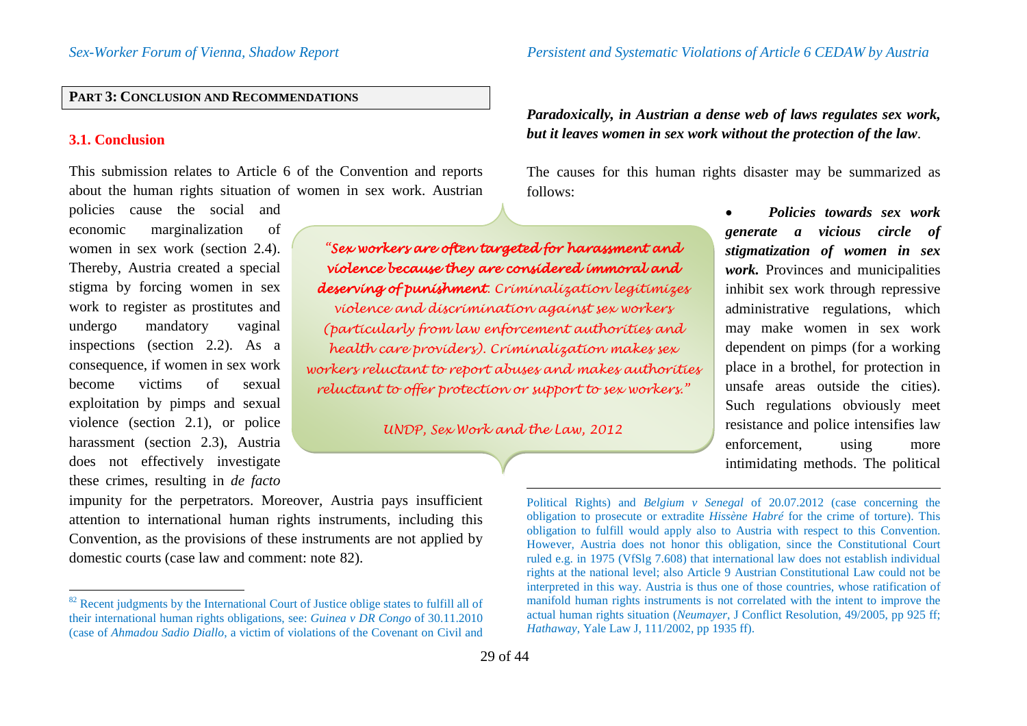## PART 3: CONCLUSION AND RECOMMENDATIONS

### 3.1. Conclusion

This submission relates to Article 6 of the Convention and reports about the human rights situation of women in sex work. Austrian policies cause the social and economic marginalization of women in sex work (section 2.4). Thereby, Austria created a special stigma by forcing women in sex work to register as prostitutes and undergo mandatory vaginal inspections (section 2.2). As a consequence, if women in sex work become victims of sexual exploitation by pimps and sexual violence (section 2.1), or police harassment (section 2.3), Austria does not effectively investigate these crimes, resulting in *de facto* impunity for the perpetrators. Moreover, Austria pays insufficient attention to international human rights instruments, including this Convention, as the provisions of these instruments are not applied by domestic courts (case law and comment: note 82).

> *"**Sex workers are often targeted for harassment and violence because they are considered immoral and deserving of punishment**. Criminalization legitimizes violence and discrimination against sex workers (particularly from law enforcement authorities and health care providers). Criminalization makes sex workers reluctant to report abuses and makes authorities reluctant to offer protection or support to sex workers."*
>
> *UNDP, Sex Work and the Law, 2012*

***Paradoxically, in Austrian a dense web of laws regulates sex work, but it leaves women in sex work without the protection of the law***.

The causes for this human rights disaster may be summarized as follows:

- ***Policies towards sex work generate a vicious circle of stigmatization of women in sex work.*** Provinces and municipalities inhibit sex work through repressive administrative regulations, which may make women in sex work dependent on pimps (for a working place in a brothel, for protection in unsafe areas outside the cities). Such regulations obviously meet resistance and police intensifies law enforcement, using more intimidating methods. The political

---

[82] Recent judgments by the International Court of Justice oblige states to fulfill all of their international human rights obligations, see: *Guinea v DR Congo* of 30.11.2010 (case of *Ahmadou Sadio Diallo*, a victim of violations of the Covenant on Civil and Political Rights) and *Belgium v Senegal* of 20.07.2012 (case concerning the obligation to prosecute or extradite *Hissène Habré* for the crime of torture). This obligation to fulfill would apply also to Austria with respect to this Convention. However, Austria does not honor this obligation, since the Constitutional Court ruled e.g. in 1975 (VfSlg 7.608) that international law does not establish individual rights at the national level; also Article 9 Austrian Constitutional Law could not be interpreted in this way. Austria is thus one of those countries, whose ratification of manifold human rights instruments is not correlated with the intent to improve the actual human rights situation (*Neumayer*, J Conflict Resolution, 49/2005, pp 925 ff; *Hathaway*, Yale Law J, 111/2002, pp 1935 ff).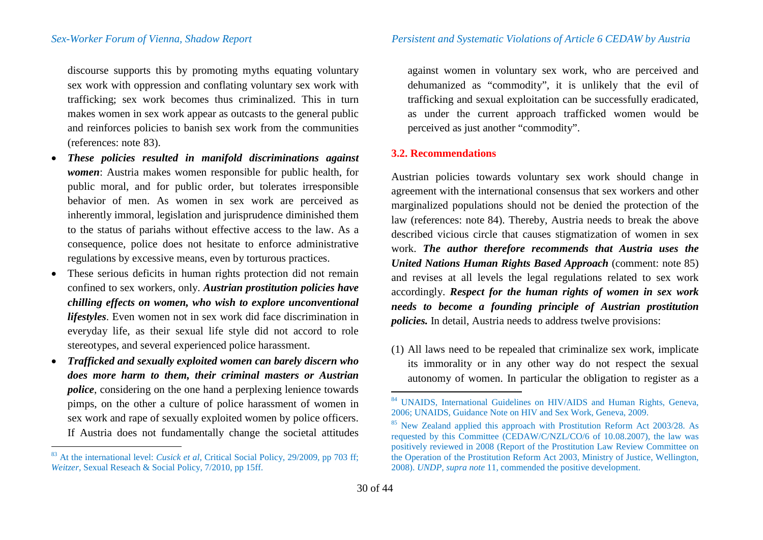discourse supports this by promoting myths equating voluntary sex work with oppression and conflating voluntary sex work with trafficking; sex work becomes thus criminalized. This in turn makes women in sex work appear as outcasts to the general public and reinforces policies to banish sex work from the communities (references: note 83).

- ***These policies resulted in manifold discriminations against women***: Austria makes women responsible for public health, for public moral, and for public order, but tolerates irresponsible behavior of men. As women in sex work are perceived as inherently immoral, legislation and jurisprudence diminished them to the status of pariahs without effective access to the law. As a consequence, police does not hesitate to enforce administrative regulations by excessive means, even by torturous practices.
- These serious deficits in human rights protection did not remain confined to sex workers, only. ***Austrian prostitution policies have chilling effects on women, who wish to explore unconventional lifestyles***. Even women not in sex work did face discrimination in everyday life, as their sexual life style did not accord to role stereotypes, and several experienced police harassment.
- ***Trafficked and sexually exploited women can barely discern who does more harm to them, their criminal masters or Austrian police***, considering on the one hand a perplexing lenience towards pimps, on the other a culture of police harassment of women in sex work and rape of sexually exploited women by police officers. If Austria does not fundamentally change the societal attitudes against women in voluntary sex work, who are perceived and dehumanized as "commodity", it is unlikely that the evil of trafficking and sexual exploitation can be successfully eradicated, as under the current approach trafficked women would be perceived as just another "commodity".

### 3.2. Recommendations

Austrian policies towards voluntary sex work should change in agreement with the international consensus that sex workers and other marginalized populations should not be denied the protection of the law (references: note 84). Thereby, Austria needs to break the above described vicious circle that causes stigmatization of women in sex work. ***The author therefore recommends that Austria uses the United Nations Human Rights Based Approach*** (comment: note 85) and revises at all levels the legal regulations related to sex work accordingly. ***Respect for the human rights of women in sex work needs to become a founding principle of Austrian prostitution policies.*** In detail, Austria needs to address twelve provisions:

(1) All laws need to be repealed that criminalize sex work, implicate its immorality or in any other way do not respect the sexual autonomy of women. In particular the obligation to register as a

---

[83] At the international level: *Cusick et al*, Critical Social Policy, 29/2009, pp 703 ff; *Weitzer*, Sexual Reseach & Social Policy, 7/2010, pp 15ff.

[84] UNAIDS, International Guidelines on HIV/AIDS and Human Rights, Geneva, 2006; UNAIDS, Guidance Note on HIV and Sex Work, Geneva, 2009.

[85] New Zealand applied this approach with Prostitution Reform Act 2003/28. As requested by this Committee (CEDAW/C/NZL/CO/6 of 10.08.2007), the law was positively reviewed in 2008 (Report of the Prostitution Law Review Committee on the Operation of the Prostitution Reform Act 2003, Ministry of Justice, Wellington, 2008). *UNDP, supra note* 11, commended the positive development.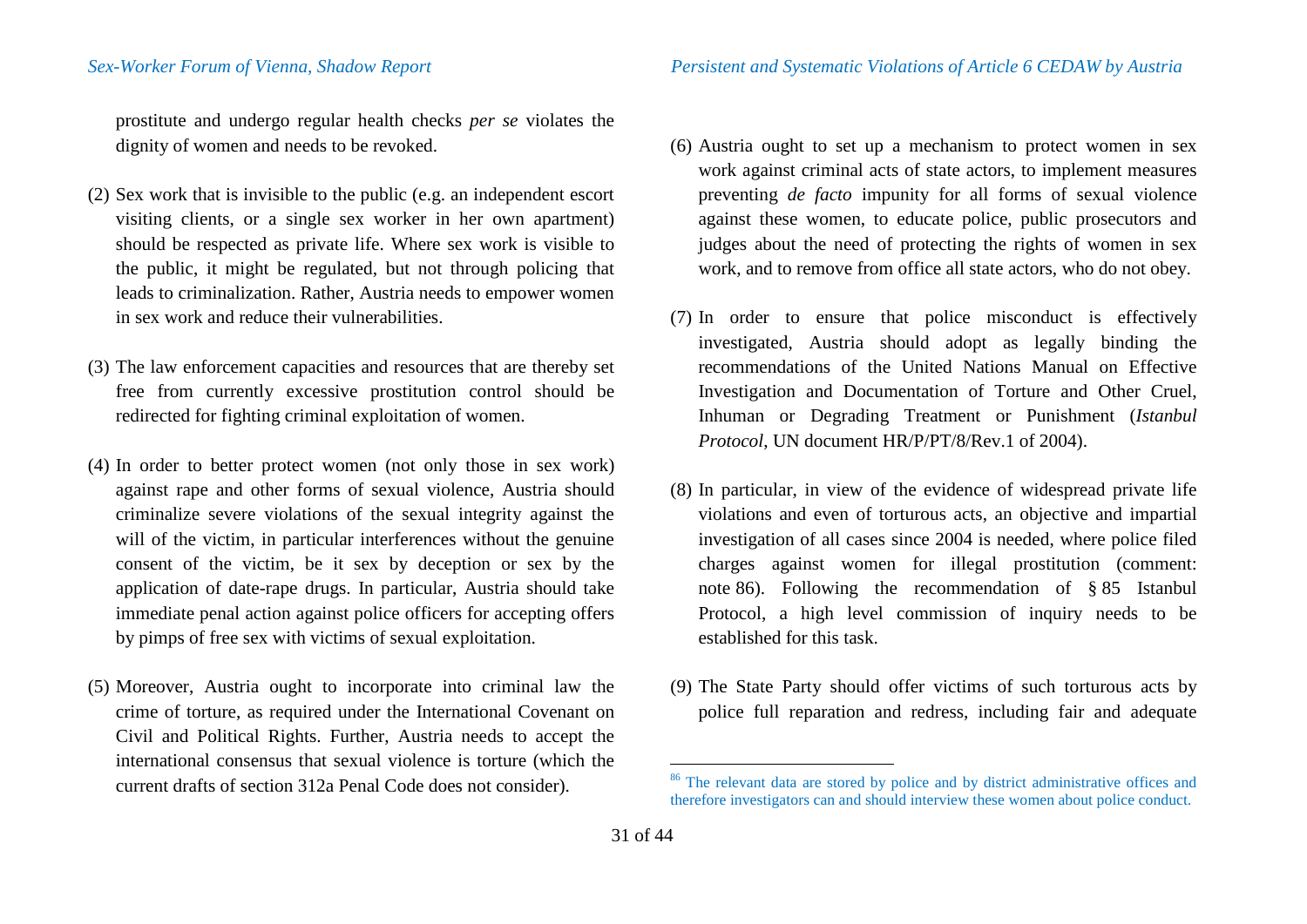prostitute and undergo regular health checks *per se* violates the dignity of women and needs to be revoked.

(2) Sex work that is invisible to the public (e.g. an independent escort visiting clients, or a single sex worker in her own apartment) should be respected as private life. Where sex work is visible to the public, it might be regulated, but not through policing that leads to criminalization. Rather, Austria needs to empower women in sex work and reduce their vulnerabilities.

(3) The law enforcement capacities and resources that are thereby set free from currently excessive prostitution control should be redirected for fighting criminal exploitation of women.

(4) In order to better protect women (not only those in sex work) against rape and other forms of sexual violence, Austria should criminalize severe violations of the sexual integrity against the will of the victim, in particular interferences without the genuine consent of the victim, be it sex by deception or sex by the application of date-rape drugs. In particular, Austria should take immediate penal action against police officers for accepting offers by pimps of free sex with victims of sexual exploitation.

(5) Moreover, Austria ought to incorporate into criminal law the crime of torture, as required under the International Covenant on Civil and Political Rights. Further, Austria needs to accept the international consensus that sexual violence is torture (which the current drafts of section 312a Penal Code does not consider).

(6) Austria ought to set up a mechanism to protect women in sex work against criminal acts of state actors, to implement measures preventing *de facto* impunity for all forms of sexual violence against these women, to educate police, public prosecutors and judges about the need of protecting the rights of women in sex work, and to remove from office all state actors, who do not obey.

(7) In order to ensure that police misconduct is effectively investigated, Austria should adopt as legally binding the recommendations of the United Nations Manual on Effective Investigation and Documentation of Torture and Other Cruel, Inhuman or Degrading Treatment or Punishment (*Istanbul Protocol*, UN document HR/P/PT/8/Rev.1 of 2004).

(8) In particular, in view of the evidence of widespread private life violations and even of torturous acts, an objective and impartial investigation of all cases since 2004 is needed, where police filed charges against women for illegal prostitution (comment: note 86). Following the recommendation of § 85 Istanbul Protocol, a high level commission of inquiry needs to be established for this task.

(9) The State Party should offer victims of such torturous acts by police full reparation and redress, including fair and adequate

[86] The relevant data are stored by police and by district administrative offices and therefore investigators can and should interview these women about police conduct.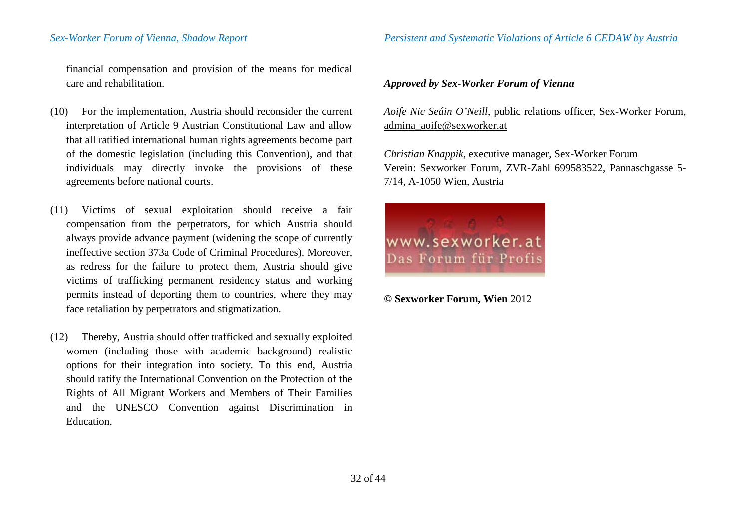financial compensation and provision of the means for medical care and rehabilitation.

(10) For the implementation, Austria should reconsider the current interpretation of Article 9 Austrian Constitutional Law and allow that all ratified international human rights agreements become part of the domestic legislation (including this Convention), and that individuals may directly invoke the provisions of these agreements before national courts.

(11) Victims of sexual exploitation should receive a fair compensation from the perpetrators, for which Austria should always provide advance payment (widening the scope of currently ineffective section 373a Code of Criminal Procedures). Moreover, as redress for the failure to protect them, Austria should give victims of trafficking permanent residency status and working permits instead of deporting them to countries, where they may face retaliation by perpetrators and stigmatization.

(12) Thereby, Austria should offer trafficked and sexually exploited women (including those with academic background) realistic options for their integration into society. To this end, Austria should ratify the International Convention on the Protection of the Rights of All Migrant Workers and Members of Their Families and the UNESCO Convention against Discrimination in Education.

***Approved by Sex-Worker Forum of Vienna***

*Aoife Nic Seáin O'Neill*, public relations officer, Sex-Worker Forum, admina_aoife@sexworker.at

*Christian Knappik*, executive manager, Sex-Worker Forum
Verein: Sexworker Forum, ZVR-Zahl 699583522, Pannaschgasse 5-7/14, A-1050 Wien, Austria

www.sexworker.at
Das Forum für Profis

**© Sexworker Forum, Wien** 2012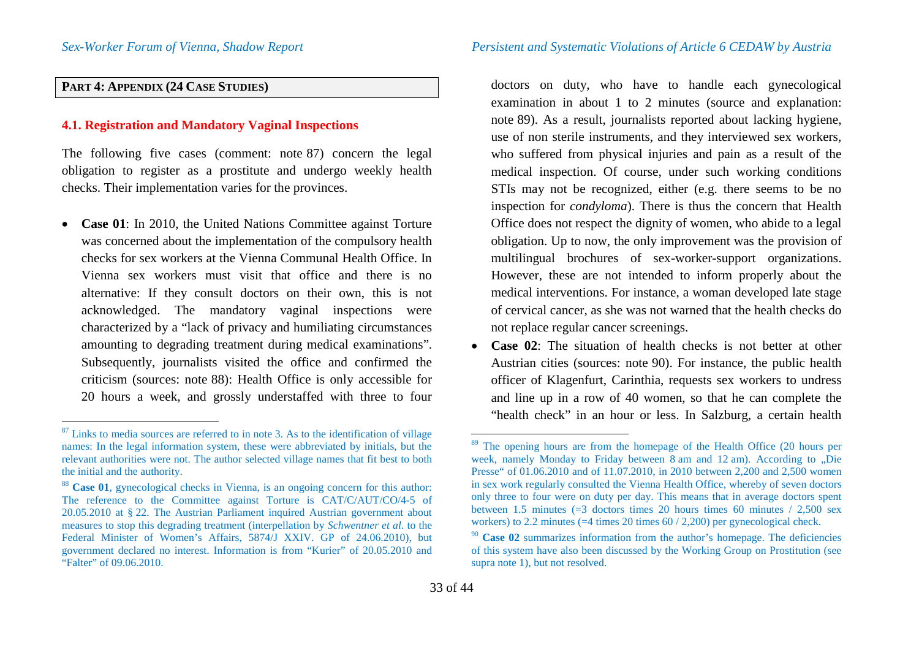## PART 4: APPENDIX (24 CASE STUDIES)

### 4.1. Registration and Mandatory Vaginal Inspections

The following five cases (comment: note 87) concern the legal obligation to register as a prostitute and undergo weekly health checks. Their implementation varies for the provinces.

- **Case 01**: In 2010, the United Nations Committee against Torture was concerned about the implementation of the compulsory health checks for sex workers at the Vienna Communal Health Office. In Vienna sex workers must visit that office and there is no alternative: If they consult doctors on their own, this is not acknowledged. The mandatory vaginal inspections were characterized by a "lack of privacy and humiliating circumstances amounting to degrading treatment during medical examinations". Subsequently, journalists visited the office and confirmed the criticism (sources: note 88): Health Office is only accessible for 20 hours a week, and grossly understaffed with three to four doctors on duty, who have to handle each gynecological examination in about 1 to 2 minutes (source and explanation: note 89). As a result, journalists reported about lacking hygiene, use of non sterile instruments, and they interviewed sex workers, who suffered from physical injuries and pain as a result of the medical inspection. Of course, under such working conditions STIs may not be recognized, either (e.g. there seems to be no inspection for *condyloma*). There is thus the concern that Health Office does not respect the dignity of women, who abide to a legal obligation. Up to now, the only improvement was the provision of multilingual brochures of sex-worker-support organizations. However, these are not intended to inform properly about the medical interventions. For instance, a woman developed late stage of cervical cancer, as she was not warned that the health checks do not replace regular cancer screenings.
- **Case 02**: The situation of health checks is not better at other Austrian cities (sources: note 90). For instance, the public health officer of Klagenfurt, Carinthia, requests sex workers to undress and line up in a row of 40 women, so that he can complete the "health check" in an hour or less. In Salzburg, a certain health

---

[87] Links to media sources are referred to in note 3. As to the identification of village names: In the legal information system, these were abbreviated by initials, but the relevant authorities were not. The author selected village names that fit best to both the initial and the authority.

[88] **Case 01**, gynecological checks in Vienna, is an ongoing concern for this author: The reference to the Committee against Torture is CAT/C/AUT/CO/4-5 of 20.05.2010 at § 22. The Austrian Parliament inquired Austrian government about measures to stop this degrading treatment (interpellation by *Schwentner et al*. to the Federal Minister of Women's Affairs, 5874/J XXIV. GP of 24.06.2010), but government declared no interest. Information is from "Kurier" of 20.05.2010 and "Falter" of 09.06.2010.

[89] The opening hours are from the homepage of the Health Office (20 hours per week, namely Monday to Friday between 8 am and 12 am). According to „Die Presse" of 01.06.2010 and of 11.07.2010, in 2010 between 2,200 and 2,500 women in sex work regularly consulted the Vienna Health Office, whereby of seven doctors only three to four were on duty per day. This means that in average doctors spent between 1.5 minutes (=3 doctors times 20 hours times 60 minutes / 2,500 sex workers) to 2.2 minutes (=4 times 20 times 60 / 2,200) per gynecological check.

[90] **Case 02** summarizes information from the author's homepage. The deficiencies of this system have also been discussed by the Working Group on Prostitution (see supra note 1), but not resolved.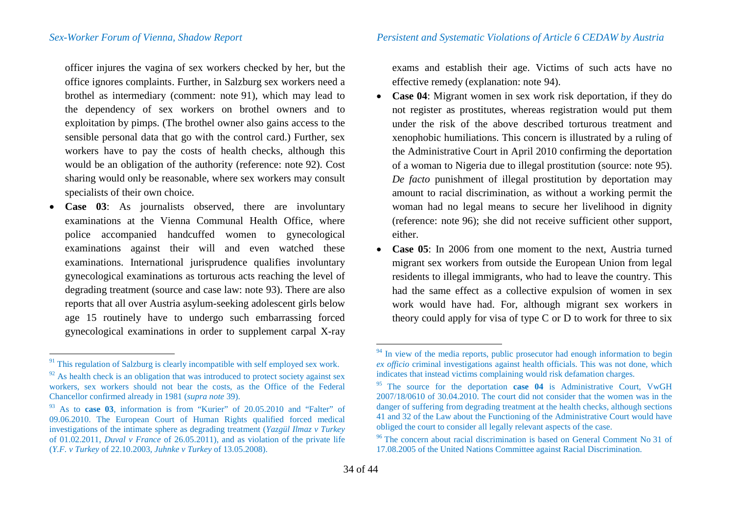officer injures the vagina of sex workers checked by her, but the office ignores complaints. Further, in Salzburg sex workers need a brothel as intermediary (comment: note 91), which may lead to the dependency of sex workers on brothel owners and to exploitation by pimps. (The brothel owner also gains access to the sensible personal data that go with the control card.) Further, sex workers have to pay the costs of health checks, although this would be an obligation of the authority (reference: note 92). Cost sharing would only be reasonable, where sex workers may consult specialists of their own choice.

- **Case 03**: As journalists observed, there are involuntary examinations at the Vienna Communal Health Office, where police accompanied handcuffed women to gynecological examinations against their will and even watched these examinations. International jurisprudence qualifies involuntary gynecological examinations as torturous acts reaching the level of degrading treatment (source and case law: note 93). There are also reports that all over Austria asylum-seeking adolescent girls below age 15 routinely have to undergo such embarrassing forced gynecological examinations in order to supplement carpal X-ray exams and establish their age. Victims of such acts have no effective remedy (explanation: note 94).
- **Case 04**: Migrant women in sex work risk deportation, if they do not register as prostitutes, whereas registration would put them under the risk of the above described torturous treatment and xenophobic humiliations. This concern is illustrated by a ruling of the Administrative Court in April 2010 confirming the deportation of a woman to Nigeria due to illegal prostitution (source: note 95). *De facto* punishment of illegal prostitution by deportation may amount to racial discrimination, as without a working permit the woman had no legal means to secure her livelihood in dignity (reference: note 96); she did not receive sufficient other support, either.
- **Case 05**: In 2006 from one moment to the next, Austria turned migrant sex workers from outside the European Union from legal residents to illegal immigrants, who had to leave the country. This had the same effect as a collective expulsion of women in sex work would have had. For, although migrant sex workers in theory could apply for visa of type C or D to work for three to six

---

[91] This regulation of Salzburg is clearly incompatible with self employed sex work.

[92] As health check is an obligation that was introduced to protect society against sex workers, sex workers should not bear the costs, as the Office of the Federal Chancellor confirmed already in 1981 (*supra note* 39).

[93] As to **case 03**, information is from "Kurier" of 20.05.2010 and "Falter" of 09.06.2010. The European Court of Human Rights qualified forced medical investigations of the intimate sphere as degrading treatment (*Yazgül Ilmaz v Turkey* of 01.02.2011, *Duval v France* of 26.05.2011), and as violation of the private life (*Y.F. v Turkey* of 22.10.2003, *Juhnke v Turkey* of 13.05.2008).

[94] In view of the media reports, public prosecutor had enough information to begin *ex officio* criminal investigations against health officials. This was not done, which indicates that instead victims complaining would risk defamation charges.

[95] The source for the deportation **case 04** is Administrative Court, VwGH 2007/18/0610 of 30.04.2010. The court did not consider that the women was in the danger of suffering from degrading treatment at the health checks, although sections 41 and 32 of the Law about the Functioning of the Administrative Court would have obliged the court to consider all legally relevant aspects of the case.

[96] The concern about racial discrimination is based on General Comment No 31 of 17.08.2005 of the United Nations Committee against Racial Discrimination.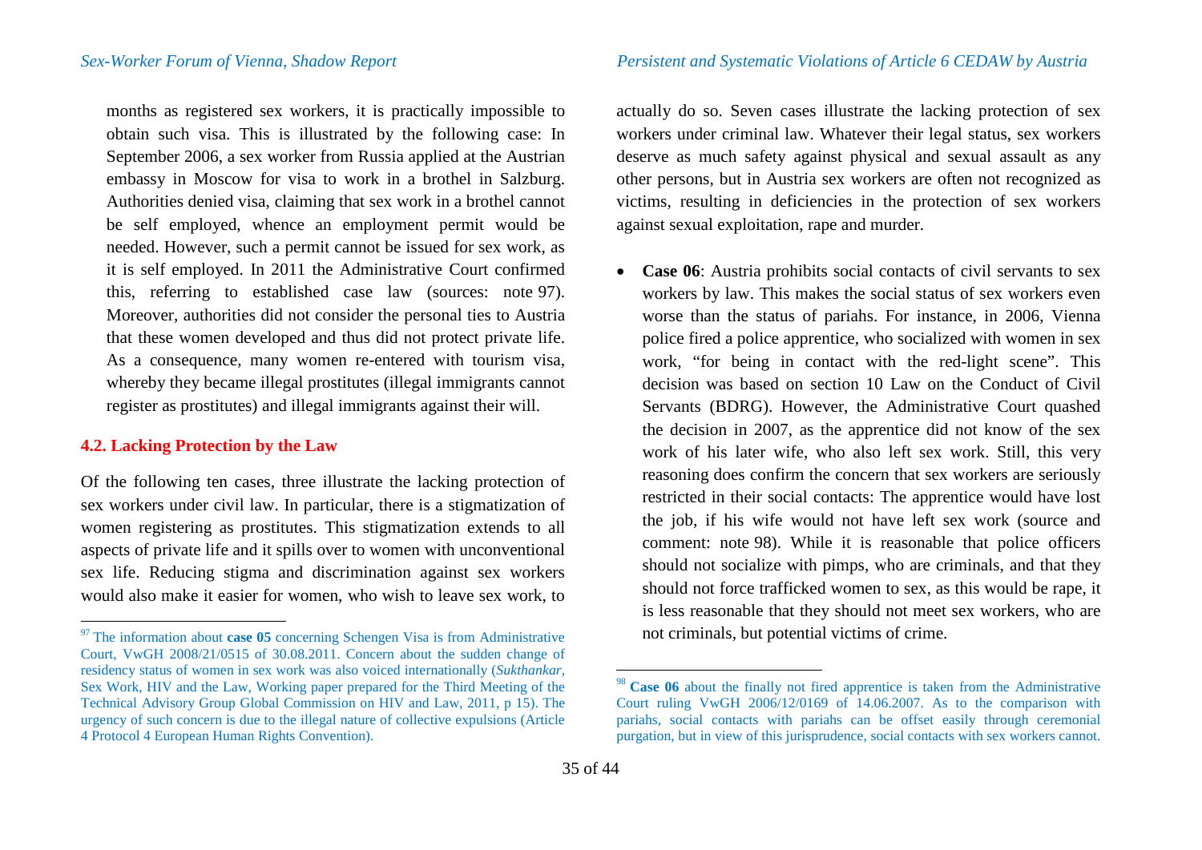months as registered sex workers, it is practically impossible to obtain such visa. This is illustrated by the following case: In September 2006, a sex worker from Russia applied at the Austrian embassy in Moscow for visa to work in a brothel in Salzburg. Authorities denied visa, claiming that sex work in a brothel cannot be self employed, whence an employment permit would be needed. However, such a permit cannot be issued for sex work, as it is self employed. In 2011 the Administrative Court confirmed this, referring to established case law (sources: note 97). Moreover, authorities did not consider the personal ties to Austria that these women developed and thus did not protect private life. As a consequence, many women re-entered with tourism visa, whereby they became illegal prostitutes (illegal immigrants cannot register as prostitutes) and illegal immigrants against their will.

### 4.2. Lacking Protection by the Law

Of the following ten cases, three illustrate the lacking protection of sex workers under civil law. In particular, there is a stigmatization of women registering as prostitutes. This stigmatization extends to all aspects of private life and it spills over to women with unconventional sex life. Reducing stigma and discrimination against sex workers would also make it easier for women, who wish to leave sex work, to actually do so. Seven cases illustrate the lacking protection of sex workers under criminal law. Whatever their legal status, sex workers deserve as much safety against physical and sexual assault as any other persons, but in Austria sex workers are often not recognized as victims, resulting in deficiencies in the protection of sex workers against sexual exploitation, rape and murder.

- **Case 06**: Austria prohibits social contacts of civil servants to sex workers by law. This makes the social status of sex workers even worse than the status of pariahs. For instance, in 2006, Vienna police fired a police apprentice, who socialized with women in sex work, "for being in contact with the red-light scene". This decision was based on section 10 Law on the Conduct of Civil Servants (BDRG). However, the Administrative Court quashed the decision in 2007, as the apprentice did not know of the sex work of his later wife, who also left sex work. Still, this very reasoning does confirm the concern that sex workers are seriously restricted in their social contacts: The apprentice would have lost the job, if his wife would not have left sex work (source and comment: note 98). While it is reasonable that police officers should not socialize with pimps, who are criminals, and that they should not force trafficked women to sex, as this would be rape, it is less reasonable that they should not meet sex workers, who are not criminals, but potential victims of crime.

---

[97] The information about **case 05** concerning Schengen Visa is from Administrative Court, VwGH 2008/21/0515 of 30.08.2011. Concern about the sudden change of residency status of women in sex work was also voiced internationally (*Sukthankar*, Sex Work, HIV and the Law, Working paper prepared for the Third Meeting of the Technical Advisory Group Global Commission on HIV and Law, 2011, p 15). The urgency of such concern is due to the illegal nature of collective expulsions (Article 4 Protocol 4 European Human Rights Convention).

[98] **Case 06** about the finally not fired apprentice is taken from the Administrative Court ruling VwGH 2006/12/0169 of 14.06.2007. As to the comparison with pariahs, social contacts with pariahs can be offset easily through ceremonial purgation, but in view of this jurisprudence, social contacts with sex workers cannot.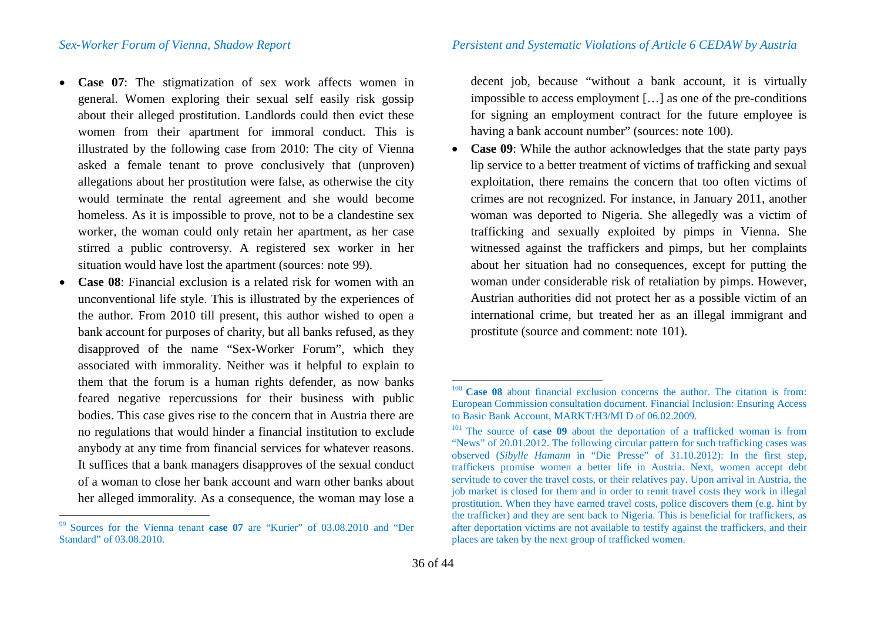- **Case 07**: The stigmatization of sex work affects women in general. Women exploring their sexual self easily risk gossip about their alleged prostitution. Landlords could then evict these women from their apartment for immoral conduct. This is illustrated by the following case from 2010: The city of Vienna asked a female tenant to prove conclusively that (unproven) allegations about her prostitution were false, as otherwise the city would terminate the rental agreement and she would become homeless. As it is impossible to prove, not to be a clandestine sex worker, the woman could only retain her apartment, as her case stirred a public controversy. A registered sex worker in her situation would have lost the apartment (sources: note 99).
- **Case 08**: Financial exclusion is a related risk for women with an unconventional life style. This is illustrated by the experiences of the author. From 2010 till present, this author wished to open a bank account for purposes of charity, but all banks refused, as they disapproved of the name "Sex-Worker Forum", which they associated with immorality. Neither was it helpful to explain to them that the forum is a human rights defender, as now banks feared negative repercussions for their business with public bodies. This case gives rise to the concern that in Austria there are no regulations that would hinder a financial institution to exclude anybody at any time from financial services for whatever reasons. It suffices that a bank managers disapproves of the sexual conduct of a woman to close her bank account and warn other banks about her alleged immorality. As a consequence, the woman may lose a decent job, because "without a bank account, it is virtually impossible to access employment […] as one of the pre-conditions for signing an employment contract for the future employee is having a bank account number" (sources: note 100).
- **Case 09**: While the author acknowledges that the state party pays lip service to a better treatment of victims of trafficking and sexual exploitation, there remains the concern that too often victims of crimes are not recognized. For instance, in January 2011, another woman was deported to Nigeria. She allegedly was a victim of trafficking and sexually exploited by pimps in Vienna. She witnessed against the traffickers and pimps, but her complaints about her situation had no consequences, except for putting the woman under considerable risk of retaliation by pimps. However, Austrian authorities did not protect her as a possible victim of an international crime, but treated her as an illegal immigrant and prostitute (source and comment: note 101).

---

[99] Sources for the Vienna tenant **case 07** are "Kurier" of 03.08.2010 and "Der Standard" of 03.08.2010.

[100] **Case 08** about financial exclusion concerns the author. The citation is from: European Commission consultation document. Financial Inclusion: Ensuring Access to Basic Bank Account, MARKT/H3/MI D of 06.02.2009.

[101] The source of **case 09** about the deportation of a trafficked woman is from "News" of 20.01.2012. The following circular pattern for such trafficking cases was observed (*Sibylle Hamann* in "Die Presse" of 31.10.2012): In the first step, traffickers promise women a better life in Austria. Next, women accept debt servitude to cover the travel costs, or their relatives pay. Upon arrival in Austria, the job market is closed for them and in order to remit travel costs they work in illegal prostitution. When they have earned travel costs, police discovers them (e.g. hint by the trafficker) and they are sent back to Nigeria. This is beneficial for traffickers, as after deportation victims are not available to testify against the traffickers, and their places are taken by the next group of trafficked women.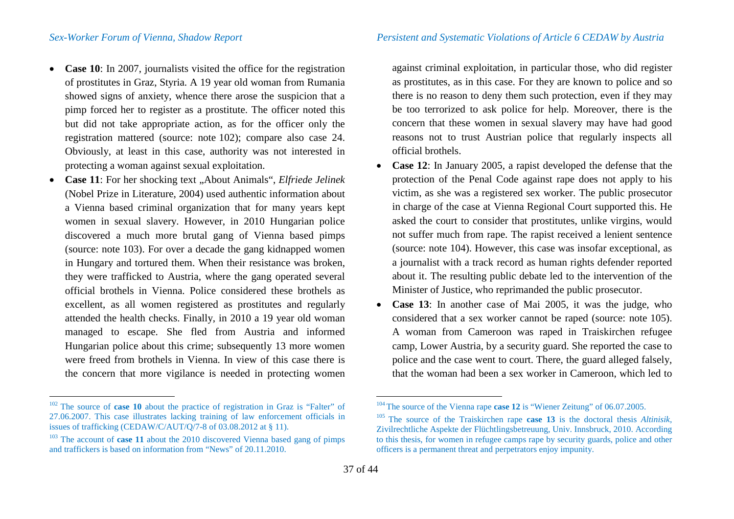- **Case 10**: In 2007, journalists visited the office for the registration of prostitutes in Graz, Styria. A 19 year old woman from Rumania showed signs of anxiety, whence there arose the suspicion that a pimp forced her to register as a prostitute. The officer noted this but did not take appropriate action, as for the officer only the registration mattered (source: note 102); compare also case 24. Obviously, at least in this case, authority was not interested in protecting a woman against sexual exploitation.
- **Case 11**: For her shocking text „About Animals", *Elfriede Jelinek* (Nobel Prize in Literature, 2004) used authentic information about a Vienna based criminal organization that for many years kept women in sexual slavery. However, in 2010 Hungarian police discovered a much more brutal gang of Vienna based pimps (source: note 103). For over a decade the gang kidnapped women in Hungary and tortured them. When their resistance was broken, they were trafficked to Austria, where the gang operated several official brothels in Vienna. Police considered these brothels as excellent, as all women registered as prostitutes and regularly attended the health checks. Finally, in 2010 a 19 year old woman managed to escape. She fled from Austria and informed Hungarian police about this crime; subsequently 13 more women were freed from brothels in Vienna. In view of this case there is the concern that more vigilance is needed in protecting women against criminal exploitation, in particular those, who did register as prostitutes, as in this case. For they are known to police and so there is no reason to deny them such protection, even if they may be too terrorized to ask police for help. Moreover, there is the concern that these women in sexual slavery may have had good reasons not to trust Austrian police that regularly inspects all official brothels.
- **Case 12**: In January 2005, a rapist developed the defense that the protection of the Penal Code against rape does not apply to his victim, as she was a registered sex worker. The public prosecutor in charge of the case at Vienna Regional Court supported this. He asked the court to consider that prostitutes, unlike virgins, would not suffer much from rape. The rapist received a lenient sentence (source: note 104). However, this case was insofar exceptional, as a journalist with a track record as human rights defender reported about it. The resulting public debate led to the intervention of the Minister of Justice, who reprimanded the public prosecutor.
- **Case 13**: In another case of Mai 2005, it was the judge, who considered that a sex worker cannot be raped (source: note 105). A woman from Cameroon was raped in Traiskirchen refugee camp, Lower Austria, by a security guard. She reported the case to police and the case went to court. There, the guard alleged falsely, that the woman had been a sex worker in Cameroon, which led to

---

[102] The source of **case 10** about the practice of registration in Graz is "Falter" of 27.06.2007. This case illustrates lacking training of law enforcement officials in issues of trafficking (CEDAW/C/AUT/Q/7-8 of 03.08.2012 at § 11).

[103] The account of **case 11** about the 2010 discovered Vienna based gang of pimps and traffickers is based on information from "News" of 20.11.2010.

[104] The source of the Vienna rape **case 12** is "Wiener Zeitung" of 06.07.2005.

[105] The source of the Traiskirchen rape **case 13** is the doctoral thesis *Altinisik*, Zivilrechtliche Aspekte der Flüchtlingsbetreuung, Univ. Innsbruck, 2010. According to this thesis, for women in refugee camps rape by security guards, police and other officers is a permanent threat and perpetrators enjoy impunity.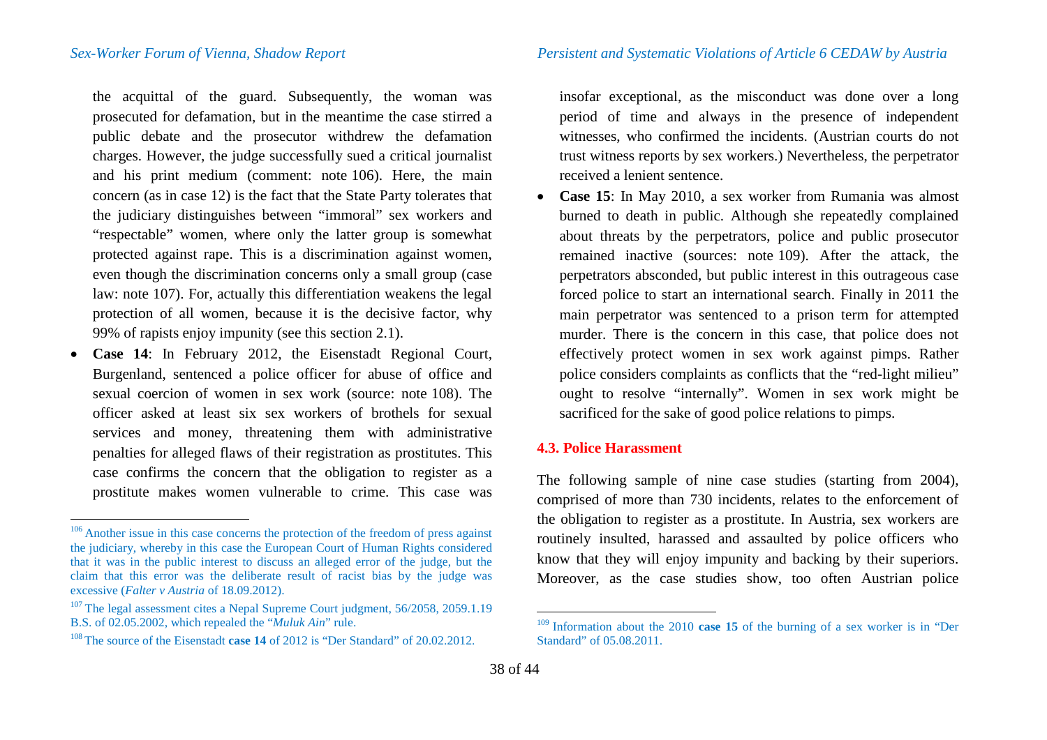the acquittal of the guard. Subsequently, the woman was prosecuted for defamation, but in the meantime the case stirred a public debate and the prosecutor withdrew the defamation charges. However, the judge successfully sued a critical journalist and his print medium (comment: note 106). Here, the main concern (as in case 12) is the fact that the State Party tolerates that the judiciary distinguishes between "immoral" sex workers and "respectable" women, where only the latter group is somewhat protected against rape. This is a discrimination against women, even though the discrimination concerns only a small group (case law: note 107). For, actually this differentiation weakens the legal protection of all women, because it is the decisive factor, why 99% of rapists enjoy impunity (see this section 2.1).

- **Case 14**: In February 2012, the Eisenstadt Regional Court, Burgenland, sentenced a police officer for abuse of office and sexual coercion of women in sex work (source: note 108). The officer asked at least six sex workers of brothels for sexual services and money, threatening them with administrative penalties for alleged flaws of their registration as prostitutes. This case confirms the concern that the obligation to register as a prostitute makes women vulnerable to crime. This case was insofar exceptional, as the misconduct was done over a long period of time and always in the presence of independent witnesses, who confirmed the incidents. (Austrian courts do not trust witness reports by sex workers.) Nevertheless, the perpetrator received a lenient sentence.
- **Case 15**: In May 2010, a sex worker from Rumania was almost burned to death in public. Although she repeatedly complained about threats by the perpetrators, police and public prosecutor remained inactive (sources: note 109). After the attack, the perpetrators absconded, but public interest in this outrageous case forced police to start an international search. Finally in 2011 the main perpetrator was sentenced to a prison term for attempted murder. There is the concern in this case, that police does not effectively protect women in sex work against pimps. Rather police considers complaints as conflicts that the "red-light milieu" ought to resolve "internally". Women in sex work might be sacrificed for the sake of good police relations to pimps.

### 4.3. Police Harassment

The following sample of nine case studies (starting from 2004), comprised of more than 730 incidents, relates to the enforcement of the obligation to register as a prostitute. In Austria, sex workers are routinely insulted, harassed and assaulted by police officers who know that they will enjoy impunity and backing by their superiors. Moreover, as the case studies show, too often Austrian police

---

[106] Another issue in this case concerns the protection of the freedom of press against the judiciary, whereby in this case the European Court of Human Rights considered that it was in the public interest to discuss an alleged error of the judge, but the claim that this error was the deliberate result of racist bias by the judge was excessive (*Falter v Austria* of 18.09.2012).

[107] The legal assessment cites a Nepal Supreme Court judgment, 56/2058, 2059.1.19 B.S. of 02.05.2002, which repealed the "*Muluk Ain*" rule.

[108] The source of the Eisenstadt **case 14** of 2012 is "Der Standard" of 20.02.2012.

[109] Information about the 2010 **case 15** of the burning of a sex worker is in "Der Standard" of 05.08.2011.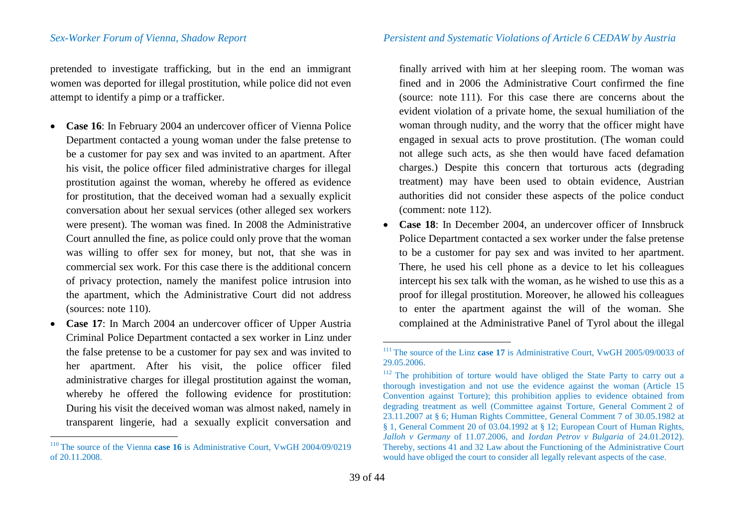pretended to investigate trafficking, but in the end an immigrant women was deported for illegal prostitution, while police did not even attempt to identify a pimp or a trafficker.

- **Case 16**: In February 2004 an undercover officer of Vienna Police Department contacted a young woman under the false pretense to be a customer for pay sex and was invited to an apartment. After his visit, the police officer filed administrative charges for illegal prostitution against the woman, whereby he offered as evidence for prostitution, that the deceived woman had a sexually explicit conversation about her sexual services (other alleged sex workers were present). The woman was fined. In 2008 the Administrative Court annulled the fine, as police could only prove that the woman was willing to offer sex for money, but not, that she was in commercial sex work. For this case there is the additional concern of privacy protection, namely the manifest police intrusion into the apartment, which the Administrative Court did not address (sources: note 110).
- **Case 17**: In March 2004 an undercover officer of Upper Austria Criminal Police Department contacted a sex worker in Linz under the false pretense to be a customer for pay sex and was invited to her apartment. After his visit, the police officer filed administrative charges for illegal prostitution against the woman, whereby he offered the following evidence for prostitution: During his visit the deceived woman was almost naked, namely in transparent lingerie, had a sexually explicit conversation and finally arrived with him at her sleeping room. The woman was fined and in 2006 the Administrative Court confirmed the fine (source: note 111). For this case there are concerns about the evident violation of a private home, the sexual humiliation of the woman through nudity, and the worry that the officer might have engaged in sexual acts to prove prostitution. (The woman could not allege such acts, as she then would have faced defamation charges.) Despite this concern that torturous acts (degrading treatment) may have been used to obtain evidence, Austrian authorities did not consider these aspects of the police conduct (comment: note 112).
- **Case 18**: In December 2004, an undercover officer of Innsbruck Police Department contacted a sex worker under the false pretense to be a customer for pay sex and was invited to her apartment. There, he used his cell phone as a device to let his colleagues intercept his sex talk with the woman, as he wished to use this as a proof for illegal prostitution. Moreover, he allowed his colleagues to enter the apartment against the will of the woman. She complained at the Administrative Panel of Tyrol about the illegal

---

[110] The source of the Vienna **case 16** is Administrative Court, VwGH 2004/09/0219 of 20.11.2008.

[111] The source of the Linz **case 17** is Administrative Court, VwGH 2005/09/0033 of 29.05.2006.

[112] The prohibition of torture would have obliged the State Party to carry out a thorough investigation and not use the evidence against the woman (Article 15 Convention against Torture); this prohibition applies to evidence obtained from degrading treatment as well (Committee against Torture, General Comment 2 of 23.11.2007 at § 6; Human Rights Committee, General Comment 7 of 30.05.1982 at § 1, General Comment 20 of 03.04.1992 at § 12; European Court of Human Rights, *Jalloh v Germany* of 11.07.2006, and *Iordan Petrov v Bulgaria* of 24.01.2012). Thereby, sections 41 and 32 Law about the Functioning of the Administrative Court would have obliged the court to consider all legally relevant aspects of the case.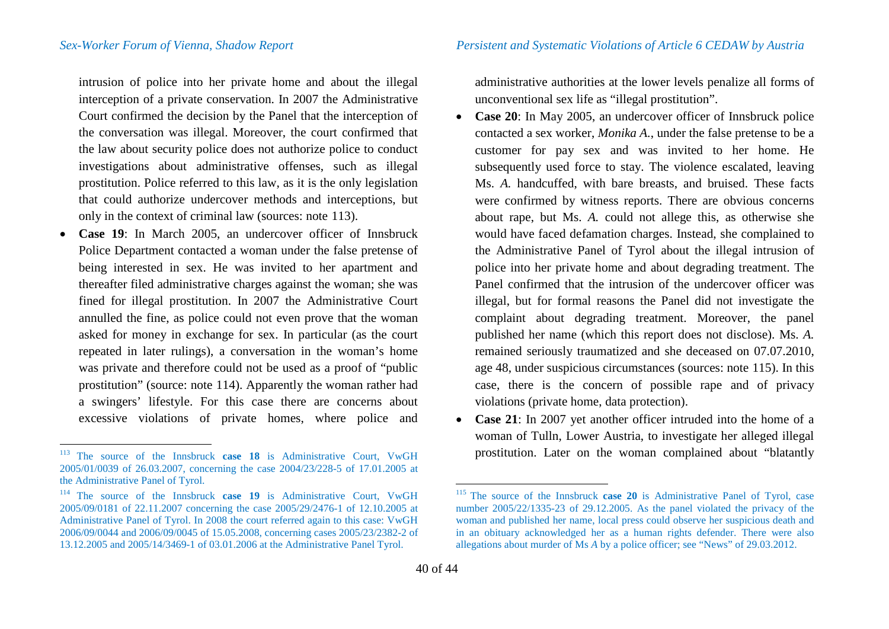intrusion of police into her private home and about the illegal interception of a private conservation. In 2007 the Administrative Court confirmed the decision by the Panel that the interception of the conversation was illegal. Moreover, the court confirmed that the law about security police does not authorize police to conduct investigations about administrative offenses, such as illegal prostitution. Police referred to this law, as it is the only legislation that could authorize undercover methods and interceptions, but only in the context of criminal law (sources: note 113).

- **Case 19**: In March 2005, an undercover officer of Innsbruck Police Department contacted a woman under the false pretense of being interested in sex. He was invited to her apartment and thereafter filed administrative charges against the woman; she was fined for illegal prostitution. In 2007 the Administrative Court annulled the fine, as police could not even prove that the woman asked for money in exchange for sex. In particular (as the court repeated in later rulings), a conversation in the woman's home was private and therefore could not be used as a proof of "public prostitution" (source: note 114). Apparently the woman rather had a swingers' lifestyle. For this case there are concerns about excessive violations of private homes, where police and administrative authorities at the lower levels penalize all forms of unconventional sex life as "illegal prostitution".
- **Case 20**: In May 2005, an undercover officer of Innsbruck police contacted a sex worker, *Monika A.*, under the false pretense to be a customer for pay sex and was invited to her home. He subsequently used force to stay. The violence escalated, leaving Ms. *A.* handcuffed, with bare breasts, and bruised. These facts were confirmed by witness reports. There are obvious concerns about rape, but Ms. *A.* could not allege this, as otherwise she would have faced defamation charges. Instead, she complained to the Administrative Panel of Tyrol about the illegal intrusion of police into her private home and about degrading treatment. The Panel confirmed that the intrusion of the undercover officer was illegal, but for formal reasons the Panel did not investigate the complaint about degrading treatment. Moreover, the panel published her name (which this report does not disclose). Ms. *A.* remained seriously traumatized and she deceased on 07.07.2010, age 48, under suspicious circumstances (sources: note 115). In this case, there is the concern of possible rape and of privacy violations (private home, data protection).
- **Case 21**: In 2007 yet another officer intruded into the home of a woman of Tulln, Lower Austria, to investigate her alleged illegal prostitution. Later on the woman complained about "blatantly

---

[113] The source of the Innsbruck **case 18** is Administrative Court, VwGH 2005/01/0039 of 26.03.2007, concerning the case 2004/23/228-5 of 17.01.2005 at the Administrative Panel of Tyrol.

[114] The source of the Innsbruck **case 19** is Administrative Court, VwGH 2005/09/0181 of 22.11.2007 concerning the case 2005/29/2476-1 of 12.10.2005 at Administrative Panel of Tyrol. In 2008 the court referred again to this case: VwGH 2006/09/0044 and 2006/09/0045 of 15.05.2008, concerning cases 2005/23/2382-2 of 13.12.2005 and 2005/14/3469-1 of 03.01.2006 at the Administrative Panel Tyrol.

[115] The source of the Innsbruck **case 20** is Administrative Panel of Tyrol, case number 2005/22/1335-23 of 29.12.2005. As the panel violated the privacy of the woman and published her name, local press could observe her suspicious death and in an obituary acknowledged her as a human rights defender. There were also allegations about murder of Ms *A* by a police officer; see "News" of 29.03.2012.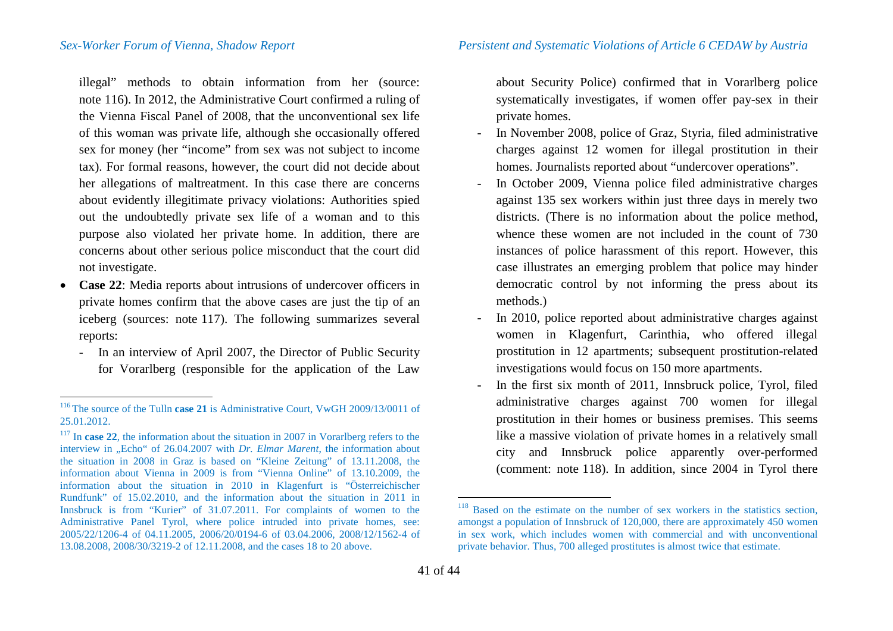illegal" methods to obtain information from her (source: note 116). In 2012, the Administrative Court confirmed a ruling of the Vienna Fiscal Panel of 2008, that the unconventional sex life of this woman was private life, although she occasionally offered sex for money (her "income" from sex was not subject to income tax). For formal reasons, however, the court did not decide about her allegations of maltreatment. In this case there are concerns about evidently illegitimate privacy violations: Authorities spied out the undoubtedly private sex life of a woman and to this purpose also violated her private home. In addition, there are concerns about other serious police misconduct that the court did not investigate.

- **Case 22**: Media reports about intrusions of undercover officers in private homes confirm that the above cases are just the tip of an iceberg (sources: note 117). The following summarizes several reports:
  - In an interview of April 2007, the Director of Public Security for Vorarlberg (responsible for the application of the Law about Security Police) confirmed that in Vorarlberg police systematically investigates, if women offer pay-sex in their private homes.
  - In November 2008, police of Graz, Styria, filed administrative charges against 12 women for illegal prostitution in their homes. Journalists reported about "undercover operations".
  - In October 2009, Vienna police filed administrative charges against 135 sex workers within just three days in merely two districts. (There is no information about the police method, whence these women are not included in the count of 730 instances of police harassment of this report. However, this case illustrates an emerging problem that police may hinder democratic control by not informing the press about its methods.)
  - In 2010, police reported about administrative charges against women in Klagenfurt, Carinthia, who offered illegal prostitution in 12 apartments; subsequent prostitution-related investigations would focus on 150 more apartments.
  - In the first six month of 2011, Innsbruck police, Tyrol, filed administrative charges against 700 women for illegal prostitution in their homes or business premises. This seems like a massive violation of private homes in a relatively small city and Innsbruck police apparently over-performed (comment: note 118). In addition, since 2004 in Tyrol there

---

[116] The source of the Tulln **case 21** is Administrative Court, VwGH 2009/13/0011 of 25.01.2012.

[117] In **case 22**, the information about the situation in 2007 in Vorarlberg refers to the interview in „Echo" of 26.04.2007 with *Dr. Elmar Marent*, the information about the situation in 2008 in Graz is based on "Kleine Zeitung" of 13.11.2008, the information about Vienna in 2009 is from "Vienna Online" of 13.10.2009, the information about the situation in 2010 in Klagenfurt is "Österreichischer Rundfunk" of 15.02.2010, and the information about the situation in 2011 in Innsbruck is from "Kurier" of 31.07.2011. For complaints of women to the Administrative Panel Tyrol, where police intruded into private homes, see: 2005/22/1206-4 of 04.11.2005, 2006/20/0194-6 of 03.04.2006, 2008/12/1562-4 of 13.08.2008, 2008/30/3219-2 of 12.11.2008, and the cases 18 to 20 above.

[118] Based on the estimate on the number of sex workers in the statistics section, amongst a population of Innsbruck of 120,000, there are approximately 450 women in sex work, which includes women with commercial and with unconventional private behavior. Thus, 700 alleged prostitutes is almost twice that estimate.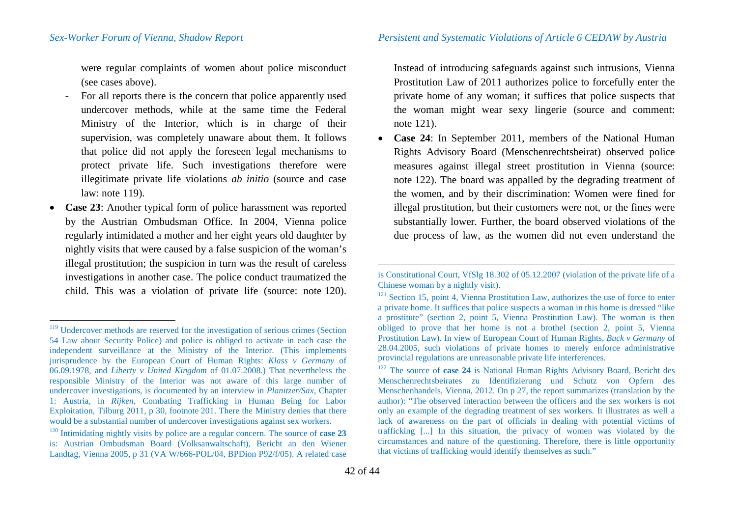were regular complaints of women about police misconduct (see cases above).

- For all reports there is the concern that police apparently used undercover methods, while at the same time the Federal Ministry of the Interior, which is in charge of their supervision, was completely unaware about them. It follows that police did not apply the foreseen legal mechanisms to protect private life. Such investigations therefore were illegitimate private life violations *ab initio* (source and case law: note 119).

- **Case 23**: Another typical form of police harassment was reported by the Austrian Ombudsman Office. In 2004, Vienna police regularly intimidated a mother and her eight years old daughter by nightly visits that were caused by a false suspicion of the woman's illegal prostitution; the suspicion in turn was the result of careless investigations in another case. The police conduct traumatized the child. This was a violation of private life (source: note 120). Instead of introducing safeguards against such intrusions, Vienna Prostitution Law of 2011 authorizes police to forcefully enter the private home of any woman; it suffices that police suspects that the woman might wear sexy lingerie (source and comment: note 121).

- **Case 24**: In September 2011, members of the National Human Rights Advisory Board (Menschenrechtsbeirat) observed police measures against illegal street prostitution in Vienna (source: note 122). The board was appalled by the degrading treatment of the women, and by their discrimination: Women were fined for illegal prostitution, but their customers were not, or the fines were substantially lower. Further, the board observed violations of the due process of law, as the women did not even understand the

---

[119] Undercover methods are reserved for the investigation of serious crimes (Section 54 Law about Security Police) and police is obliged to activate in each case the independent surveillance at the Ministry of the Interior. (This implements jurisprudence by the European Court of Human Rights: *Klass v Germany* of 06.09.1978, and *Liberty v United Kingdom* of 01.07.2008.) That nevertheless the responsible Ministry of the Interior was not aware of this large number of undercover investigations, is documented by an interview in *Planitzer/Sax*, Chapter 1: Austria, in *Rijken*, Combating Trafficking in Human Being for Labor Exploitation, Tilburg 2011, p 30, footnote 201. There the Ministry denies that there would be a substantial number of undercover investigations against sex workers.

[120] Intimidating nightly visits by police are a regular concern. The source of **case 23** is: Austrian Ombudsman Board (Volksanwaltschaft), Bericht an den Wiener Landtag, Vienna 2005, p 31 (VA W/666-POL/04, BPDion P92/f/05). A related case is Constitutional Court, VfSlg 18.302 of 05.12.2007 (violation of the private life of a Chinese woman by a nightly visit).

[121] Section 15, point 4, Vienna Prostitution Law, authorizes the use of force to enter a private home. It suffices that police suspects a woman in this home is dressed "like a prostitute" (section 2, point 5, Vienna Prostitution Law). The woman is then obliged to prove that her home is not a brothel (section 2, point 5, Vienna Prostitution Law). In view of European Court of Human Rights, *Buck v Germany* of 28.04.2005, such violations of private homes to merely enforce administrative provincial regulations are unreasonable private life interferences.

[122] The source of **case 24** is National Human Rights Advisory Board, Bericht des Menschenrechtsbeirates zu Identifizierung und Schutz von Opfern des Menschenhandels, Vienna, 2012. On p 27, the report summarizes (translation by the author): "The observed interaction between the officers and the sex workers is not only an example of the degrading treatment of sex workers. It illustrates as well a lack of awareness on the part of officials in dealing with potential victims of trafficking [...] In this situation, the privacy of women was violated by the circumstances and nature of the questioning. Therefore, there is little opportunity that victims of trafficking would identify themselves as such."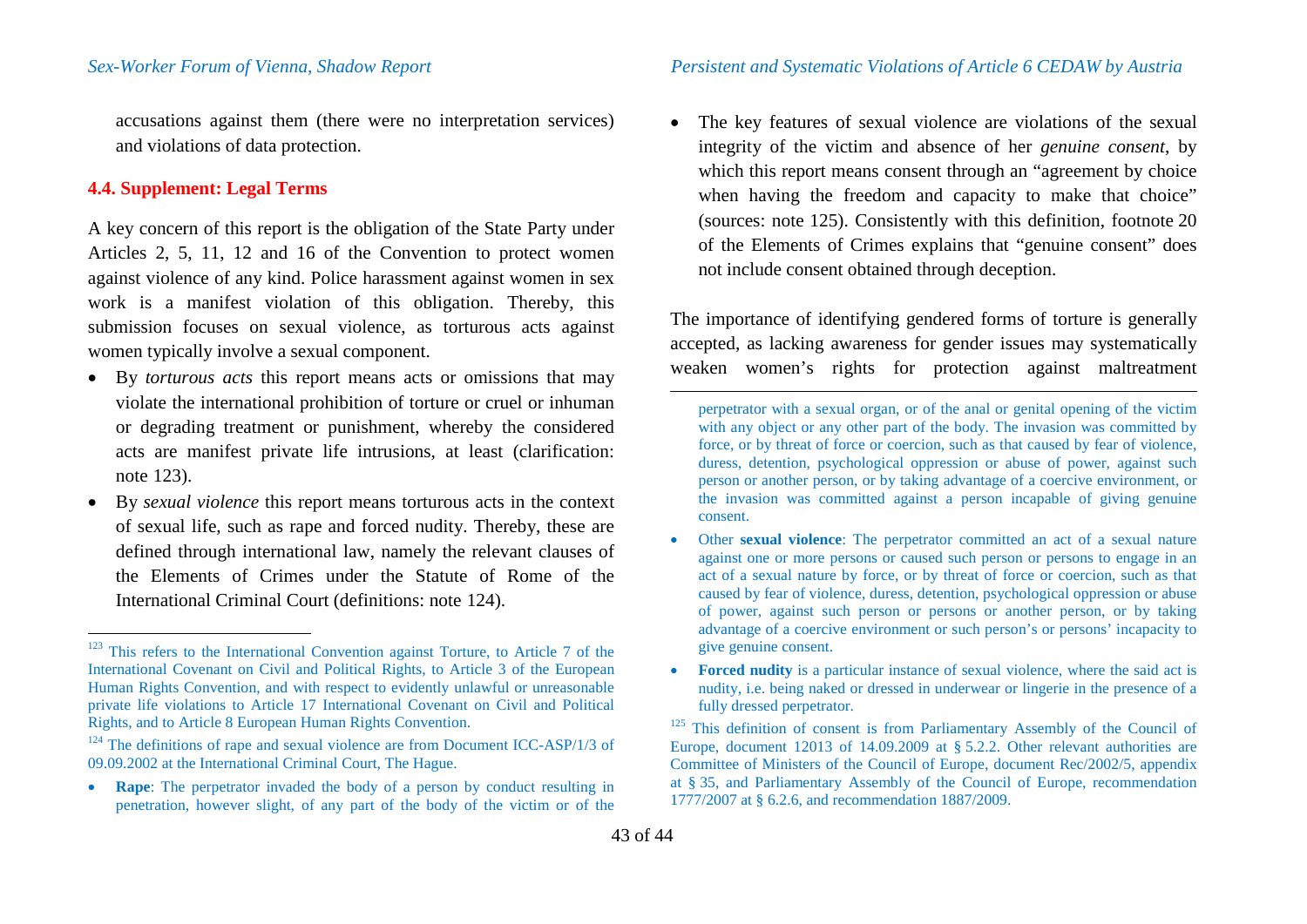accusations against them (there were no interpretation services) and violations of data protection.

### 4.4. Supplement: Legal Terms

A key concern of this report is the obligation of the State Party under Articles 2, 5, 11, 12 and 16 of the Convention to protect women against violence of any kind. Police harassment against women in sex work is a manifest violation of this obligation. Thereby, this submission focuses on sexual violence, as torturous acts against women typically involve a sexual component.

- By *torturous acts* this report means acts or omissions that may violate the international prohibition of torture or cruel or inhuman or degrading treatment or punishment, whereby the considered acts are manifest private life intrusions, at least (clarification: note 123).
- By *sexual violence* this report means torturous acts in the context of sexual life, such as rape and forced nudity. Thereby, these are defined through international law, namely the relevant clauses of the Elements of Crimes under the Statute of Rome of the International Criminal Court (definitions: note 124).
- The key features of sexual violence are violations of the sexual integrity of the victim and absence of her *genuine consent*, by which this report means consent through an "agreement by choice when having the freedom and capacity to make that choice" (sources: note 125). Consistently with this definition, footnote 20 of the Elements of Crimes explains that "genuine consent" does not include consent obtained through deception.

The importance of identifying gendered forms of torture is generally accepted, as lacking awareness for gender issues may systematically weaken women's rights for protection against maltreatment

---

[123] This refers to the International Convention against Torture, to Article 7 of the International Covenant on Civil and Political Rights, to Article 3 of the European Human Rights Convention, and with respect to evidently unlawful or unreasonable private life violations to Article 17 International Covenant on Civil and Political Rights, and to Article 8 European Human Rights Convention.

[124] The definitions of rape and sexual violence are from Document ICC-ASP/1/3 of 09.09.2002 at the International Criminal Court, The Hague.

- **Rape**: The perpetrator invaded the body of a person by conduct resulting in penetration, however slight, of any part of the body of the victim or of the perpetrator with a sexual organ, or of the anal or genital opening of the victim with any object or any other part of the body. The invasion was committed by force, or by threat of force or coercion, such as that caused by fear of violence, duress, detention, psychological oppression or abuse of power, against such person or another person, or by taking advantage of a coercive environment, or the invasion was committed against a person incapable of giving genuine consent.
- Other **sexual violence**: The perpetrator committed an act of a sexual nature against one or more persons or caused such person or persons to engage in an act of a sexual nature by force, or by threat of force or coercion, such as that caused by fear of violence, duress, detention, psychological oppression or abuse of power, against such person or persons or another person, or by taking advantage of a coercive environment or such person's or persons' incapacity to give genuine consent.
- **Forced nudity** is a particular instance of sexual violence, where the said act is nudity, i.e. being naked or dressed in underwear or lingerie in the presence of a fully dressed perpetrator.

[125] This definition of consent is from Parliamentary Assembly of the Council of Europe, document 12013 of 14.09.2009 at § 5.2.2. Other relevant authorities are Committee of Ministers of the Council of Europe, document Rec/2002/5, appendix at § 35, and Parliamentary Assembly of the Council of Europe, recommendation 1777/2007 at § 6.2.6, and recommendation 1887/2009.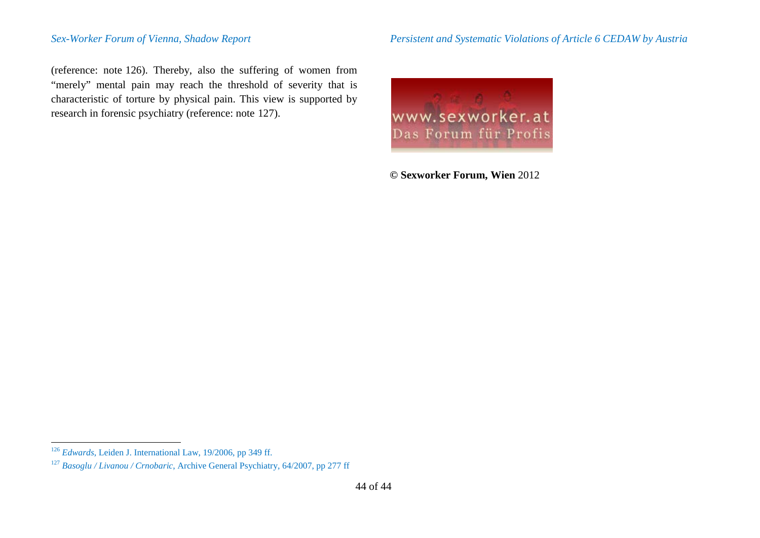(reference: note 126). Thereby, also the suffering of women from "merely" mental pain may reach the threshold of severity that is characteristic of torture by physical pain. This view is supported by research in forensic psychiatry (reference: note 127).

**© Sexworker Forum, Wien** 2012

---

[126] *Edwards*, Leiden J. International Law, 19/2006, pp 349 ff.

[127] *Basoglu / Livanou / Crnobaric*, Archive General Psychiatry, 64/2007, pp 277 ff